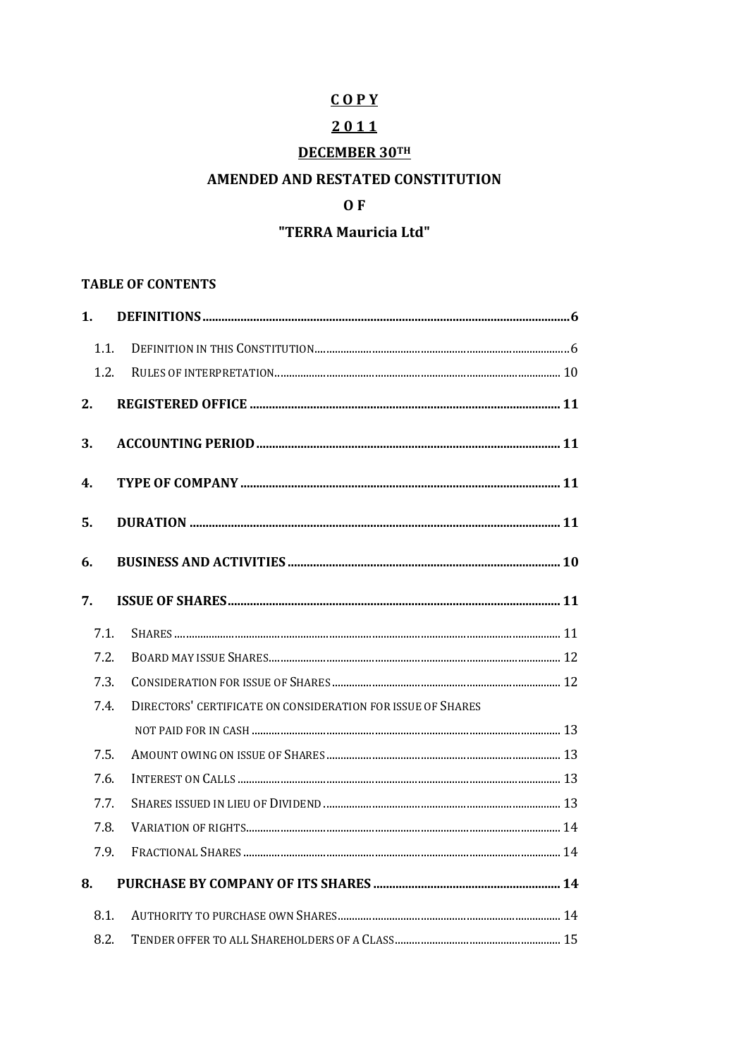**C O P Y**

**2 0 1 1**

**DECEMBER 30TH**

# AMENDED AND RESTATED CONSTITUTION

# O F

# "TERRA Mauricia Ltd"

**TABLE OF CONTENTS**

**1. DEFINITIONS** ..... 6

- 1.1. DEFINITION IN THIS CONSTITUTION ..... 6
- 1.2. RULES OF INTERPRETATION ..... 10

**2. REGISTERED OFFICE** ..... 11

**3. ACCOUNTING PERIOD** ..... 11

**4. TYPE OF COMPANY** ..... 11

**5. DURATION** ..... 11

**6. BUSINESS AND ACTIVITIES** ..... 10

**7. ISSUE OF SHARES** ..... 11

- 7.1. SHARES ..... 11
- 7.2. BOARD MAY ISSUE SHARES ..... 12
- 7.3. CONSIDERATION FOR ISSUE OF SHARES ..... 12
- 7.4. DIRECTORS' CERTIFICATE ON CONSIDERATION FOR ISSUE OF SHARES NOT PAID FOR IN CASH ..... 13
- 7.5. AMOUNT OWING ON ISSUE OF SHARES ..... 13
- 7.6. INTEREST ON CALLS ..... 13
- 7.7. SHARES ISSUED IN LIEU OF DIVIDEND ..... 13
- 7.8. VARIATION OF RIGHTS ..... 14
- 7.9. FRACTIONAL SHARES ..... 14

**8. PURCHASE BY COMPANY OF ITS SHARES** ..... 14

- 8.1. AUTHORITY TO PURCHASE OWN SHARES ..... 14
- 8.2. TENDER OFFER TO ALL SHAREHOLDERS OF A CLASS ..... 15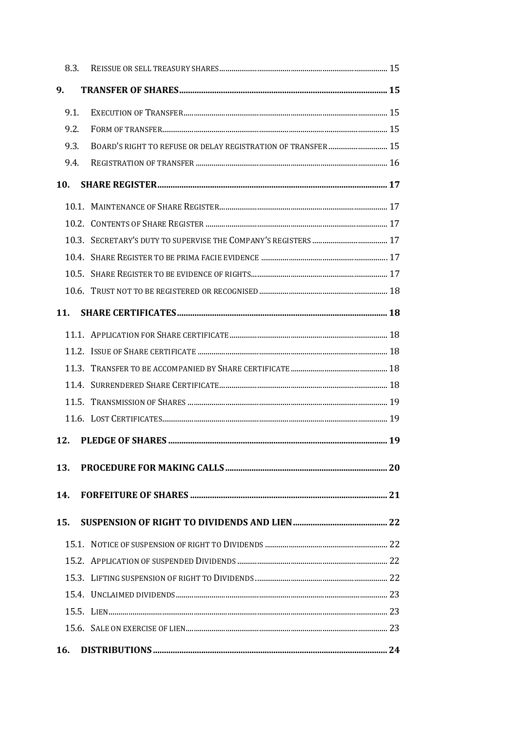8.3. REISSUE OR SELL TREASURY SHARES ........ 15

**9. TRANSFER OF SHARES ........ 15**

9.1. EXECUTION OF TRANSFER ........ 15

9.2. FORM OF TRANSFER ........ 15

9.3. BOARD'S RIGHT TO REFUSE OR DELAY REGISTRATION OF TRANSFER ........ 15

9.4. REGISTRATION OF TRANSFER ........ 16

**10. SHARE REGISTER ........ 17**

10.1. MAINTENANCE OF SHARE REGISTER ........ 17

10.2. CONTENTS OF SHARE REGISTER ........ 17

10.3. SECRETARY'S DUTY TO SUPERVISE THE COMPANY'S REGISTERS ........ 17

10.4. SHARE REGISTER TO BE PRIMA FACIE EVIDENCE ........ 17

10.5. SHARE REGISTER TO BE EVIDENCE OF RIGHTS ........ 17

10.6. TRUST NOT TO BE REGISTERED OR RECOGNISED ........ 18

**11. SHARE CERTIFICATES ........ 18**

11.1. APPLICATION FOR SHARE CERTIFICATE ........ 18

11.2. ISSUE OF SHARE CERTIFICATE ........ 18

11.3. TRANSFER TO BE ACCOMPANIED BY SHARE CERTIFICATE ........ 18

11.4. SURRENDERED SHARE CERTIFICATE ........ 18

11.5. TRANSMISSION OF SHARES ........ 19

11.6. LOST CERTIFICATES ........ 19

**12. PLEDGE OF SHARES ........ 19**

**13. PROCEDURE FOR MAKING CALLS ........ 20**

**14. FORFEITURE OF SHARES ........ 21**

**15. SUSPENSION OF RIGHT TO DIVIDENDS AND LIEN ........ 22**

15.1. NOTICE OF SUSPENSION OF RIGHT TO DIVIDENDS ........ 22

15.2. APPLICATION OF SUSPENDED DIVIDENDS ........ 22

15.3. LIFTING SUSPENSION OF RIGHT TO DIVIDENDS ........ 22

15.4. UNCLAIMED DIVIDENDS ........ 23

15.5. LIEN ........ 23

15.6. SALE ON EXERCISE OF LIEN ........ 23

**16. DISTRIBUTIONS ........ 24**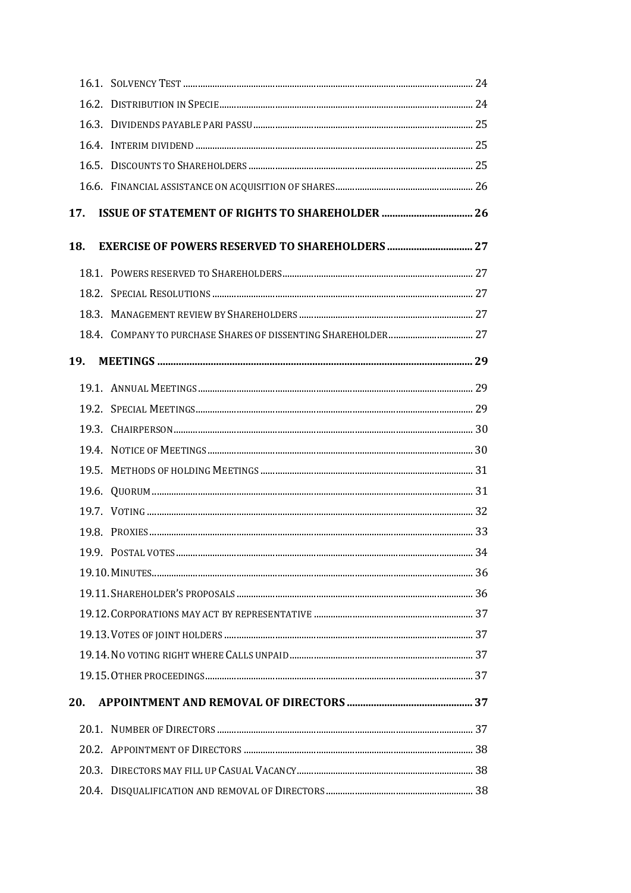16.1. SOLVENCY TEST ........ 24

16.2. DISTRIBUTION IN SPECIE ........ 24

16.3. DIVIDENDS PAYABLE PARI PASSU ........ 25

16.4. INTERIM DIVIDEND ........ 25

16.5. DISCOUNTS TO SHAREHOLDERS ........ 25

16.6. FINANCIAL ASSISTANCE ON ACQUISITION OF SHARES ........ 26

**17. ISSUE OF STATEMENT OF RIGHTS TO SHAREHOLDER ........ 26**

**18. EXERCISE OF POWERS RESERVED TO SHAREHOLDERS ........ 27**

18.1. POWERS RESERVED TO SHAREHOLDERS ........ 27

18.2. SPECIAL RESOLUTIONS ........ 27

18.3. MANAGEMENT REVIEW BY SHAREHOLDERS ........ 27

18.4. COMPANY TO PURCHASE SHARES OF DISSENTING SHAREHOLDER ........ 27

**19. MEETINGS ........ 29**

19.1. ANNUAL MEETINGS ........ 29

19.2. SPECIAL MEETINGS ........ 29

19.3. CHAIRPERSON ........ 30

19.4. NOTICE OF MEETINGS ........ 30

19.5. METHODS OF HOLDING MEETINGS ........ 31

19.6. QUORUM ........ 31

19.7. VOTING ........ 32

19.8. PROXIES ........ 33

19.9. POSTAL VOTES ........ 34

19.10. MINUTES ........ 36

19.11. SHAREHOLDER'S PROPOSALS ........ 36

19.12. CORPORATIONS MAY ACT BY REPRESENTATIVE ........ 37

19.13. VOTES OF JOINT HOLDERS ........ 37

19.14. NO VOTING RIGHT WHERE CALLS UNPAID ........ 37

19.15. OTHER PROCEEDINGS ........ 37

**20. APPOINTMENT AND REMOVAL OF DIRECTORS ........ 37**

20.1. NUMBER OF DIRECTORS ........ 37

20.2. APPOINTMENT OF DIRECTORS ........ 38

20.3. DIRECTORS MAY FILL UP CASUAL VACANCY ........ 38

20.4. DISQUALIFICATION AND REMOVAL OF DIRECTORS ........ 38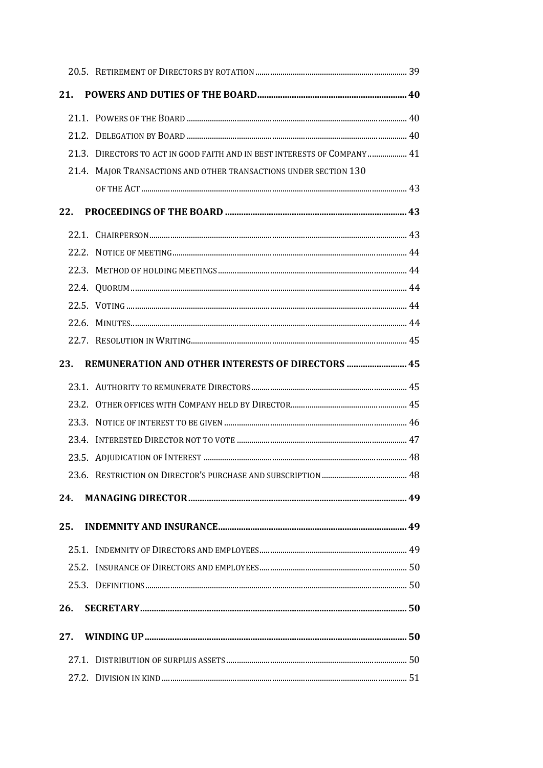20.5. Retirement of Directors by rotation ........................................................................ 39

**21. POWERS AND DUTIES OF THE BOARD ................................................................ 40**

21.1. Powers of the Board ........................................................................................................ 40

21.2. Delegation by Board ........................................................................................................ 40

21.3. Directors to act in good faith and in best interests of Company .................. 41

21.4. Major Transactions and other transactions under section 130 of the Act ........................................................................................................................ 43

**22. PROCEEDINGS OF THE BOARD .............................................................................. 43**

22.1. Chairperson ....................................................................................................................... 43

22.2. Notice of meeting ............................................................................................................. 44

22.3. Method of holding meetings ......................................................................................... 44

22.4. Quorum ................................................................................................................................ 44

22.5. Voting .................................................................................................................................. 44

22.6. Minutes ................................................................................................................................ 44

22.7. Resolution in Writing ...................................................................................................... 45

**23. REMUNERATION AND OTHER INTERESTS OF DIRECTORS .......................... 45**

23.1. Authority to remunerate Directors ........................................................................... 45

23.2. Other offices with Company held by Director ......................................................... 45

23.3. Notice of interest to be given ....................................................................................... 46

23.4. Interested Director not to vote ................................................................................... 47

23.5. Adjudication of Interest ................................................................................................. 48

23.6. Restriction on Director's purchase and subscription ......................................... 48

**24. MANAGING DIRECTOR ............................................................................................... 49**

**25. INDEMNITY AND INSURANCE .................................................................................. 49**

25.1. Indemnity of Directors and employees ...................................................................... 49

25.2. Insurance of Directors and employees ...................................................................... 50

25.3. Definitions ........................................................................................................................... 50

**26. SECRETARY .................................................................................................................. 50**

**27. WINDING UP ................................................................................................................ 50**

27.1. Distribution of surplus assets ...................................................................................... 50

27.2. Division in kind .................................................................................................................. 51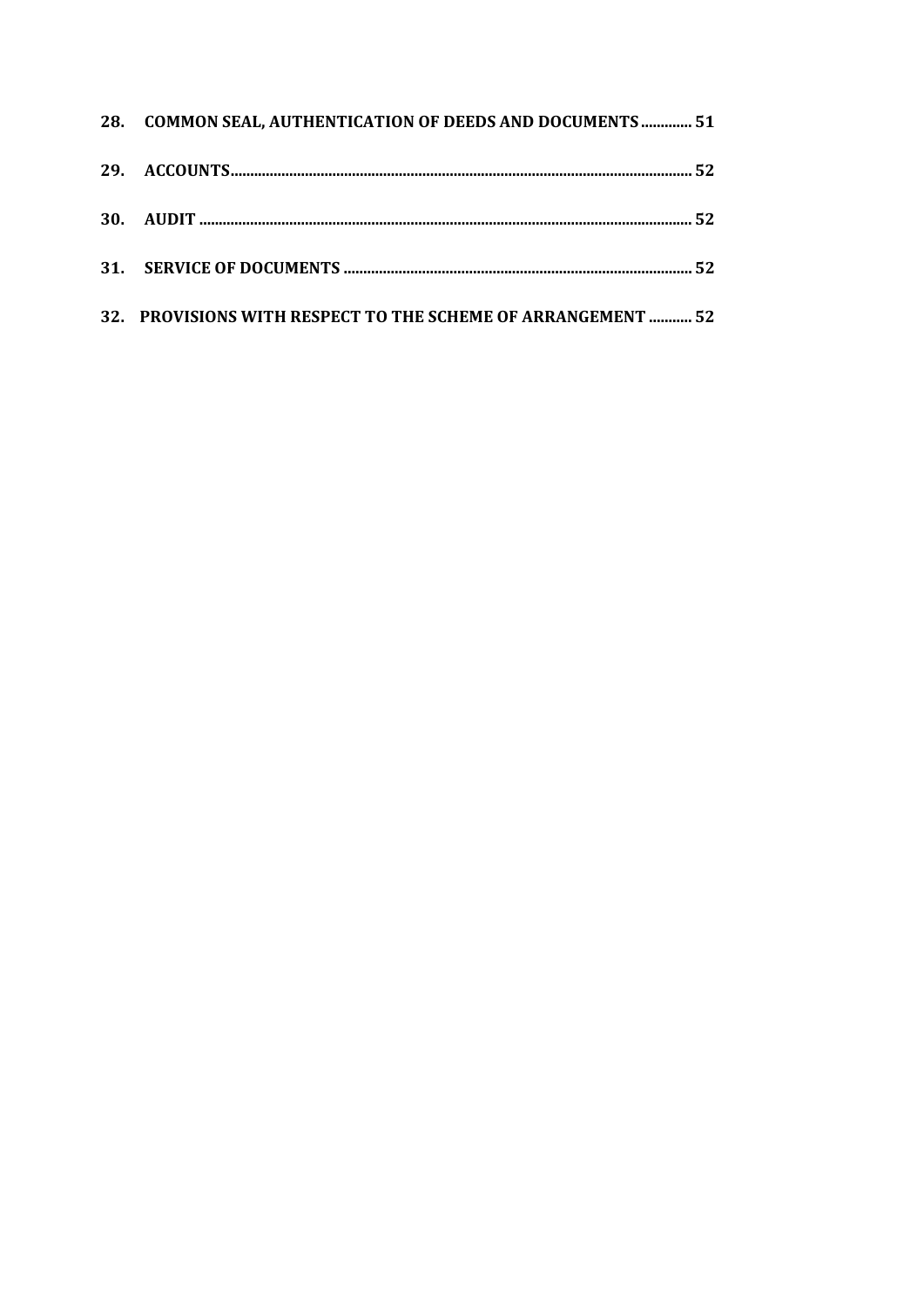**28. COMMON SEAL, AUTHENTICATION OF DEEDS AND DOCUMENTS ............ 51**

**29. ACCOUNTS ............ 52**

**30. AUDIT ............ 52**

**31. SERVICE OF DOCUMENTS ............ 52**

**32. PROVISIONS WITH RESPECT TO THE SCHEME OF ARRANGEMENT ............ 52**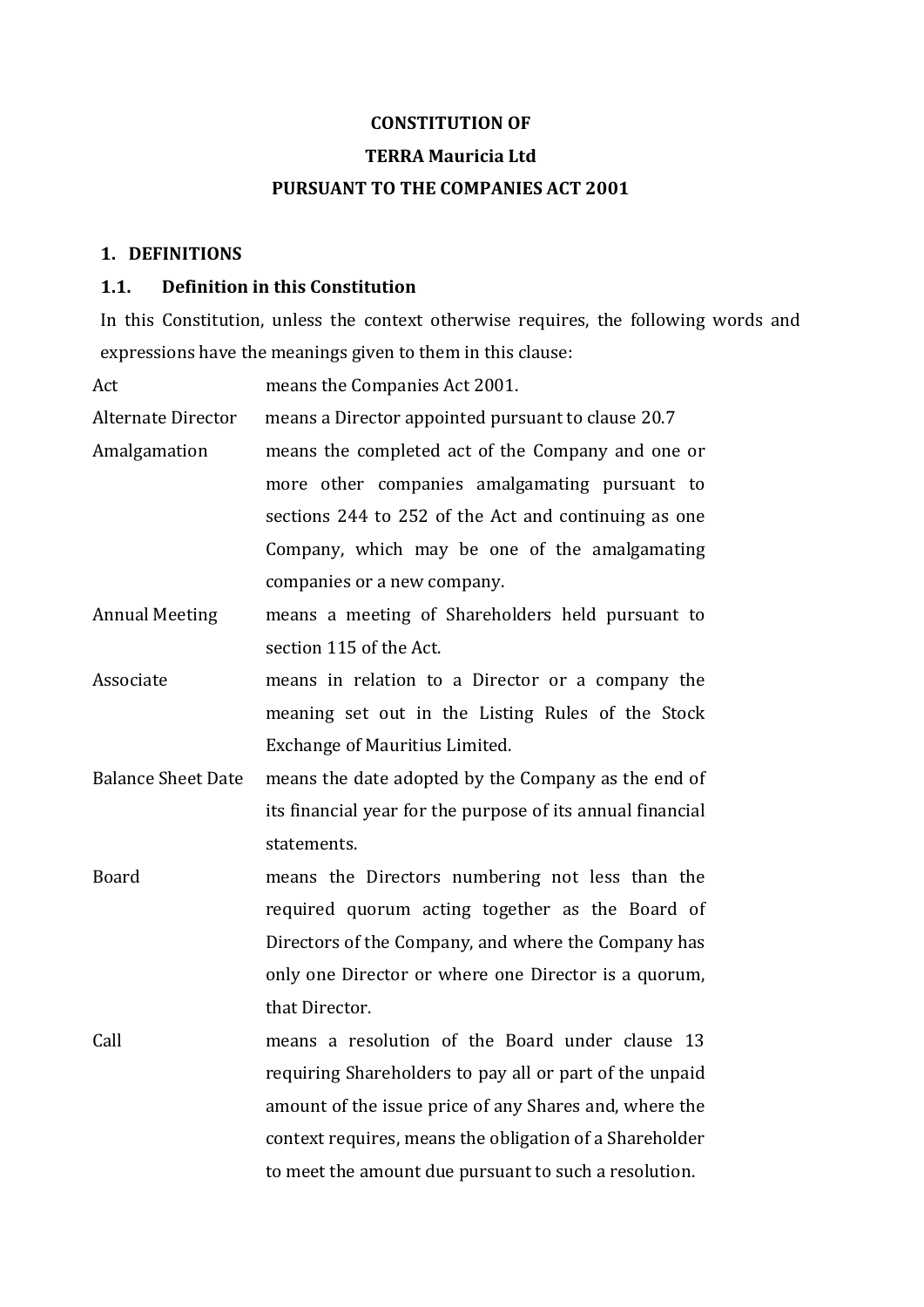**CONSTITUTION OF**

**TERRA Mauricia Ltd**

**PURSUANT TO THE COMPANIES ACT 2001**

## 1. DEFINITIONS

### 1.1. Definition in this Constitution

In this Constitution, unless the context otherwise requires, the following words and expressions have the meanings given to them in this clause:

| | |
|---|---|
| Act | means the Companies Act 2001. |
| Alternate Director | means a Director appointed pursuant to clause 20.7 |
| Amalgamation | means the completed act of the Company and one or more other companies amalgamating pursuant to sections 244 to 252 of the Act and continuing as one Company, which may be one of the amalgamating companies or a new company. |
| Annual Meeting | means a meeting of Shareholders held pursuant to section 115 of the Act. |
| Associate | means in relation to a Director or a company the meaning set out in the Listing Rules of the Stock Exchange of Mauritius Limited. |
| Balance Sheet Date | means the date adopted by the Company as the end of its financial year for the purpose of its annual financial statements. |
| Board | means the Directors numbering not less than the required quorum acting together as the Board of Directors of the Company, and where the Company has only one Director or where one Director is a quorum, that Director. |
| Call | means a resolution of the Board under clause 13 requiring Shareholders to pay all or part of the unpaid amount of the issue price of any Shares and, where the context requires, means the obligation of a Shareholder to meet the amount due pursuant to such a resolution. |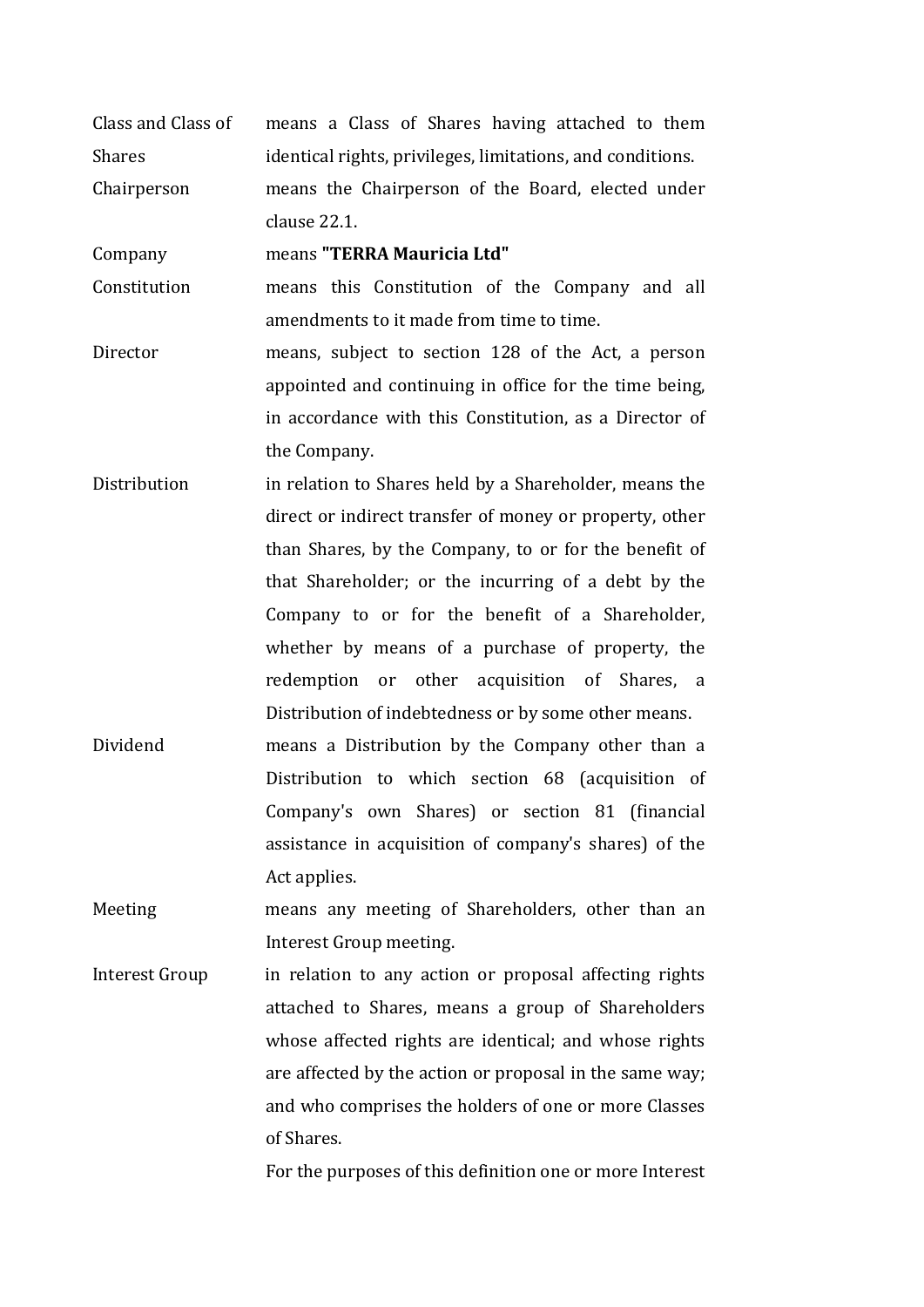| | |
|---|---|
| Class and Class of Shares | means a Class of Shares having attached to them identical rights, privileges, limitations, and conditions. |
| Chairperson | means the Chairperson of the Board, elected under clause 22.1. |
| Company | means **"TERRA Mauricia Ltd"** |
| Constitution | means this Constitution of the Company and all amendments to it made from time to time. |
| Director | means, subject to section 128 of the Act, a person appointed and continuing in office for the time being, in accordance with this Constitution, as a Director of the Company. |
| Distribution | in relation to Shares held by a Shareholder, means the direct or indirect transfer of money or property, other than Shares, by the Company, to or for the benefit of that Shareholder; or the incurring of a debt by the Company to or for the benefit of a Shareholder, whether by means of a purchase of property, the redemption or other acquisition of Shares, a Distribution of indebtedness or by some other means. |
| Dividend | means a Distribution by the Company other than a Distribution to which section 68 (acquisition of Company's own Shares) or section 81 (financial assistance in acquisition of company's shares) of the Act applies. |
| Meeting | means any meeting of Shareholders, other than an Interest Group meeting. |
| Interest Group | in relation to any action or proposal affecting rights attached to Shares, means a group of Shareholders whose affected rights are identical; and whose rights are affected by the action or proposal in the same way; and who comprises the holders of one or more Classes of Shares.<br><br>For the purposes of this definition one or more Interest |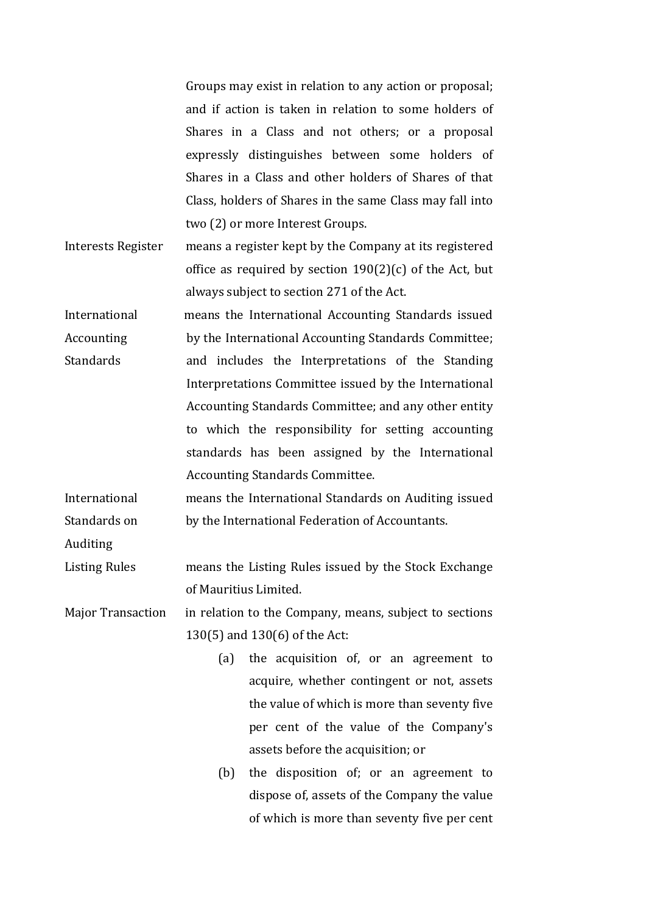| | |
|---|---|
| | Groups may exist in relation to any action or proposal; and if action is taken in relation to some holders of Shares in a Class and not others; or a proposal expressly distinguishes between some holders of Shares in a Class and other holders of Shares of that Class, holders of Shares in the same Class may fall into two (2) or more Interest Groups. |
| Interests Register | means a register kept by the Company at its registered office as required by section 190(2)(c) of the Act, but always subject to section 271 of the Act. |
| International Accounting Standards | means the International Accounting Standards issued by the International Accounting Standards Committee; and includes the Interpretations of the Standing Interpretations Committee issued by the International Accounting Standards Committee; and any other entity to which the responsibility for setting accounting standards has been assigned by the International Accounting Standards Committee. |
| International Standards on Auditing | means the International Standards on Auditing issued by the International Federation of Accountants. |
| Listing Rules | means the Listing Rules issued by the Stock Exchange of Mauritius Limited. |
| Major Transaction | in relation to the Company, means, subject to sections 130(5) and 130(6) of the Act:<br>(a) the acquisition of, or an agreement to acquire, whether contingent or not, assets the value of which is more than seventy five per cent of the value of the Company's assets before the acquisition; or<br>(b) the disposition of; or an agreement to dispose of, assets of the Company the value of which is more than seventy five per cent |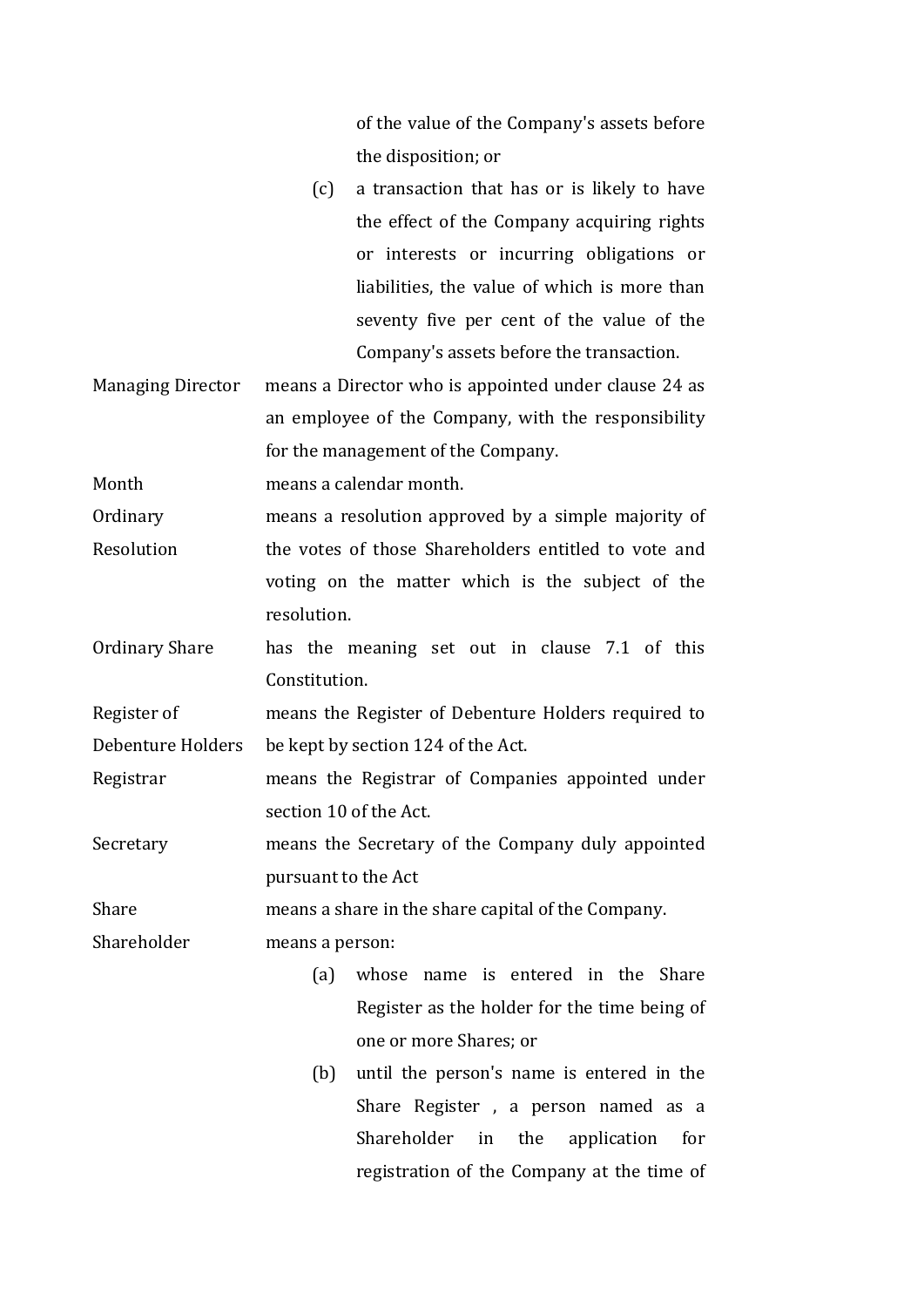of the value of the Company's assets before the disposition; or

(c) a transaction that has or is likely to have the effect of the Company acquiring rights or interests or incurring obligations or liabilities, the value of which is more than seventy five per cent of the value of the Company's assets before the transaction.

| | |
|---|---|
| Managing Director | means a Director who is appointed under clause 24 as an employee of the Company, with the responsibility for the management of the Company. |
| Month | means a calendar month. |
| Ordinary Resolution | means a resolution approved by a simple majority of the votes of those Shareholders entitled to vote and voting on the matter which is the subject of the resolution. |
| Ordinary Share | has the meaning set out in clause 7.1 of this Constitution. |
| Register of Debenture Holders | means the Register of Debenture Holders required to be kept by section 124 of the Act. |
| Registrar | means the Registrar of Companies appointed under section 10 of the Act. |
| Secretary | means the Secretary of the Company duly appointed pursuant to the Act |
| Share | means a share in the share capital of the Company. |
| Shareholder | means a person: |

(a) whose name is entered in the Share Register as the holder for the time being of one or more Shares; or

(b) until the person's name is entered in the Share Register , a person named as a Shareholder in the application for registration of the Company at the time of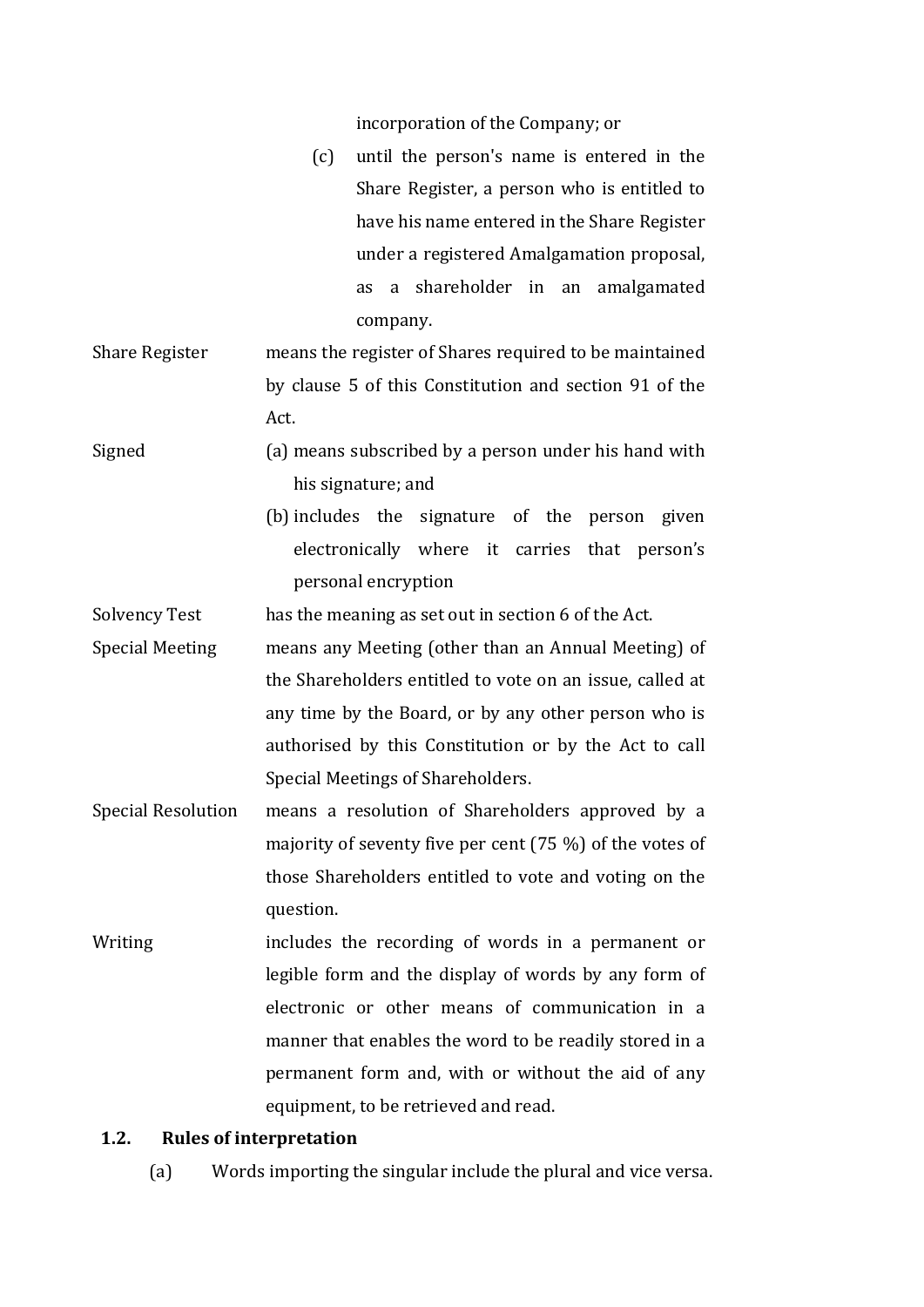incorporation of the Company; or

(c) until the person's name is entered in the Share Register, a person who is entitled to have his name entered in the Share Register under a registered Amalgamation proposal, as a shareholder in an amalgamated company.

| | |
|---|---|
| Share Register | means the register of Shares required to be maintained by clause 5 of this Constitution and section 91 of the Act. |
| Signed | (a) means subscribed by a person under his hand with his signature; and (b) includes the signature of the person given electronically where it carries that person's personal encryption |
| Solvency Test | has the meaning as set out in section 6 of the Act. |
| Special Meeting | means any Meeting (other than an Annual Meeting) of the Shareholders entitled to vote on an issue, called at any time by the Board, or by any other person who is authorised by this Constitution or by the Act to call Special Meetings of Shareholders. |
| Special Resolution | means a resolution of Shareholders approved by a majority of seventy five per cent (75 %) of the votes of those Shareholders entitled to vote and voting on the question. |
| Writing | includes the recording of words in a permanent or legible form and the display of words by any form of electronic or other means of communication in a manner that enables the word to be readily stored in a permanent form and, with or without the aid of any equipment, to be retrieved and read. |

**1.2. Rules of interpretation**

(a) Words importing the singular include the plural and vice versa.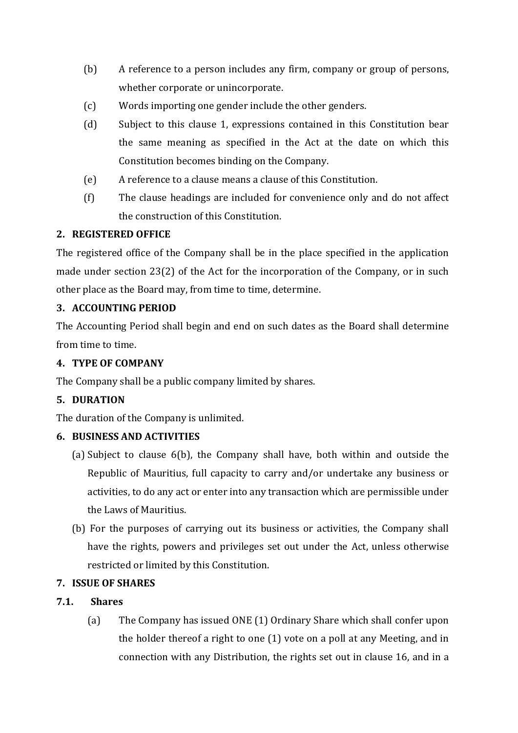(b) A reference to a person includes any firm, company or group of persons, whether corporate or unincorporate.

(c) Words importing one gender include the other genders.

(d) Subject to this clause 1, expressions contained in this Constitution bear the same meaning as specified in the Act at the date on which this Constitution becomes binding on the Company.

(e) A reference to a clause means a clause of this Constitution.

(f) The clause headings are included for convenience only and do not affect the construction of this Constitution.

## 2. REGISTERED OFFICE

The registered office of the Company shall be in the place specified in the application made under section 23(2) of the Act for the incorporation of the Company, or in such other place as the Board may, from time to time, determine.

## 3. ACCOUNTING PERIOD

The Accounting Period shall begin and end on such dates as the Board shall determine from time to time.

## 4. TYPE OF COMPANY

The Company shall be a public company limited by shares.

## 5. DURATION

The duration of the Company is unlimited.

## 6. BUSINESS AND ACTIVITIES

(a) Subject to clause 6(b), the Company shall have, both within and outside the Republic of Mauritius, full capacity to carry and/or undertake any business or activities, to do any act or enter into any transaction which are permissible under the Laws of Mauritius.

(b) For the purposes of carrying out its business or activities, the Company shall have the rights, powers and privileges set out under the Act, unless otherwise restricted or limited by this Constitution.

## 7. ISSUE OF SHARES

### 7.1. Shares

(a) The Company has issued ONE (1) Ordinary Share which shall confer upon the holder thereof a right to one (1) vote on a poll at any Meeting, and in connection with any Distribution, the rights set out in clause 16, and in a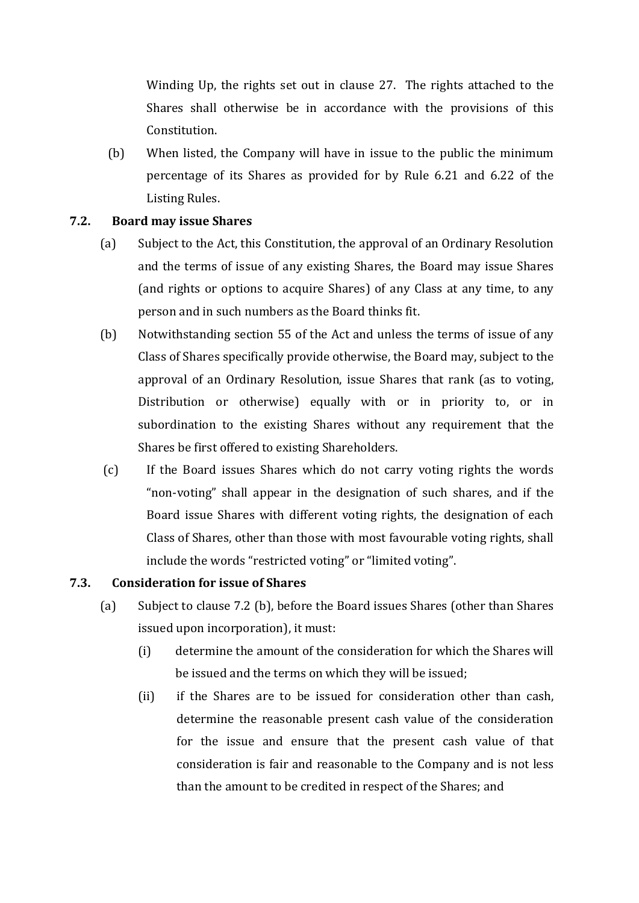Winding Up, the rights set out in clause 27. The rights attached to the Shares shall otherwise be in accordance with the provisions of this Constitution.

(b) When listed, the Company will have in issue to the public the minimum percentage of its Shares as provided for by Rule 6.21 and 6.22 of the Listing Rules.

**7.2. Board may issue Shares**

(a) Subject to the Act, this Constitution, the approval of an Ordinary Resolution and the terms of issue of any existing Shares, the Board may issue Shares (and rights or options to acquire Shares) of any Class at any time, to any person and in such numbers as the Board thinks fit.

(b) Notwithstanding section 55 of the Act and unless the terms of issue of any Class of Shares specifically provide otherwise, the Board may, subject to the approval of an Ordinary Resolution, issue Shares that rank (as to voting, Distribution or otherwise) equally with or in priority to, or in subordination to the existing Shares without any requirement that the Shares be first offered to existing Shareholders.

(c) If the Board issues Shares which do not carry voting rights the words "non-voting" shall appear in the designation of such shares, and if the Board issue Shares with different voting rights, the designation of each Class of Shares, other than those with most favourable voting rights, shall include the words "restricted voting" or "limited voting".

**7.3. Consideration for issue of Shares**

(a) Subject to clause 7.2 (b), before the Board issues Shares (other than Shares issued upon incorporation), it must:

(i) determine the amount of the consideration for which the Shares will be issued and the terms on which they will be issued;

(ii) if the Shares are to be issued for consideration other than cash, determine the reasonable present cash value of the consideration for the issue and ensure that the present cash value of that consideration is fair and reasonable to the Company and is not less than the amount to be credited in respect of the Shares; and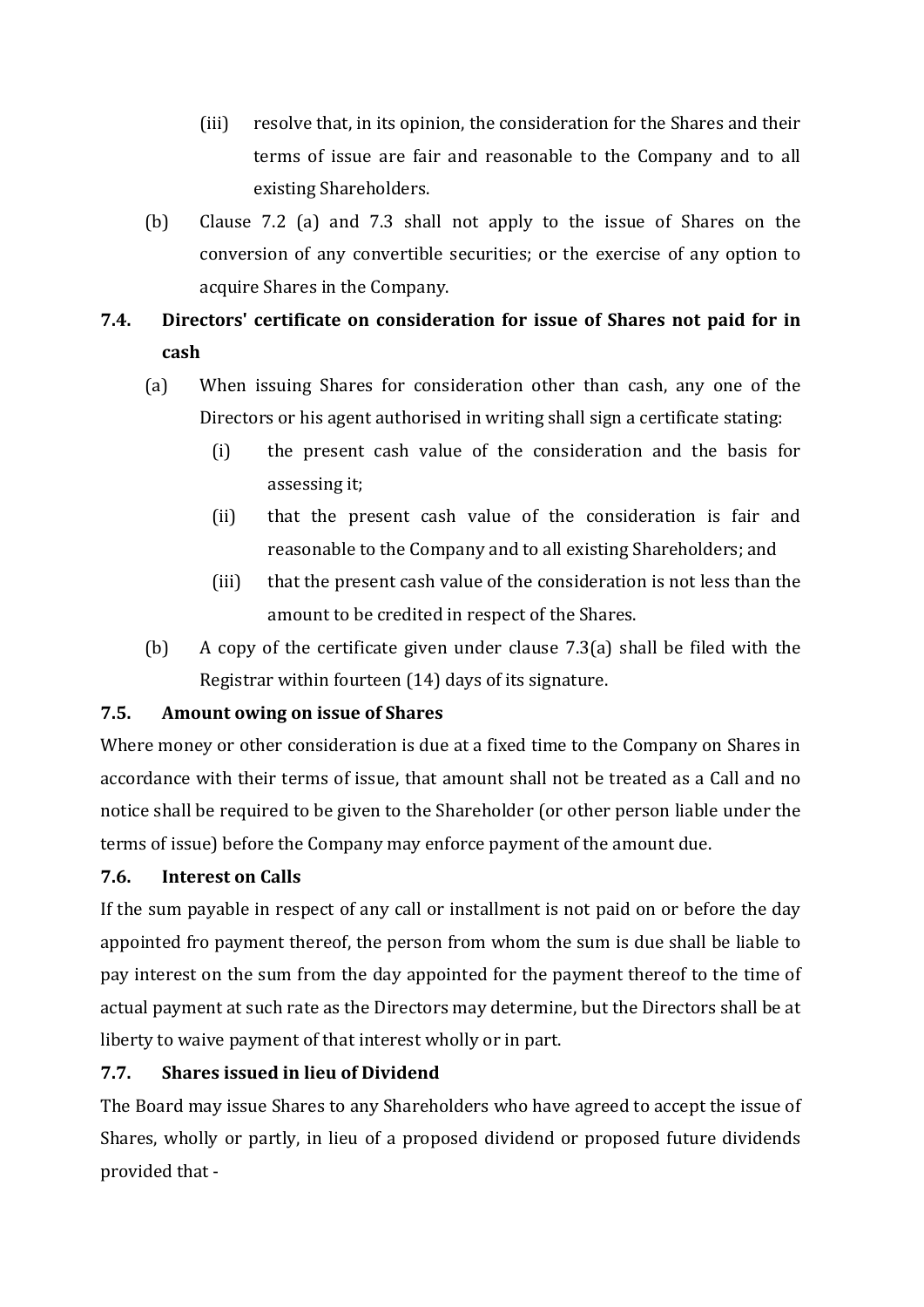(iii) resolve that, in its opinion, the consideration for the Shares and their terms of issue are fair and reasonable to the Company and to all existing Shareholders.

(b) Clause 7.2 (a) and 7.3 shall not apply to the issue of Shares on the conversion of any convertible securities; or the exercise of any option to acquire Shares in the Company.

### 7.4. Directors' certificate on consideration for issue of Shares not paid for in cash

(a) When issuing Shares for consideration other than cash, any one of the Directors or his agent authorised in writing shall sign a certificate stating:

(i) the present cash value of the consideration and the basis for assessing it;

(ii) that the present cash value of the consideration is fair and reasonable to the Company and to all existing Shareholders; and

(iii) that the present cash value of the consideration is not less than the amount to be credited in respect of the Shares.

(b) A copy of the certificate given under clause 7.3(a) shall be filed with the Registrar within fourteen (14) days of its signature.

### 7.5. Amount owing on issue of Shares

Where money or other consideration is due at a fixed time to the Company on Shares in accordance with their terms of issue, that amount shall not be treated as a Call and no notice shall be required to be given to the Shareholder (or other person liable under the terms of issue) before the Company may enforce payment of the amount due.

### 7.6. Interest on Calls

If the sum payable in respect of any call or installment is not paid on or before the day appointed fro payment thereof, the person from whom the sum is due shall be liable to pay interest on the sum from the day appointed for the payment thereof to the time of actual payment at such rate as the Directors may determine, but the Directors shall be at liberty to waive payment of that interest wholly or in part.

### 7.7. Shares issued in lieu of Dividend

The Board may issue Shares to any Shareholders who have agreed to accept the issue of Shares, wholly or partly, in lieu of a proposed dividend or proposed future dividends provided that -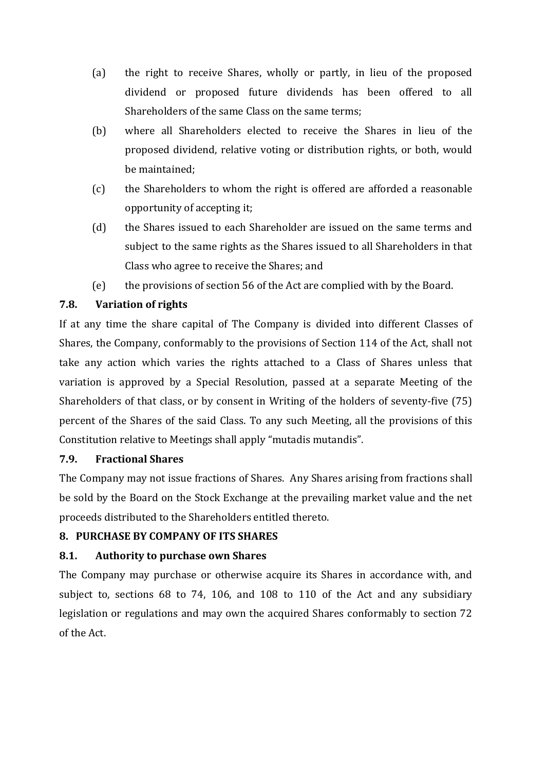(a) the right to receive Shares, wholly or partly, in lieu of the proposed dividend or proposed future dividends has been offered to all Shareholders of the same Class on the same terms;

(b) where all Shareholders elected to receive the Shares in lieu of the proposed dividend, relative voting or distribution rights, or both, would be maintained;

(c) the Shareholders to whom the right is offered are afforded a reasonable opportunity of accepting it;

(d) the Shares issued to each Shareholder are issued on the same terms and subject to the same rights as the Shares issued to all Shareholders in that Class who agree to receive the Shares; and

(e) the provisions of section 56 of the Act are complied with by the Board.

**7.8. Variation of rights**

If at any time the share capital of The Company is divided into different Classes of Shares, the Company, conformably to the provisions of Section 114 of the Act, shall not take any action which varies the rights attached to a Class of Shares unless that variation is approved by a Special Resolution, passed at a separate Meeting of the Shareholders of that class, or by consent in Writing of the holders of seventy-five (75) percent of the Shares of the said Class. To any such Meeting, all the provisions of this Constitution relative to Meetings shall apply "mutadis mutandis".

**7.9. Fractional Shares**

The Company may not issue fractions of Shares. Any Shares arising from fractions shall be sold by the Board on the Stock Exchange at the prevailing market value and the net proceeds distributed to the Shareholders entitled thereto.

**8. PURCHASE BY COMPANY OF ITS SHARES**

**8.1. Authority to purchase own Shares**

The Company may purchase or otherwise acquire its Shares in accordance with, and subject to, sections 68 to 74, 106, and 108 to 110 of the Act and any subsidiary legislation or regulations and may own the acquired Shares conformably to section 72 of the Act.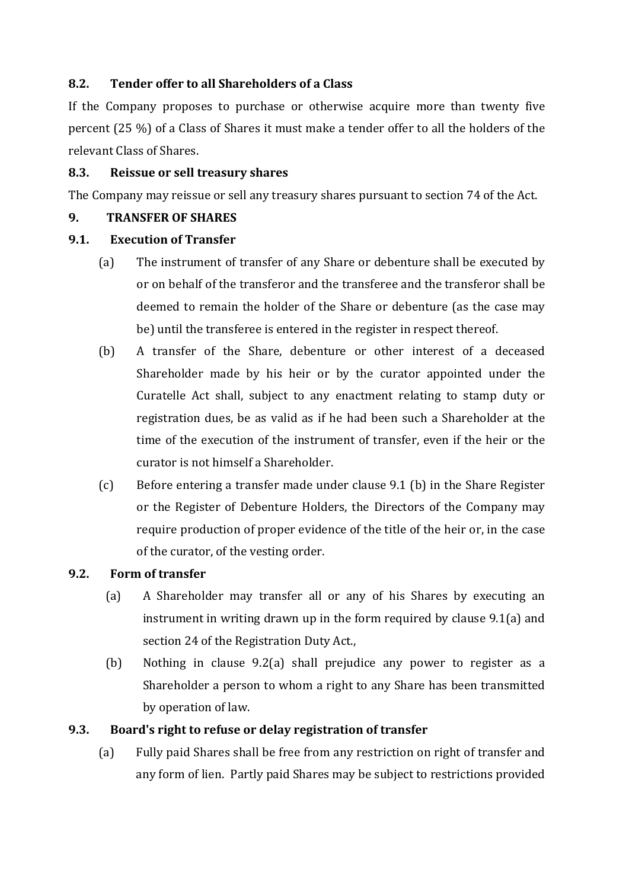### 8.2. Tender offer to all Shareholders of a Class

If the Company proposes to purchase or otherwise acquire more than twenty five percent (25 %) of a Class of Shares it must make a tender offer to all the holders of the relevant Class of Shares.

### 8.3. Reissue or sell treasury shares

The Company may reissue or sell any treasury shares pursuant to section 74 of the Act.

## 9. TRANSFER OF SHARES

### 9.1. Execution of Transfer

(a) The instrument of transfer of any Share or debenture shall be executed by or on behalf of the transferor and the transferee and the transferor shall be deemed to remain the holder of the Share or debenture (as the case may be) until the transferee is entered in the register in respect thereof.

(b) A transfer of the Share, debenture or other interest of a deceased Shareholder made by his heir or by the curator appointed under the Curatelle Act shall, subject to any enactment relating to stamp duty or registration dues, be as valid as if he had been such a Shareholder at the time of the execution of the instrument of transfer, even if the heir or the curator is not himself a Shareholder.

(c) Before entering a transfer made under clause 9.1 (b) in the Share Register or the Register of Debenture Holders, the Directors of the Company may require production of proper evidence of the title of the heir or, in the case of the curator, of the vesting order.

### 9.2. Form of transfer

(a) A Shareholder may transfer all or any of his Shares by executing an instrument in writing drawn up in the form required by clause 9.1(a) and section 24 of the Registration Duty Act.,

(b) Nothing in clause 9.2(a) shall prejudice any power to register as a Shareholder a person to whom a right to any Share has been transmitted by operation of law.

### 9.3. Board's right to refuse or delay registration of transfer

(a) Fully paid Shares shall be free from any restriction on right of transfer and any form of lien. Partly paid Shares may be subject to restrictions provided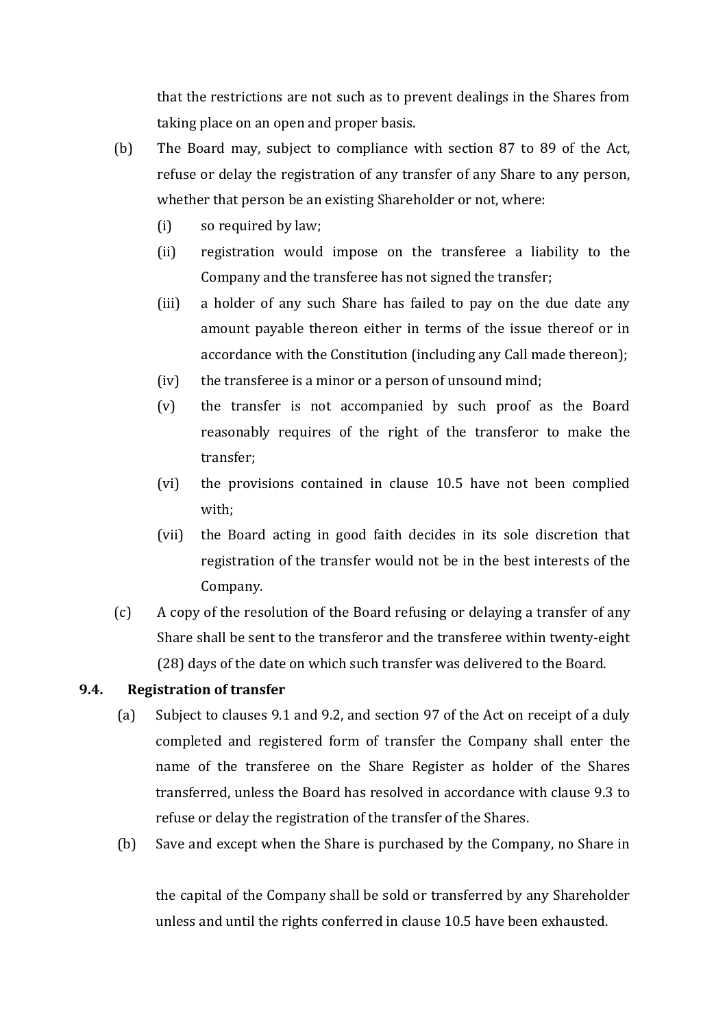that the restrictions are not such as to prevent dealings in the Shares from taking place on an open and proper basis.

(b) The Board may, subject to compliance with section 87 to 89 of the Act, refuse or delay the registration of any transfer of any Share to any person, whether that person be an existing Shareholder or not, where:

  (i) so required by law;

  (ii) registration would impose on the transferee a liability to the Company and the transferee has not signed the transfer;

  (iii) a holder of any such Share has failed to pay on the due date any amount payable thereon either in terms of the issue thereof or in accordance with the Constitution (including any Call made thereon);

  (iv) the transferee is a minor or a person of unsound mind;

  (v) the transfer is not accompanied by such proof as the Board reasonably requires of the right of the transferor to make the transfer;

  (vi) the provisions contained in clause 10.5 have not been complied with;

  (vii) the Board acting in good faith decides in its sole discretion that registration of the transfer would not be in the best interests of the Company.

(c) A copy of the resolution of the Board refusing or delaying a transfer of any Share shall be sent to the transferor and the transferee within twenty-eight (28) days of the date on which such transfer was delivered to the Board.

### 9.4. Registration of transfer

(a) Subject to clauses 9.1 and 9.2, and section 97 of the Act on receipt of a duly completed and registered form of transfer the Company shall enter the name of the transferee on the Share Register as holder of the Shares transferred, unless the Board has resolved in accordance with clause 9.3 to refuse or delay the registration of the transfer of the Shares.

(b) Save and except when the Share is purchased by the Company, no Share in the capital of the Company shall be sold or transferred by any Shareholder unless and until the rights conferred in clause 10.5 have been exhausted.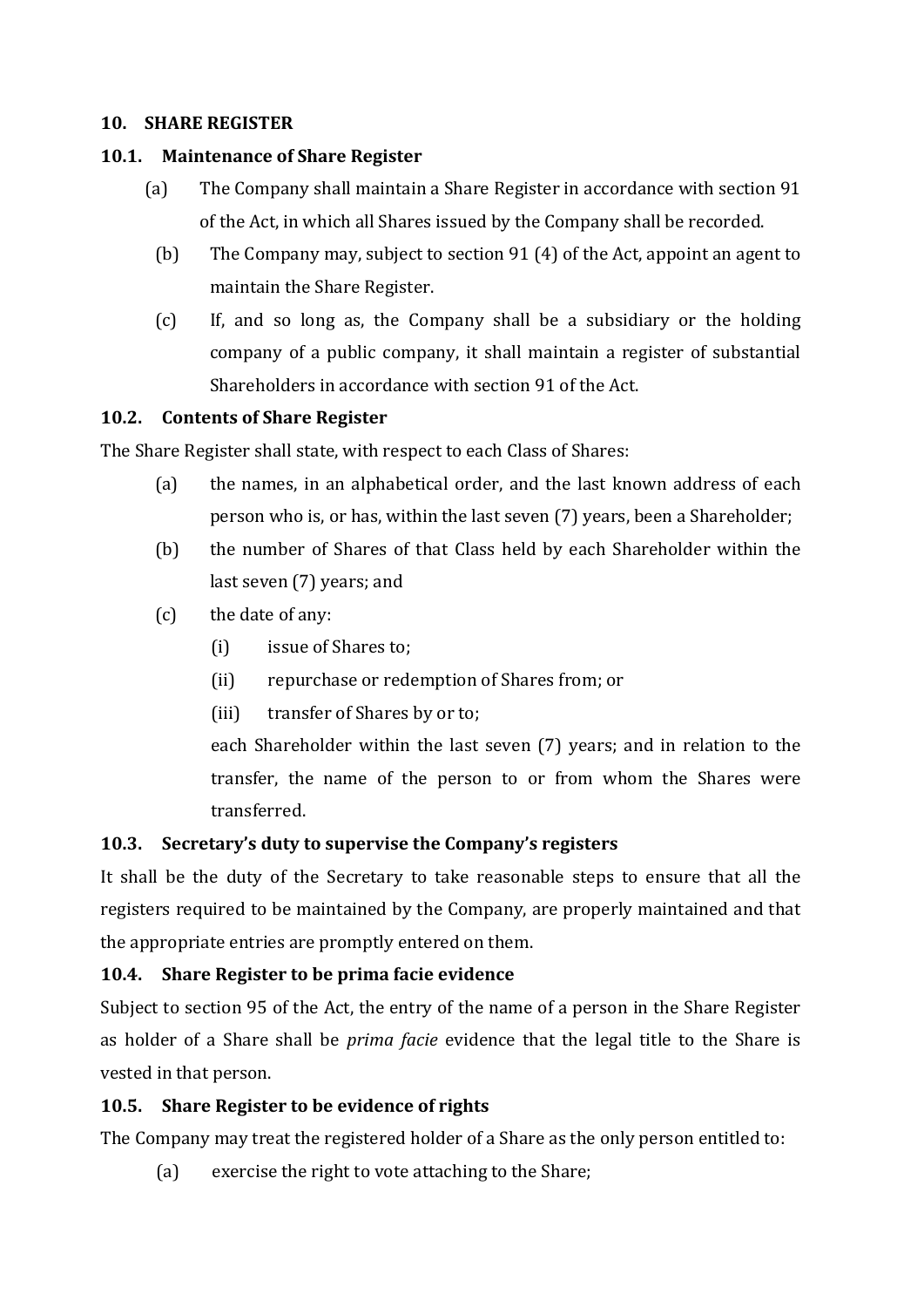## 10. SHARE REGISTER

### 10.1. Maintenance of Share Register

(a) The Company shall maintain a Share Register in accordance with section 91 of the Act, in which all Shares issued by the Company shall be recorded.

(b) The Company may, subject to section 91 (4) of the Act, appoint an agent to maintain the Share Register.

(c) If, and so long as, the Company shall be a subsidiary or the holding company of a public company, it shall maintain a register of substantial Shareholders in accordance with section 91 of the Act.

### 10.2. Contents of Share Register

The Share Register shall state, with respect to each Class of Shares:

(a) the names, in an alphabetical order, and the last known address of each person who is, or has, within the last seven (7) years, been a Shareholder;

(b) the number of Shares of that Class held by each Shareholder within the last seven (7) years; and

(c) the date of any:

   (i) issue of Shares to;

   (ii) repurchase or redemption of Shares from; or

   (iii) transfer of Shares by or to;

   each Shareholder within the last seven (7) years; and in relation to the transfer, the name of the person to or from whom the Shares were transferred.

### 10.3. Secretary's duty to supervise the Company's registers

It shall be the duty of the Secretary to take reasonable steps to ensure that all the registers required to be maintained by the Company, are properly maintained and that the appropriate entries are promptly entered on them.

### 10.4. Share Register to be prima facie evidence

Subject to section 95 of the Act, the entry of the name of a person in the Share Register as holder of a Share shall be *prima facie* evidence that the legal title to the Share is vested in that person.

### 10.5. Share Register to be evidence of rights

The Company may treat the registered holder of a Share as the only person entitled to:

(a) exercise the right to vote attaching to the Share;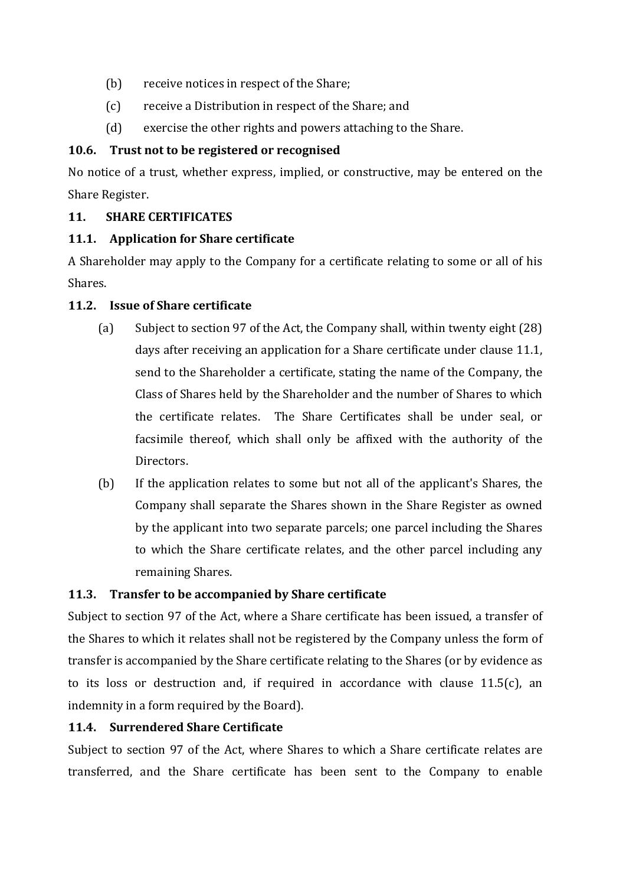(b) receive notices in respect of the Share;

(c) receive a Distribution in respect of the Share; and

(d) exercise the other rights and powers attaching to the Share.

**10.6. Trust not to be registered or recognised**

No notice of a trust, whether express, implied, or constructive, may be entered on the Share Register.

**11. SHARE CERTIFICATES**

**11.1. Application for Share certificate**

A Shareholder may apply to the Company for a certificate relating to some or all of his Shares.

**11.2. Issue of Share certificate**

(a) Subject to section 97 of the Act, the Company shall, within twenty eight (28) days after receiving an application for a Share certificate under clause 11.1, send to the Shareholder a certificate, stating the name of the Company, the Class of Shares held by the Shareholder and the number of Shares to which the certificate relates. The Share Certificates shall be under seal, or facsimile thereof, which shall only be affixed with the authority of the Directors.

(b) If the application relates to some but not all of the applicant's Shares, the Company shall separate the Shares shown in the Share Register as owned by the applicant into two separate parcels; one parcel including the Shares to which the Share certificate relates, and the other parcel including any remaining Shares.

**11.3. Transfer to be accompanied by Share certificate**

Subject to section 97 of the Act, where a Share certificate has been issued, a transfer of the Shares to which it relates shall not be registered by the Company unless the form of transfer is accompanied by the Share certificate relating to the Shares (or by evidence as to its loss or destruction and, if required in accordance with clause 11.5(c), an indemnity in a form required by the Board).

**11.4. Surrendered Share Certificate**

Subject to section 97 of the Act, where Shares to which a Share certificate relates are transferred, and the Share certificate has been sent to the Company to enable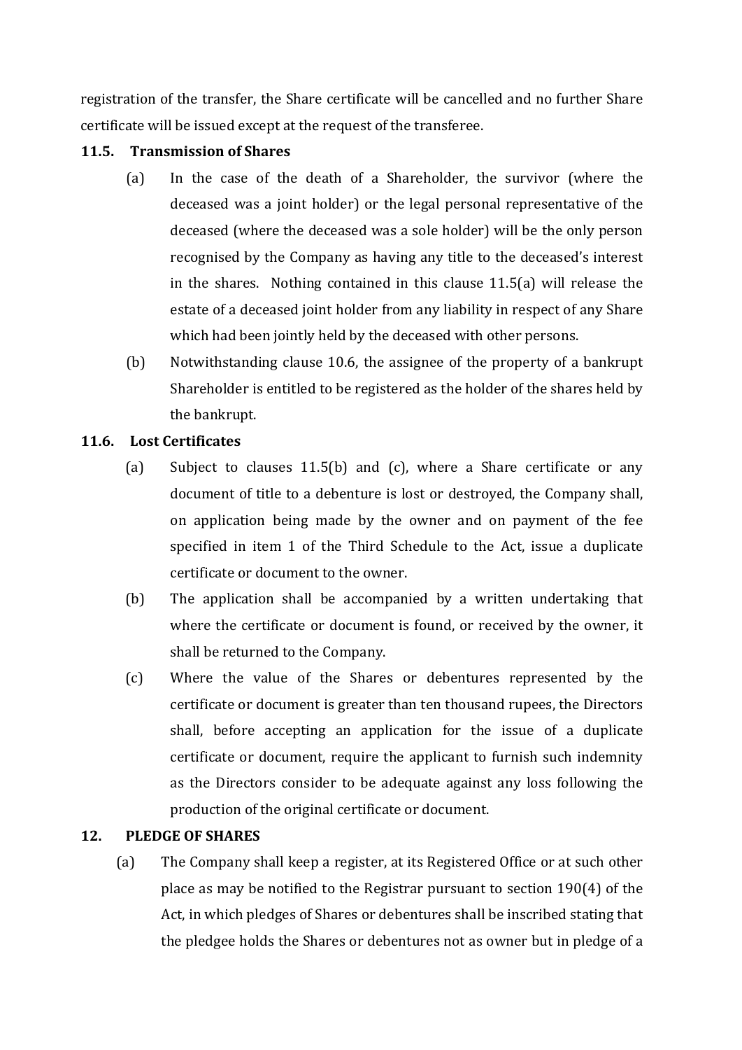registration of the transfer, the Share certificate will be cancelled and no further Share certificate will be issued except at the request of the transferee.

**11.5. Transmission of Shares**

(a) In the case of the death of a Shareholder, the survivor (where the deceased was a joint holder) or the legal personal representative of the deceased (where the deceased was a sole holder) will be the only person recognised by the Company as having any title to the deceased's interest in the shares. Nothing contained in this clause 11.5(a) will release the estate of a deceased joint holder from any liability in respect of any Share which had been jointly held by the deceased with other persons.

(b) Notwithstanding clause 10.6, the assignee of the property of a bankrupt Shareholder is entitled to be registered as the holder of the shares held by the bankrupt.

**11.6. Lost Certificates**

(a) Subject to clauses 11.5(b) and (c), where a Share certificate or any document of title to a debenture is lost or destroyed, the Company shall, on application being made by the owner and on payment of the fee specified in item 1 of the Third Schedule to the Act, issue a duplicate certificate or document to the owner.

(b) The application shall be accompanied by a written undertaking that where the certificate or document is found, or received by the owner, it shall be returned to the Company.

(c) Where the value of the Shares or debentures represented by the certificate or document is greater than ten thousand rupees, the Directors shall, before accepting an application for the issue of a duplicate certificate or document, require the applicant to furnish such indemnity as the Directors consider to be adequate against any loss following the production of the original certificate or document.

**12. PLEDGE OF SHARES**

(a) The Company shall keep a register, at its Registered Office or at such other place as may be notified to the Registrar pursuant to section 190(4) of the Act, in which pledges of Shares or debentures shall be inscribed stating that the pledgee holds the Shares or debentures not as owner but in pledge of a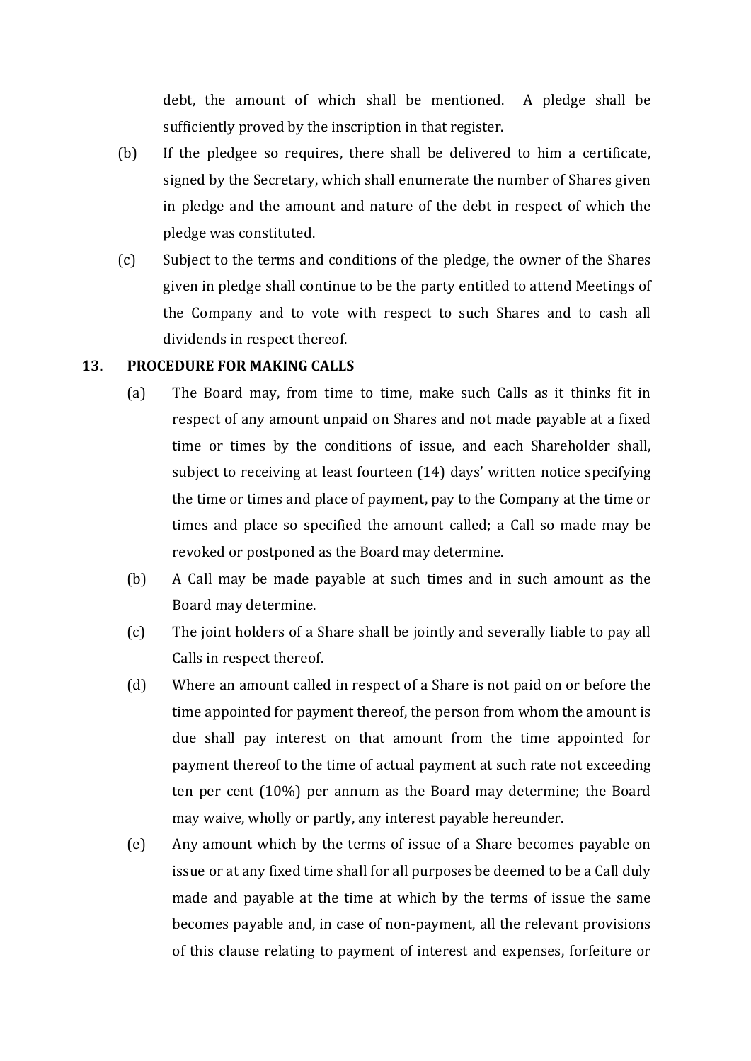debt, the amount of which shall be mentioned. A pledge shall be sufficiently proved by the inscription in that register.

(b) If the pledgee so requires, there shall be delivered to him a certificate, signed by the Secretary, which shall enumerate the number of Shares given in pledge and the amount and nature of the debt in respect of which the pledge was constituted.

(c) Subject to the terms and conditions of the pledge, the owner of the Shares given in pledge shall continue to be the party entitled to attend Meetings of the Company and to vote with respect to such Shares and to cash all dividends in respect thereof.

## 13. PROCEDURE FOR MAKING CALLS

(a) The Board may, from time to time, make such Calls as it thinks fit in respect of any amount unpaid on Shares and not made payable at a fixed time or times by the conditions of issue, and each Shareholder shall, subject to receiving at least fourteen (14) days' written notice specifying the time or times and place of payment, pay to the Company at the time or times and place so specified the amount called; a Call so made may be revoked or postponed as the Board may determine.

(b) A Call may be made payable at such times and in such amount as the Board may determine.

(c) The joint holders of a Share shall be jointly and severally liable to pay all Calls in respect thereof.

(d) Where an amount called in respect of a Share is not paid on or before the time appointed for payment thereof, the person from whom the amount is due shall pay interest on that amount from the time appointed for payment thereof to the time of actual payment at such rate not exceeding ten per cent (10%) per annum as the Board may determine; the Board may waive, wholly or partly, any interest payable hereunder.

(e) Any amount which by the terms of issue of a Share becomes payable on issue or at any fixed time shall for all purposes be deemed to be a Call duly made and payable at the time at which by the terms of issue the same becomes payable and, in case of non-payment, all the relevant provisions of this clause relating to payment of interest and expenses, forfeiture or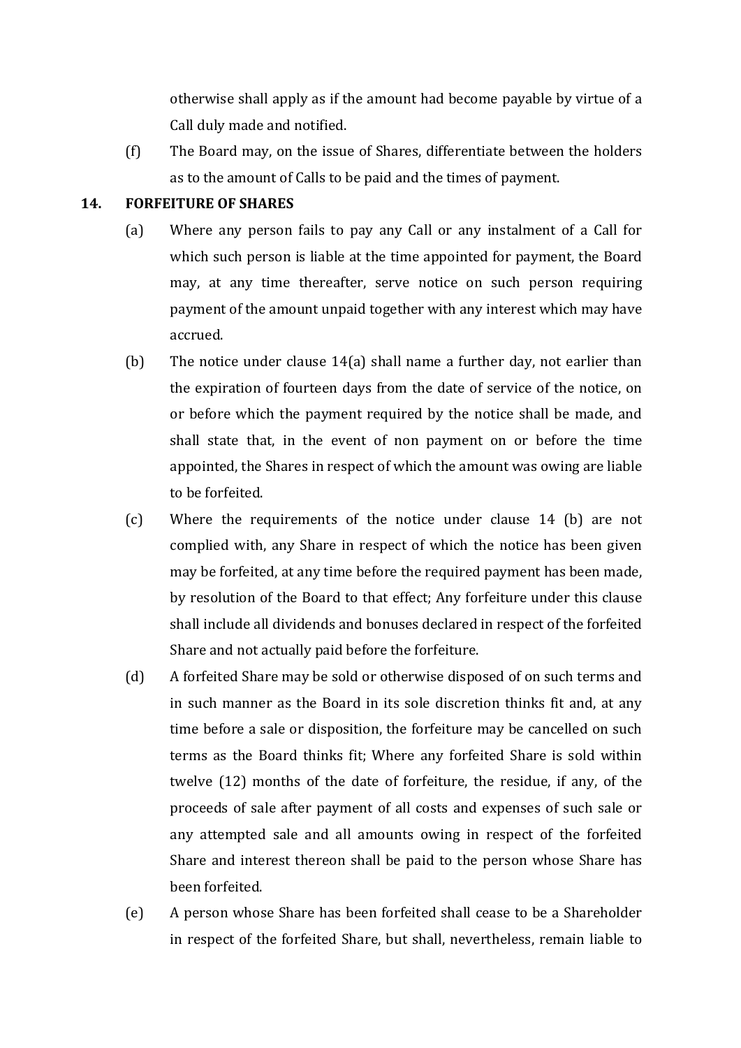otherwise shall apply as if the amount had become payable by virtue of a Call duly made and notified.

(f) The Board may, on the issue of Shares, differentiate between the holders as to the amount of Calls to be paid and the times of payment.

**14. FORFEITURE OF SHARES**

(a) Where any person fails to pay any Call or any instalment of a Call for which such person is liable at the time appointed for payment, the Board may, at any time thereafter, serve notice on such person requiring payment of the amount unpaid together with any interest which may have accrued.

(b) The notice under clause 14(a) shall name a further day, not earlier than the expiration of fourteen days from the date of service of the notice, on or before which the payment required by the notice shall be made, and shall state that, in the event of non payment on or before the time appointed, the Shares in respect of which the amount was owing are liable to be forfeited.

(c) Where the requirements of the notice under clause 14 (b) are not complied with, any Share in respect of which the notice has been given may be forfeited, at any time before the required payment has been made, by resolution of the Board to that effect; Any forfeiture under this clause shall include all dividends and bonuses declared in respect of the forfeited Share and not actually paid before the forfeiture.

(d) A forfeited Share may be sold or otherwise disposed of on such terms and in such manner as the Board in its sole discretion thinks fit and, at any time before a sale or disposition, the forfeiture may be cancelled on such terms as the Board thinks fit; Where any forfeited Share is sold within twelve (12) months of the date of forfeiture, the residue, if any, of the proceeds of sale after payment of all costs and expenses of such sale or any attempted sale and all amounts owing in respect of the forfeited Share and interest thereon shall be paid to the person whose Share has been forfeited.

(e) A person whose Share has been forfeited shall cease to be a Shareholder in respect of the forfeited Share, but shall, nevertheless, remain liable to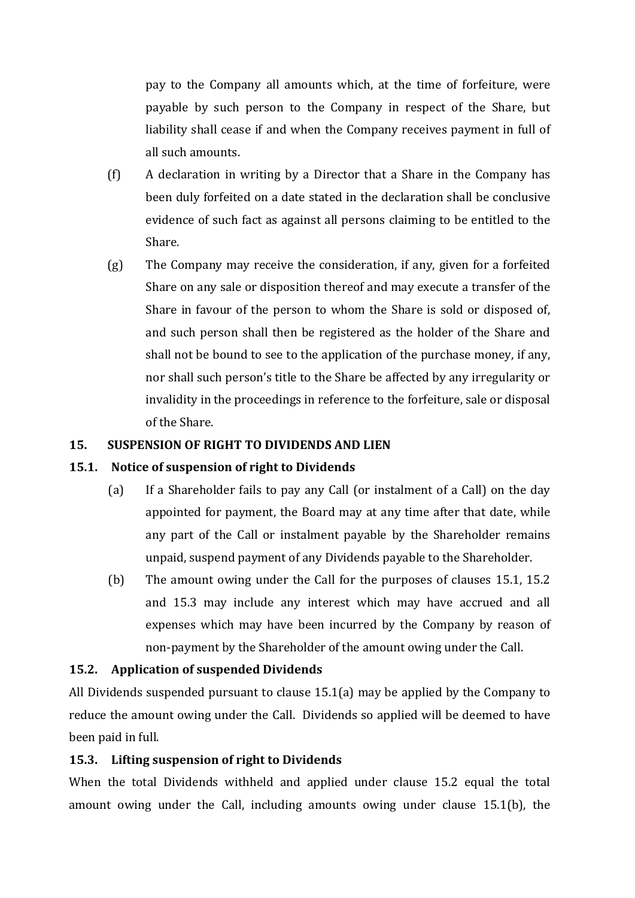pay to the Company all amounts which, at the time of forfeiture, were payable by such person to the Company in respect of the Share, but liability shall cease if and when the Company receives payment in full of all such amounts.

(f) A declaration in writing by a Director that a Share in the Company has been duly forfeited on a date stated in the declaration shall be conclusive evidence of such fact as against all persons claiming to be entitled to the Share.

(g) The Company may receive the consideration, if any, given for a forfeited Share on any sale or disposition thereof and may execute a transfer of the Share in favour of the person to whom the Share is sold or disposed of, and such person shall then be registered as the holder of the Share and shall not be bound to see to the application of the purchase money, if any, nor shall such person's title to the Share be affected by any irregularity or invalidity in the proceedings in reference to the forfeiture, sale or disposal of the Share.

## 15. SUSPENSION OF RIGHT TO DIVIDENDS AND LIEN

### 15.1. Notice of suspension of right to Dividends

(a) If a Shareholder fails to pay any Call (or instalment of a Call) on the day appointed for payment, the Board may at any time after that date, while any part of the Call or instalment payable by the Shareholder remains unpaid, suspend payment of any Dividends payable to the Shareholder.

(b) The amount owing under the Call for the purposes of clauses 15.1, 15.2 and 15.3 may include any interest which may have accrued and all expenses which may have been incurred by the Company by reason of non-payment by the Shareholder of the amount owing under the Call.

### 15.2. Application of suspended Dividends

All Dividends suspended pursuant to clause 15.1(a) may be applied by the Company to reduce the amount owing under the Call. Dividends so applied will be deemed to have been paid in full.

### 15.3. Lifting suspension of right to Dividends

When the total Dividends withheld and applied under clause 15.2 equal the total amount owing under the Call, including amounts owing under clause 15.1(b), the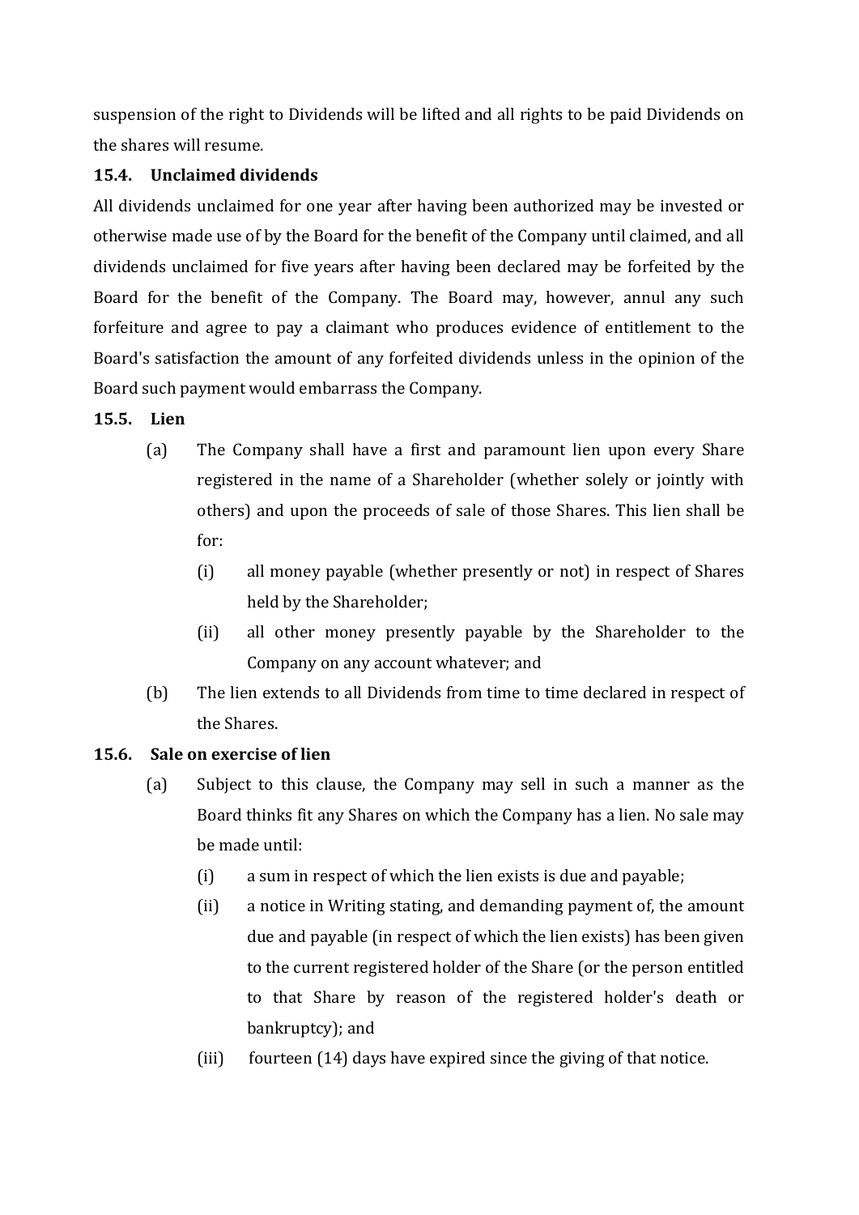suspension of the right to Dividends will be lifted and all rights to be paid Dividends on the shares will resume.

**15.4. Unclaimed dividends**

All dividends unclaimed for one year after having been authorized may be invested or otherwise made use of by the Board for the benefit of the Company until claimed, and all dividends unclaimed for five years after having been declared may be forfeited by the Board for the benefit of the Company. The Board may, however, annul any such forfeiture and agree to pay a claimant who produces evidence of entitlement to the Board's satisfaction the amount of any forfeited dividends unless in the opinion of the Board such payment would embarrass the Company.

**15.5. Lien**

(a) The Company shall have a first and paramount lien upon every Share registered in the name of a Shareholder (whether solely or jointly with others) and upon the proceeds of sale of those Shares. This lien shall be for:

  (i) all money payable (whether presently or not) in respect of Shares held by the Shareholder;

  (ii) all other money presently payable by the Shareholder to the Company on any account whatever; and

(b) The lien extends to all Dividends from time to time declared in respect of the Shares.

**15.6. Sale on exercise of lien**

(a) Subject to this clause, the Company may sell in such a manner as the Board thinks fit any Shares on which the Company has a lien. No sale may be made until:

  (i) a sum in respect of which the lien exists is due and payable;

  (ii) a notice in Writing stating, and demanding payment of, the amount due and payable (in respect of which the lien exists) has been given to the current registered holder of the Share (or the person entitled to that Share by reason of the registered holder's death or bankruptcy); and

  (iii) fourteen (14) days have expired since the giving of that notice.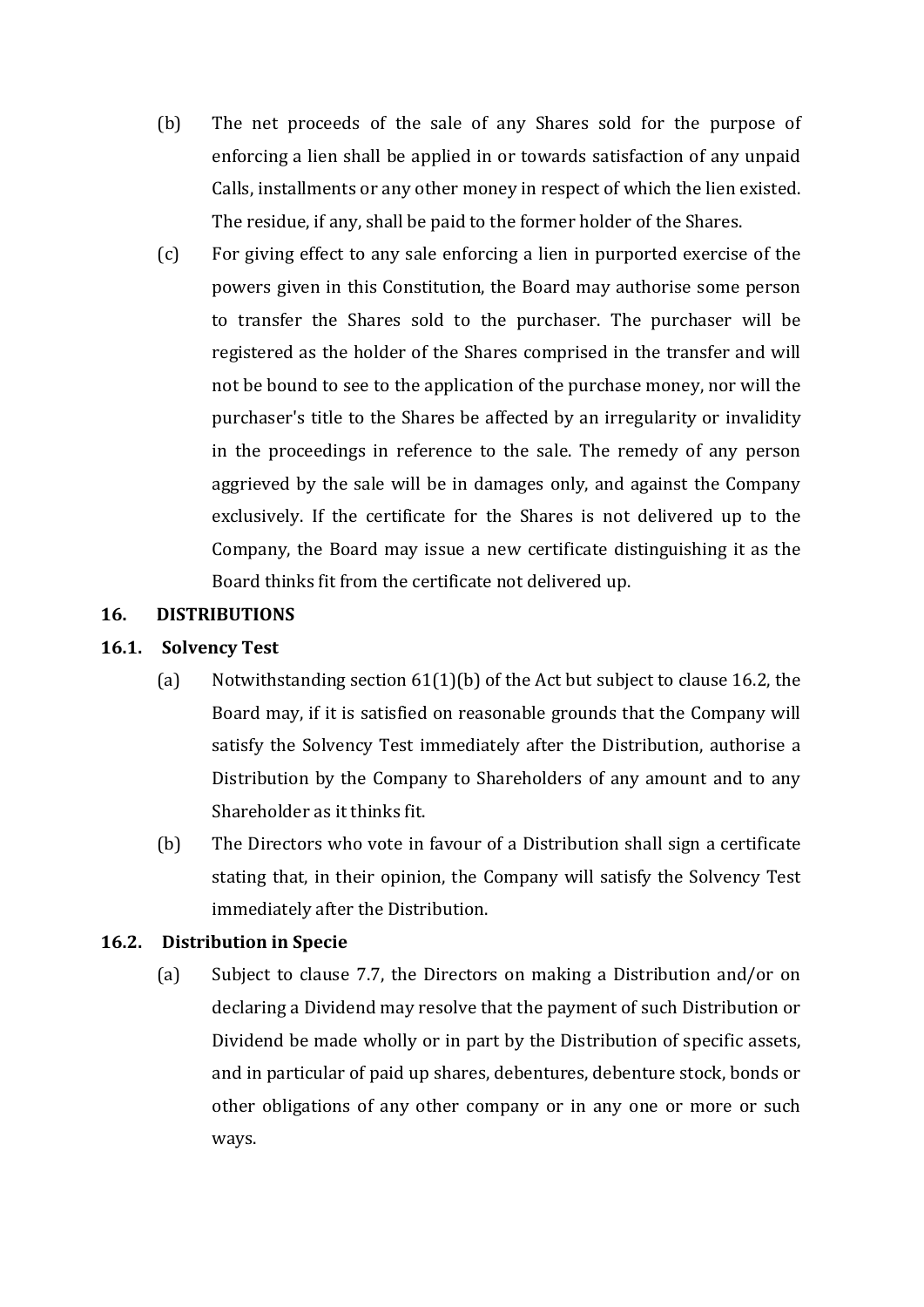(b) The net proceeds of the sale of any Shares sold for the purpose of enforcing a lien shall be applied in or towards satisfaction of any unpaid Calls, installments or any other money in respect of which the lien existed. The residue, if any, shall be paid to the former holder of the Shares.

(c) For giving effect to any sale enforcing a lien in purported exercise of the powers given in this Constitution, the Board may authorise some person to transfer the Shares sold to the purchaser. The purchaser will be registered as the holder of the Shares comprised in the transfer and will not be bound to see to the application of the purchase money, nor will the purchaser's title to the Shares be affected by an irregularity or invalidity in the proceedings in reference to the sale. The remedy of any person aggrieved by the sale will be in damages only, and against the Company exclusively. If the certificate for the Shares is not delivered up to the Company, the Board may issue a new certificate distinguishing it as the Board thinks fit from the certificate not delivered up.

## 16. DISTRIBUTIONS

### 16.1. Solvency Test

(a) Notwithstanding section 61(1)(b) of the Act but subject to clause 16.2, the Board may, if it is satisfied on reasonable grounds that the Company will satisfy the Solvency Test immediately after the Distribution, authorise a Distribution by the Company to Shareholders of any amount and to any Shareholder as it thinks fit.

(b) The Directors who vote in favour of a Distribution shall sign a certificate stating that, in their opinion, the Company will satisfy the Solvency Test immediately after the Distribution.

### 16.2. Distribution in Specie

(a) Subject to clause 7.7, the Directors on making a Distribution and/or on declaring a Dividend may resolve that the payment of such Distribution or Dividend be made wholly or in part by the Distribution of specific assets, and in particular of paid up shares, debentures, debenture stock, bonds or other obligations of any other company or in any one or more or such ways.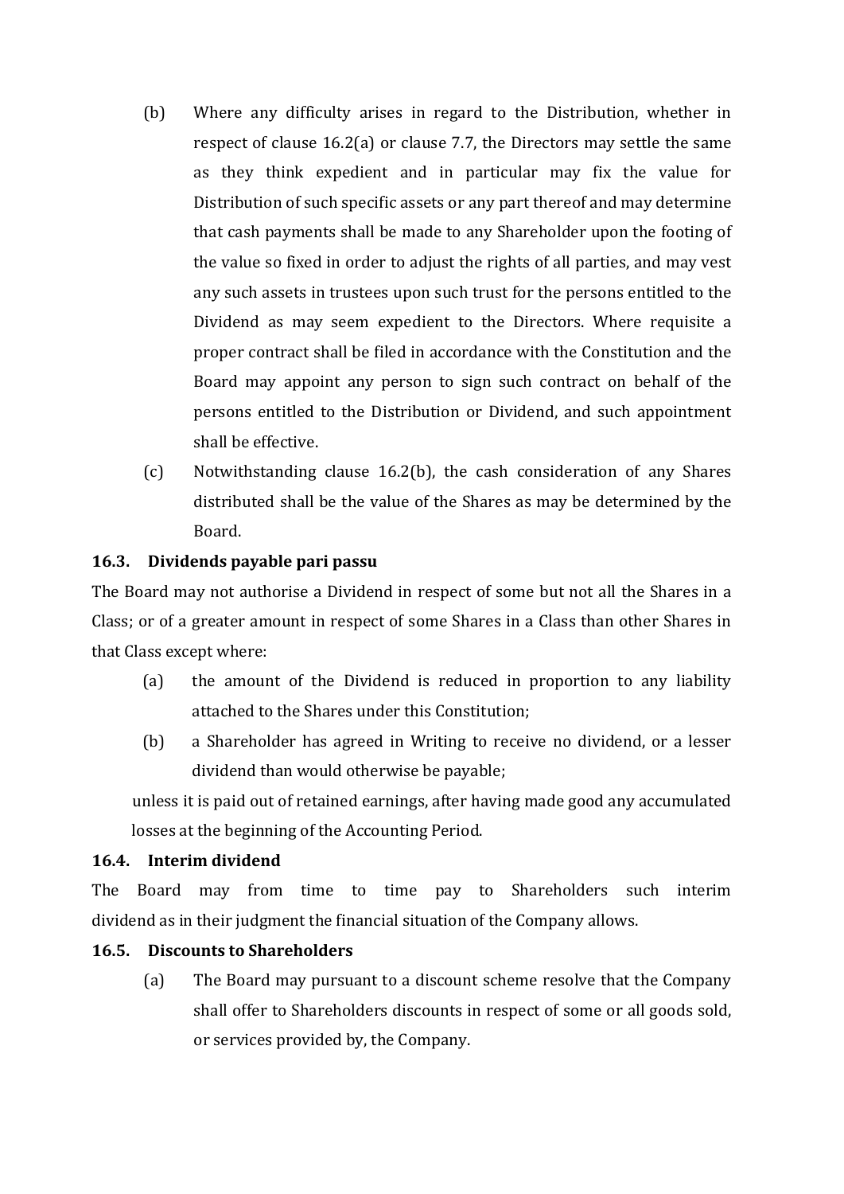(b) Where any difficulty arises in regard to the Distribution, whether in respect of clause 16.2(a) or clause 7.7, the Directors may settle the same as they think expedient and in particular may fix the value for Distribution of such specific assets or any part thereof and may determine that cash payments shall be made to any Shareholder upon the footing of the value so fixed in order to adjust the rights of all parties, and may vest any such assets in trustees upon such trust for the persons entitled to the Dividend as may seem expedient to the Directors. Where requisite a proper contract shall be filed in accordance with the Constitution and the Board may appoint any person to sign such contract on behalf of the persons entitled to the Distribution or Dividend, and such appointment shall be effective.

(c) Notwithstanding clause 16.2(b), the cash consideration of any Shares distributed shall be the value of the Shares as may be determined by the Board.

**16.3. Dividends payable pari passu**

The Board may not authorise a Dividend in respect of some but not all the Shares in a Class; or of a greater amount in respect of some Shares in a Class than other Shares in that Class except where:

(a) the amount of the Dividend is reduced in proportion to any liability attached to the Shares under this Constitution;

(b) a Shareholder has agreed in Writing to receive no dividend, or a lesser dividend than would otherwise be payable;

unless it is paid out of retained earnings, after having made good any accumulated losses at the beginning of the Accounting Period.

**16.4. Interim dividend**

The Board may from time to time pay to Shareholders such interim dividend as in their judgment the financial situation of the Company allows.

**16.5. Discounts to Shareholders**

(a) The Board may pursuant to a discount scheme resolve that the Company shall offer to Shareholders discounts in respect of some or all goods sold, or services provided by, the Company.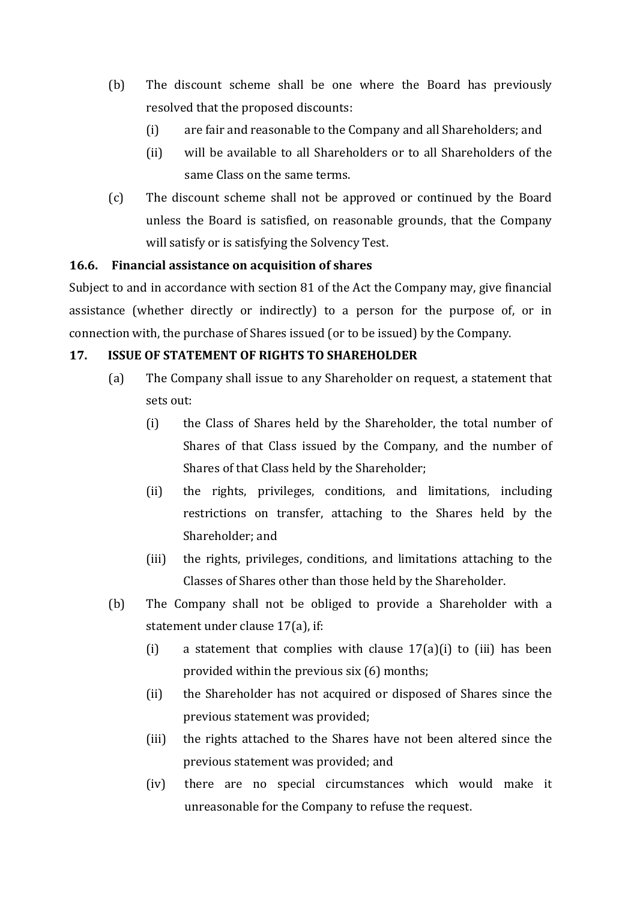(b) The discount scheme shall be one where the Board has previously resolved that the proposed discounts:

   (i) are fair and reasonable to the Company and all Shareholders; and

   (ii) will be available to all Shareholders or to all Shareholders of the same Class on the same terms.

(c) The discount scheme shall not be approved or continued by the Board unless the Board is satisfied, on reasonable grounds, that the Company will satisfy or is satisfying the Solvency Test.

**16.6. Financial assistance on acquisition of shares**

Subject to and in accordance with section 81 of the Act the Company may, give financial assistance (whether directly or indirectly) to a person for the purpose of, or in connection with, the purchase of Shares issued (or to be issued) by the Company.

**17. ISSUE OF STATEMENT OF RIGHTS TO SHAREHOLDER**

(a) The Company shall issue to any Shareholder on request, a statement that sets out:

   (i) the Class of Shares held by the Shareholder, the total number of Shares of that Class issued by the Company, and the number of Shares of that Class held by the Shareholder;

   (ii) the rights, privileges, conditions, and limitations, including restrictions on transfer, attaching to the Shares held by the Shareholder; and

   (iii) the rights, privileges, conditions, and limitations attaching to the Classes of Shares other than those held by the Shareholder.

(b) The Company shall not be obliged to provide a Shareholder with a statement under clause 17(a), if:

   (i) a statement that complies with clause 17(a)(i) to (iii) has been provided within the previous six (6) months;

   (ii) the Shareholder has not acquired or disposed of Shares since the previous statement was provided;

   (iii) the rights attached to the Shares have not been altered since the previous statement was provided; and

   (iv) there are no special circumstances which would make it unreasonable for the Company to refuse the request.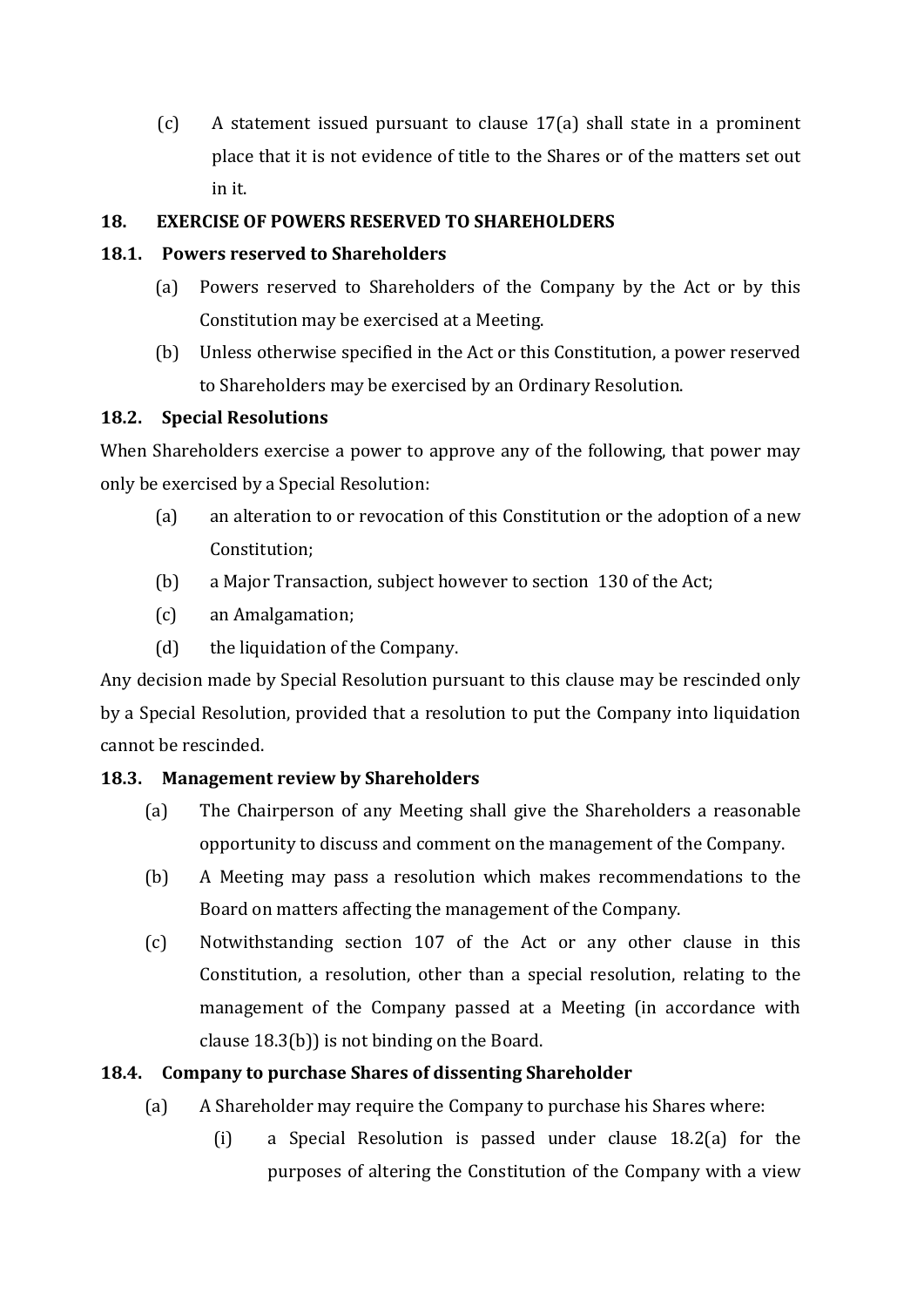(c) A statement issued pursuant to clause 17(a) shall state in a prominent place that it is not evidence of title to the Shares or of the matters set out in it.

## 18. EXERCISE OF POWERS RESERVED TO SHAREHOLDERS

### 18.1. Powers reserved to Shareholders

(a) Powers reserved to Shareholders of the Company by the Act or by this Constitution may be exercised at a Meeting.

(b) Unless otherwise specified in the Act or this Constitution, a power reserved to Shareholders may be exercised by an Ordinary Resolution.

### 18.2. Special Resolutions

When Shareholders exercise a power to approve any of the following, that power may only be exercised by a Special Resolution:

(a) an alteration to or revocation of this Constitution or the adoption of a new Constitution;

(b) a Major Transaction, subject however to section 130 of the Act;

(c) an Amalgamation;

(d) the liquidation of the Company.

Any decision made by Special Resolution pursuant to this clause may be rescinded only by a Special Resolution, provided that a resolution to put the Company into liquidation cannot be rescinded.

### 18.3. Management review by Shareholders

(a) The Chairperson of any Meeting shall give the Shareholders a reasonable opportunity to discuss and comment on the management of the Company.

(b) A Meeting may pass a resolution which makes recommendations to the Board on matters affecting the management of the Company.

(c) Notwithstanding section 107 of the Act or any other clause in this Constitution, a resolution, other than a special resolution, relating to the management of the Company passed at a Meeting (in accordance with clause 18.3(b)) is not binding on the Board.

### 18.4. Company to purchase Shares of dissenting Shareholder

(a) A Shareholder may require the Company to purchase his Shares where:

(i) a Special Resolution is passed under clause 18.2(a) for the purposes of altering the Constitution of the Company with a view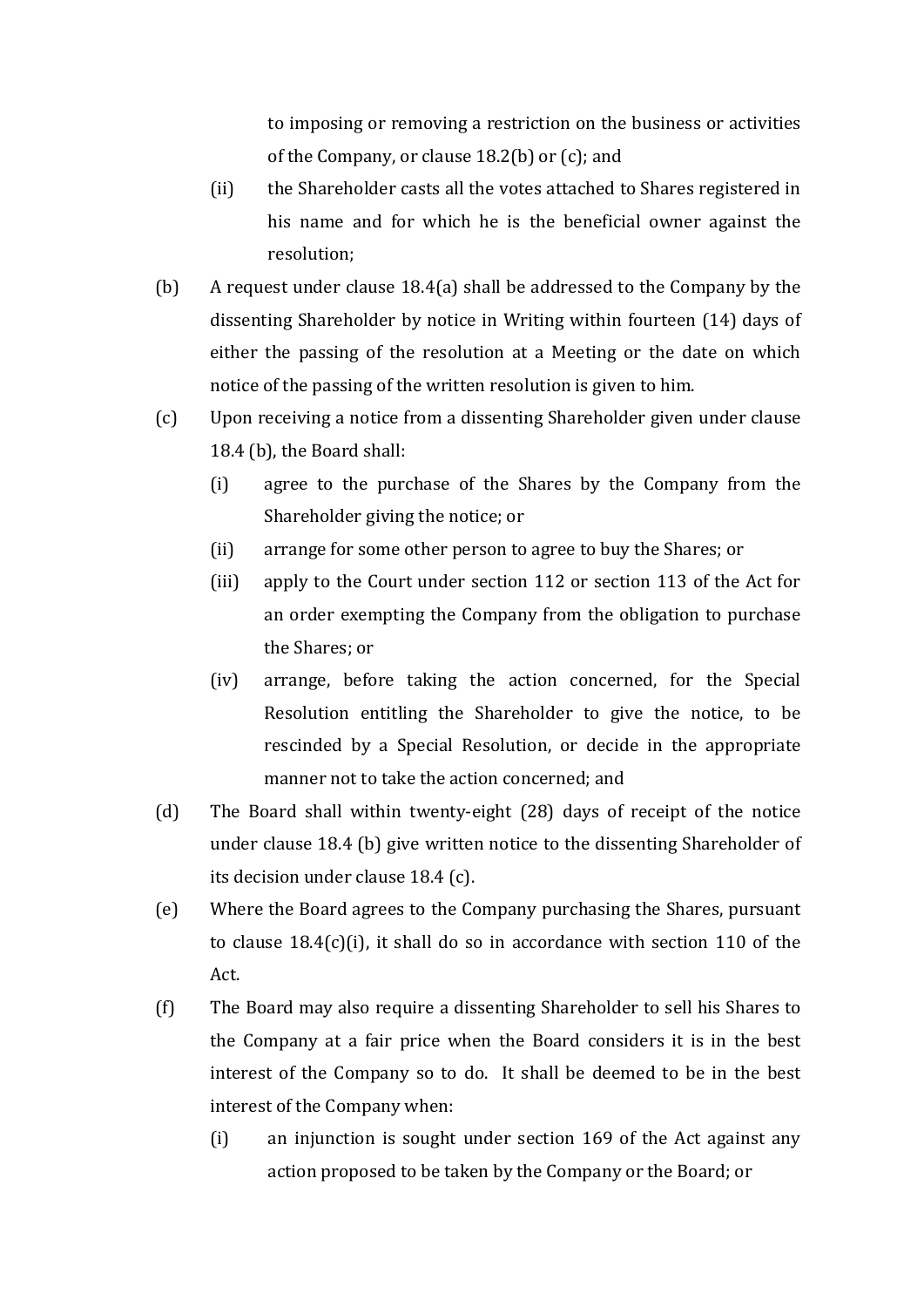to imposing or removing a restriction on the business or activities of the Company, or clause 18.2(b) or (c); and

(ii) the Shareholder casts all the votes attached to Shares registered in his name and for which he is the beneficial owner against the resolution;

(b) A request under clause 18.4(a) shall be addressed to the Company by the dissenting Shareholder by notice in Writing within fourteen (14) days of either the passing of the resolution at a Meeting or the date on which notice of the passing of the written resolution is given to him.

(c) Upon receiving a notice from a dissenting Shareholder given under clause 18.4 (b), the Board shall:

(i) agree to the purchase of the Shares by the Company from the Shareholder giving the notice; or

(ii) arrange for some other person to agree to buy the Shares; or

(iii) apply to the Court under section 112 or section 113 of the Act for an order exempting the Company from the obligation to purchase the Shares; or

(iv) arrange, before taking the action concerned, for the Special Resolution entitling the Shareholder to give the notice, to be rescinded by a Special Resolution, or decide in the appropriate manner not to take the action concerned; and

(d) The Board shall within twenty-eight (28) days of receipt of the notice under clause 18.4 (b) give written notice to the dissenting Shareholder of its decision under clause 18.4 (c).

(e) Where the Board agrees to the Company purchasing the Shares, pursuant to clause 18.4(c)(i), it shall do so in accordance with section 110 of the Act.

(f) The Board may also require a dissenting Shareholder to sell his Shares to the Company at a fair price when the Board considers it is in the best interest of the Company so to do. It shall be deemed to be in the best interest of the Company when:

(i) an injunction is sought under section 169 of the Act against any action proposed to be taken by the Company or the Board; or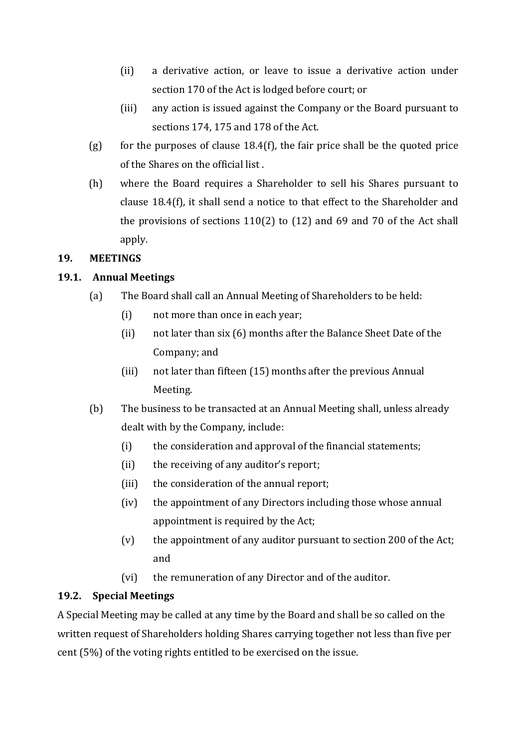(ii) a derivative action, or leave to issue a derivative action under section 170 of the Act is lodged before court; or

(iii) any action is issued against the Company or the Board pursuant to sections 174, 175 and 178 of the Act.

(g) for the purposes of clause 18.4(f), the fair price shall be the quoted price of the Shares on the official list .

(h) where the Board requires a Shareholder to sell his Shares pursuant to clause 18.4(f), it shall send a notice to that effect to the Shareholder and the provisions of sections 110(2) to (12) and 69 and 70 of the Act shall apply.

## 19. MEETINGS

### 19.1. Annual Meetings

(a) The Board shall call an Annual Meeting of Shareholders to be held:

(i) not more than once in each year;

(ii) not later than six (6) months after the Balance Sheet Date of the Company; and

(iii) not later than fifteen (15) months after the previous Annual Meeting.

(b) The business to be transacted at an Annual Meeting shall, unless already dealt with by the Company, include:

(i) the consideration and approval of the financial statements;

(ii) the receiving of any auditor's report;

(iii) the consideration of the annual report;

(iv) the appointment of any Directors including those whose annual appointment is required by the Act;

(v) the appointment of any auditor pursuant to section 200 of the Act; and

(vi) the remuneration of any Director and of the auditor.

### 19.2. Special Meetings

A Special Meeting may be called at any time by the Board and shall be so called on the written request of Shareholders holding Shares carrying together not less than five per cent (5%) of the voting rights entitled to be exercised on the issue.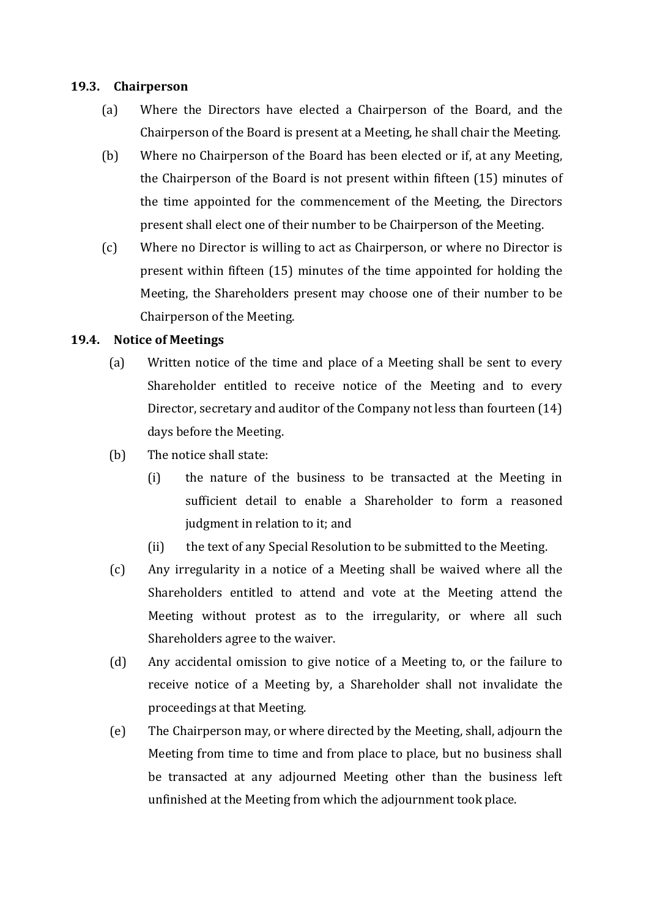### 19.3. Chairperson

(a) Where the Directors have elected a Chairperson of the Board, and the Chairperson of the Board is present at a Meeting, he shall chair the Meeting.

(b) Where no Chairperson of the Board has been elected or if, at any Meeting, the Chairperson of the Board is not present within fifteen (15) minutes of the time appointed for the commencement of the Meeting, the Directors present shall elect one of their number to be Chairperson of the Meeting.

(c) Where no Director is willing to act as Chairperson, or where no Director is present within fifteen (15) minutes of the time appointed for holding the Meeting, the Shareholders present may choose one of their number to be Chairperson of the Meeting.

### 19.4. Notice of Meetings

(a) Written notice of the time and place of a Meeting shall be sent to every Shareholder entitled to receive notice of the Meeting and to every Director, secretary and auditor of the Company not less than fourteen (14) days before the Meeting.

(b) The notice shall state:

(i) the nature of the business to be transacted at the Meeting in sufficient detail to enable a Shareholder to form a reasoned judgment in relation to it; and

(ii) the text of any Special Resolution to be submitted to the Meeting.

(c) Any irregularity in a notice of a Meeting shall be waived where all the Shareholders entitled to attend and vote at the Meeting attend the Meeting without protest as to the irregularity, or where all such Shareholders agree to the waiver.

(d) Any accidental omission to give notice of a Meeting to, or the failure to receive notice of a Meeting by, a Shareholder shall not invalidate the proceedings at that Meeting.

(e) The Chairperson may, or where directed by the Meeting, shall, adjourn the Meeting from time to time and from place to place, but no business shall be transacted at any adjourned Meeting other than the business left unfinished at the Meeting from which the adjournment took place.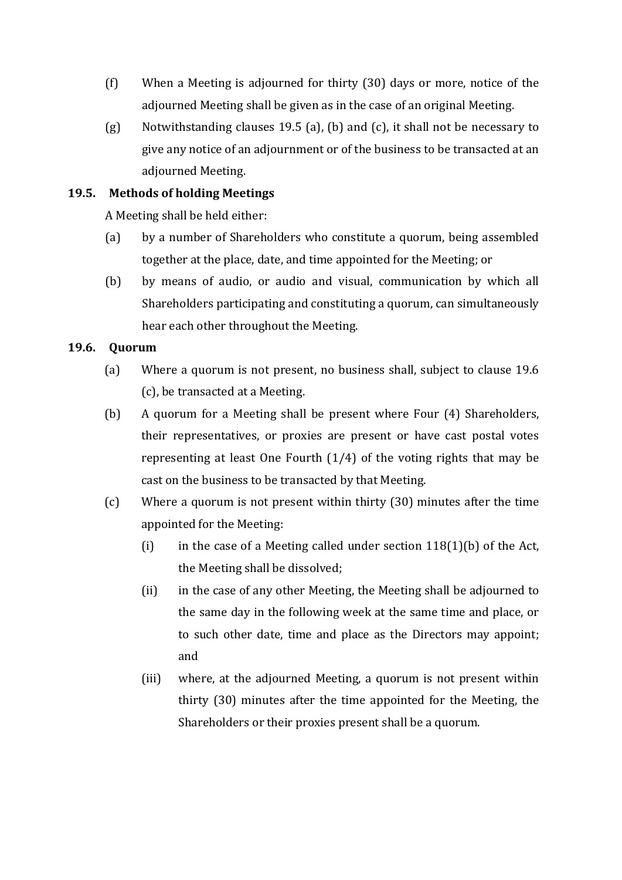(f) When a Meeting is adjourned for thirty (30) days or more, notice of the adjourned Meeting shall be given as in the case of an original Meeting.

(g) Notwithstanding clauses 19.5 (a), (b) and (c), it shall not be necessary to give any notice of an adjournment or of the business to be transacted at an adjourned Meeting.

### 19.5. Methods of holding Meetings

A Meeting shall be held either:

(a) by a number of Shareholders who constitute a quorum, being assembled together at the place, date, and time appointed for the Meeting; or

(b) by means of audio, or audio and visual, communication by which all Shareholders participating and constituting a quorum, can simultaneously hear each other throughout the Meeting.

### 19.6. Quorum

(a) Where a quorum is not present, no business shall, subject to clause 19.6 (c), be transacted at a Meeting.

(b) A quorum for a Meeting shall be present where Four (4) Shareholders, their representatives, or proxies are present or have cast postal votes representing at least One Fourth (1/4) of the voting rights that may be cast on the business to be transacted by that Meeting.

(c) Where a quorum is not present within thirty (30) minutes after the time appointed for the Meeting:

  (i) in the case of a Meeting called under section 118(1)(b) of the Act, the Meeting shall be dissolved;

  (ii) in the case of any other Meeting, the Meeting shall be adjourned to the same day in the following week at the same time and place, or to such other date, time and place as the Directors may appoint; and

  (iii) where, at the adjourned Meeting, a quorum is not present within thirty (30) minutes after the time appointed for the Meeting, the Shareholders or their proxies present shall be a quorum.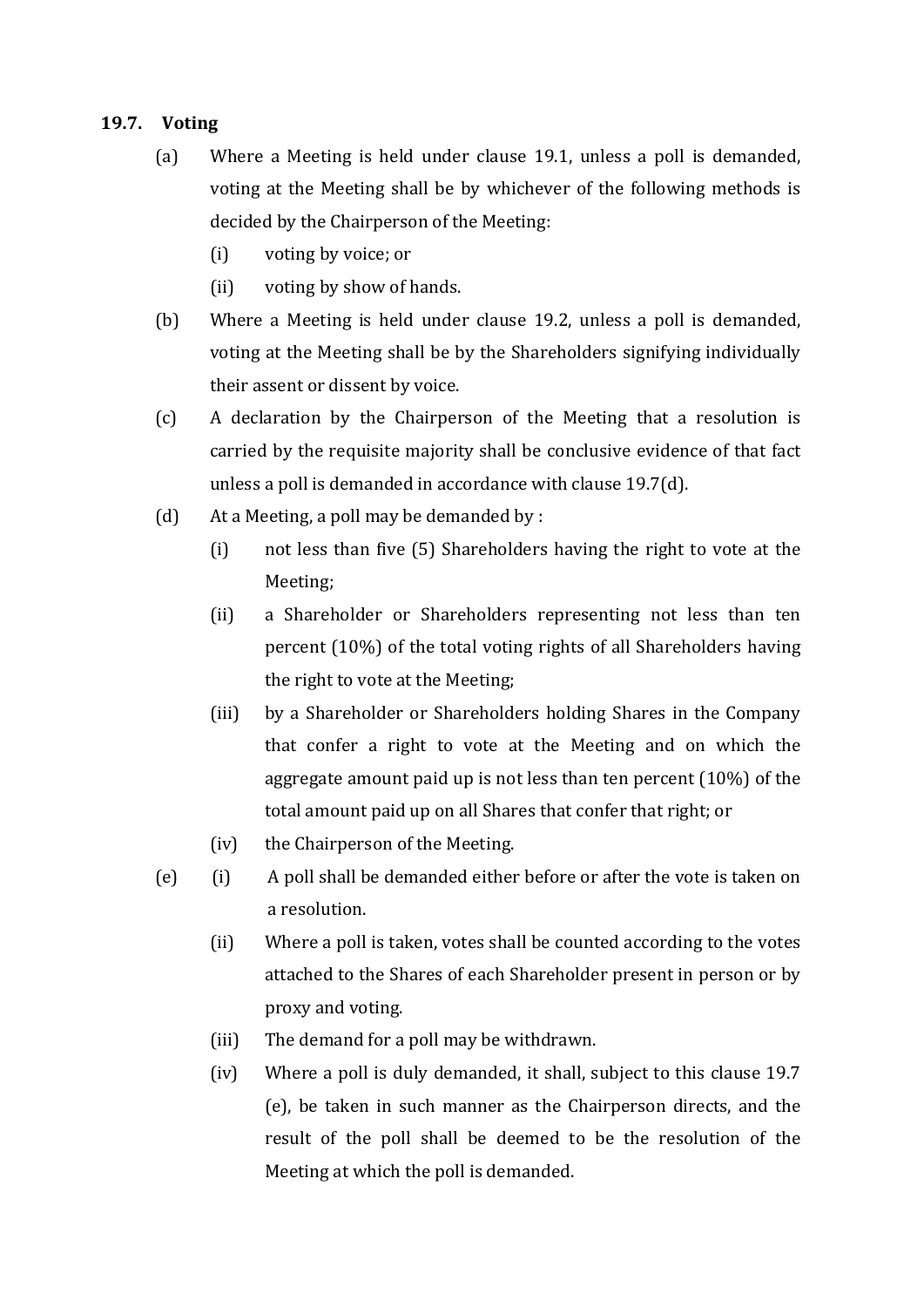### 19.7. Voting

(a) Where a Meeting is held under clause 19.1, unless a poll is demanded, voting at the Meeting shall be by whichever of the following methods is decided by the Chairperson of the Meeting:

  (i) voting by voice; or

  (ii) voting by show of hands.

(b) Where a Meeting is held under clause 19.2, unless a poll is demanded, voting at the Meeting shall be by the Shareholders signifying individually their assent or dissent by voice.

(c) A declaration by the Chairperson of the Meeting that a resolution is carried by the requisite majority shall be conclusive evidence of that fact unless a poll is demanded in accordance with clause 19.7(d).

(d) At a Meeting, a poll may be demanded by :

  (i) not less than five (5) Shareholders having the right to vote at the Meeting;

  (ii) a Shareholder or Shareholders representing not less than ten percent (10%) of the total voting rights of all Shareholders having the right to vote at the Meeting;

  (iii) by a Shareholder or Shareholders holding Shares in the Company that confer a right to vote at the Meeting and on which the aggregate amount paid up is not less than ten percent (10%) of the total amount paid up on all Shares that confer that right; or

  (iv) the Chairperson of the Meeting.

(e) (i) A poll shall be demanded either before or after the vote is taken on a resolution.

  (ii) Where a poll is taken, votes shall be counted according to the votes attached to the Shares of each Shareholder present in person or by proxy and voting.

  (iii) The demand for a poll may be withdrawn.

  (iv) Where a poll is duly demanded, it shall, subject to this clause 19.7 (e), be taken in such manner as the Chairperson directs, and the result of the poll shall be deemed to be the resolution of the Meeting at which the poll is demanded.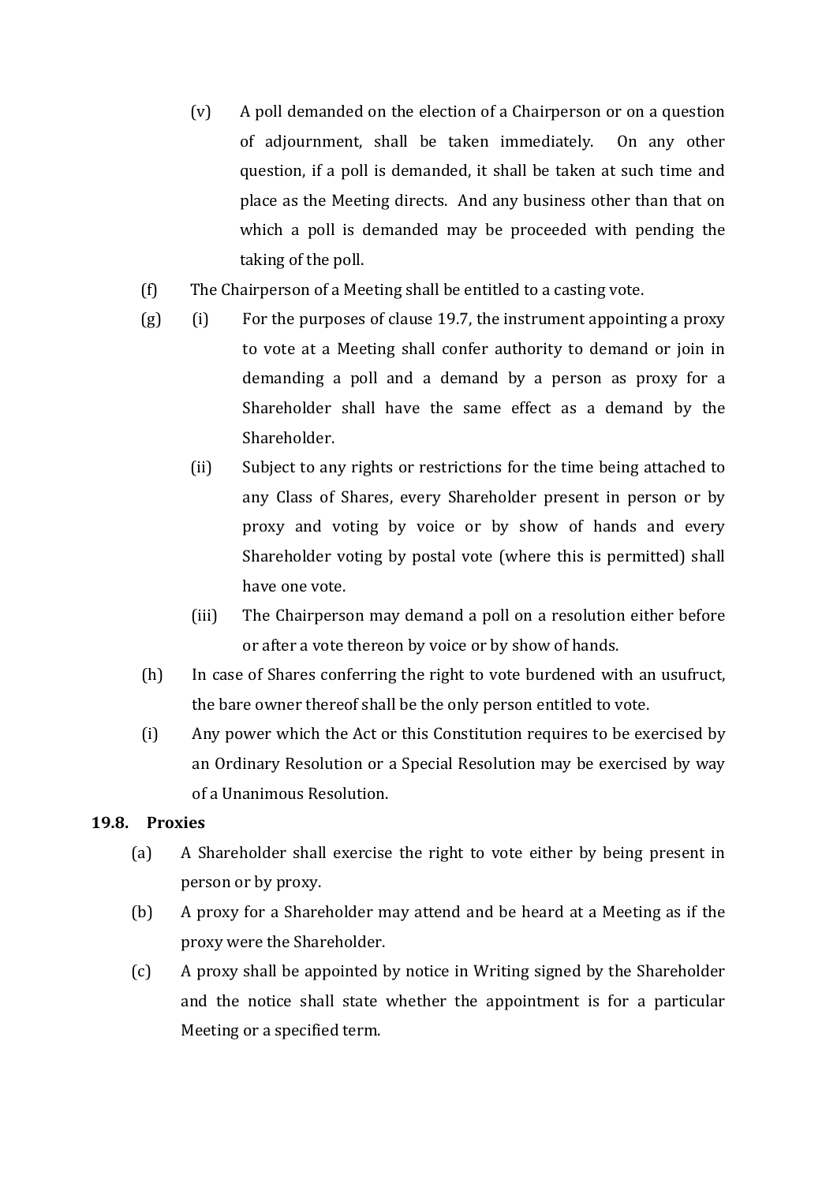(v) A poll demanded on the election of a Chairperson or on a question of adjournment, shall be taken immediately. On any other question, if a poll is demanded, it shall be taken at such time and place as the Meeting directs. And any business other than that on which a poll is demanded may be proceeded with pending the taking of the poll.

(f) The Chairperson of a Meeting shall be entitled to a casting vote.

(g) (i) For the purposes of clause 19.7, the instrument appointing a proxy to vote at a Meeting shall confer authority to demand or join in demanding a poll and a demand by a person as proxy for a Shareholder shall have the same effect as a demand by the Shareholder.

(ii) Subject to any rights or restrictions for the time being attached to any Class of Shares, every Shareholder present in person or by proxy and voting by voice or by show of hands and every Shareholder voting by postal vote (where this is permitted) shall have one vote.

(iii) The Chairperson may demand a poll on a resolution either before or after a vote thereon by voice or by show of hands.

(h) In case of Shares conferring the right to vote burdened with an usufruct, the bare owner thereof shall be the only person entitled to vote.

(i) Any power which the Act or this Constitution requires to be exercised by an Ordinary Resolution or a Special Resolution may be exercised by way of a Unanimous Resolution.

**19.8. Proxies**

(a) A Shareholder shall exercise the right to vote either by being present in person or by proxy.

(b) A proxy for a Shareholder may attend and be heard at a Meeting as if the proxy were the Shareholder.

(c) A proxy shall be appointed by notice in Writing signed by the Shareholder and the notice shall state whether the appointment is for a particular Meeting or a specified term.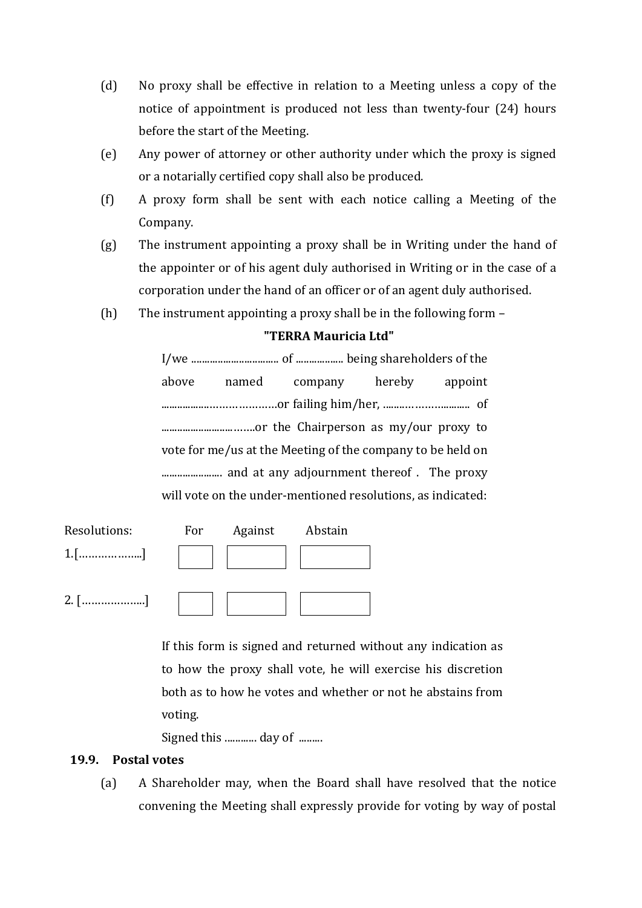(d) No proxy shall be effective in relation to a Meeting unless a copy of the notice of appointment is produced not less than twenty-four (24) hours before the start of the Meeting.

(e) Any power of attorney or other authority under which the proxy is signed or a notarially certified copy shall also be produced.

(f) A proxy form shall be sent with each notice calling a Meeting of the Company.

(g) The instrument appointing a proxy shall be in Writing under the hand of the appointer or of his agent duly authorised in Writing or in the case of a corporation under the hand of an officer or of an agent duly authorised.

(h) The instrument appointing a proxy shall be in the following form –

**"TERRA Mauricia Ltd"**

I/we .................................. of .................. being shareholders of the above named company hereby appoint ......................………………or failing him/her, ...........………........... of .............................……..or the Chairperson as my/our proxy to vote for me/us at the Meeting of the company to be held on ....................... and at any adjournment thereof . The proxy will vote on the under-mentioned resolutions, as indicated:

| Resolutions: | For | Against | Abstain |
| --- | --- | --- | --- |
| 1.[………………..] | | | |
| 2. [………………..] | | | |

If this form is signed and returned without any indication as to how the proxy shall vote, he will exercise his discretion both as to how he votes and whether or not he abstains from voting.

Signed this ............ day of .........

### 19.9. Postal votes

(a) A Shareholder may, when the Board shall have resolved that the notice convening the Meeting shall expressly provide for voting by way of postal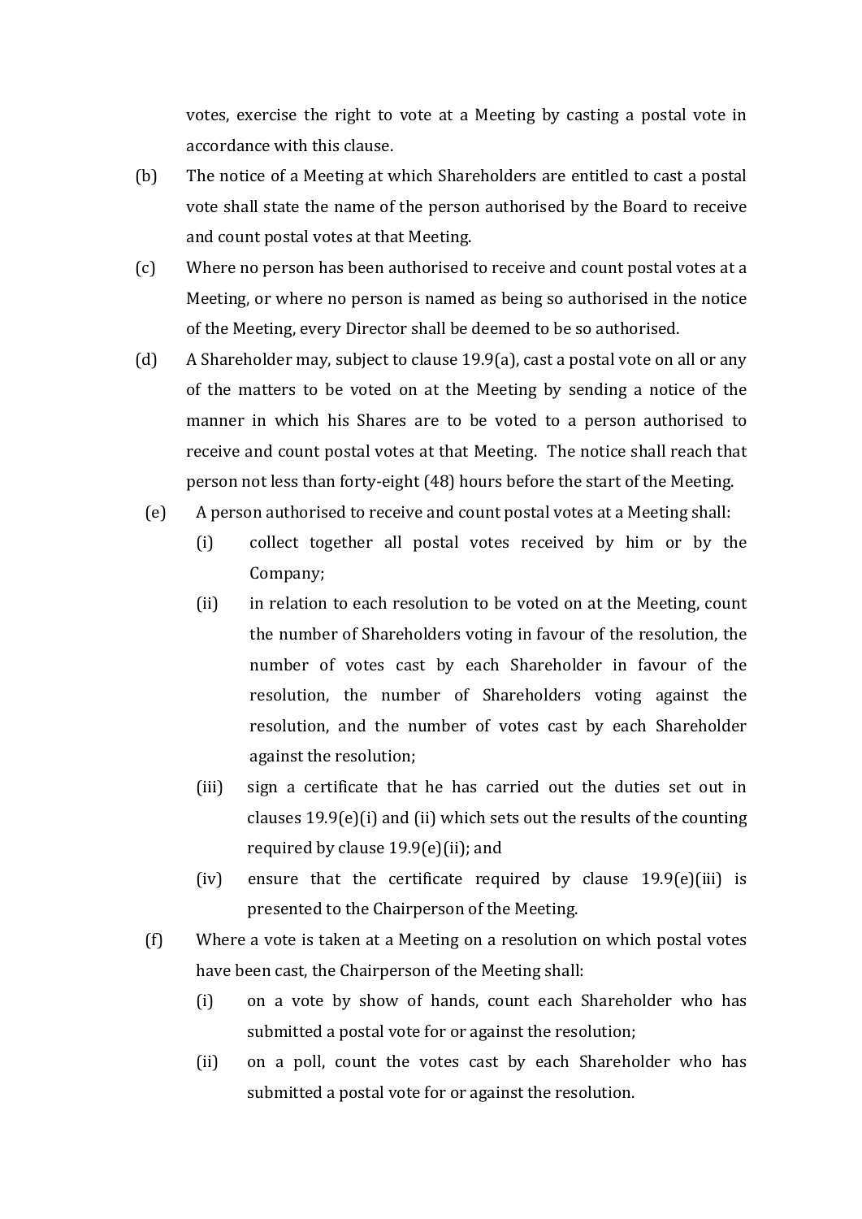votes, exercise the right to vote at a Meeting by casting a postal vote in accordance with this clause.

(b) The notice of a Meeting at which Shareholders are entitled to cast a postal vote shall state the name of the person authorised by the Board to receive and count postal votes at that Meeting.

(c) Where no person has been authorised to receive and count postal votes at a Meeting, or where no person is named as being so authorised in the notice of the Meeting, every Director shall be deemed to be so authorised.

(d) A Shareholder may, subject to clause 19.9(a), cast a postal vote on all or any of the matters to be voted on at the Meeting by sending a notice of the manner in which his Shares are to be voted to a person authorised to receive and count postal votes at that Meeting. The notice shall reach that person not less than forty-eight (48) hours before the start of the Meeting.

(e) A person authorised to receive and count postal votes at a Meeting shall:

  (i) collect together all postal votes received by him or by the Company;

  (ii) in relation to each resolution to be voted on at the Meeting, count the number of Shareholders voting in favour of the resolution, the number of votes cast by each Shareholder in favour of the resolution, the number of Shareholders voting against the resolution, and the number of votes cast by each Shareholder against the resolution;

  (iii) sign a certificate that he has carried out the duties set out in clauses 19.9(e)(i) and (ii) which sets out the results of the counting required by clause 19.9(e)(ii); and

  (iv) ensure that the certificate required by clause 19.9(e)(iii) is presented to the Chairperson of the Meeting.

(f) Where a vote is taken at a Meeting on a resolution on which postal votes have been cast, the Chairperson of the Meeting shall:

  (i) on a vote by show of hands, count each Shareholder who has submitted a postal vote for or against the resolution;

  (ii) on a poll, count the votes cast by each Shareholder who has submitted a postal vote for or against the resolution.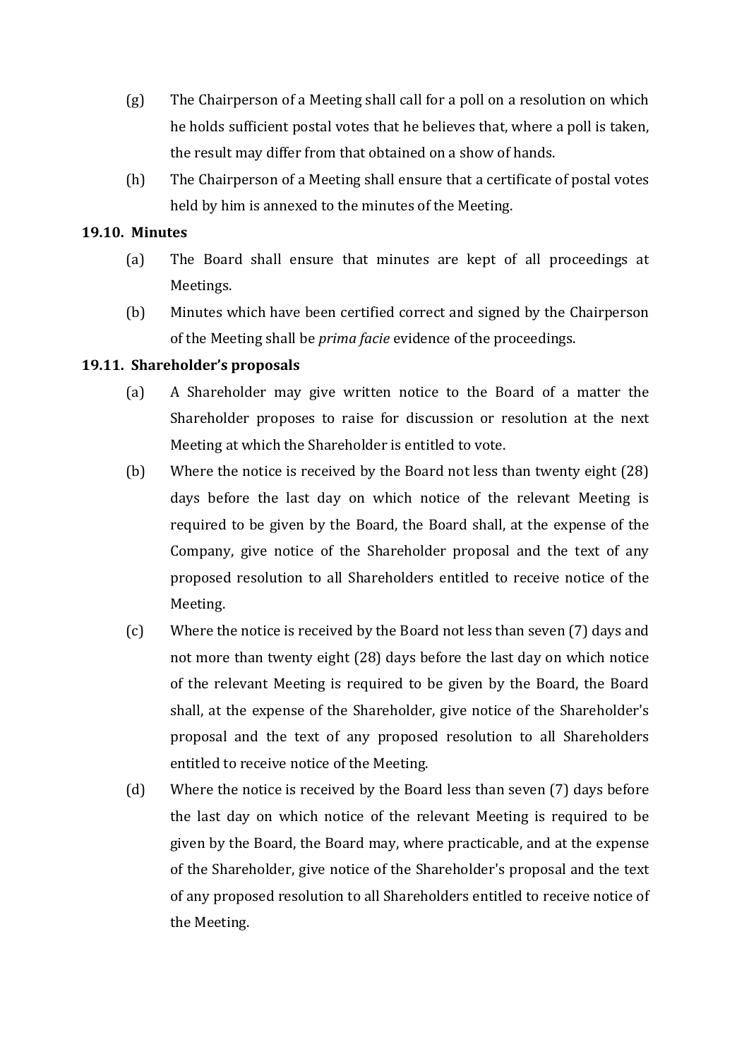(g) The Chairperson of a Meeting shall call for a poll on a resolution on which he holds sufficient postal votes that he believes that, where a poll is taken, the result may differ from that obtained on a show of hands.

(h) The Chairperson of a Meeting shall ensure that a certificate of postal votes held by him is annexed to the minutes of the Meeting.

**19.10. Minutes**

(a) The Board shall ensure that minutes are kept of all proceedings at Meetings.

(b) Minutes which have been certified correct and signed by the Chairperson of the Meeting shall be *prima facie* evidence of the proceedings.

**19.11. Shareholder's proposals**

(a) A Shareholder may give written notice to the Board of a matter the Shareholder proposes to raise for discussion or resolution at the next Meeting at which the Shareholder is entitled to vote.

(b) Where the notice is received by the Board not less than twenty eight (28) days before the last day on which notice of the relevant Meeting is required to be given by the Board, the Board shall, at the expense of the Company, give notice of the Shareholder proposal and the text of any proposed resolution to all Shareholders entitled to receive notice of the Meeting.

(c) Where the notice is received by the Board not less than seven (7) days and not more than twenty eight (28) days before the last day on which notice of the relevant Meeting is required to be given by the Board, the Board shall, at the expense of the Shareholder, give notice of the Shareholder's proposal and the text of any proposed resolution to all Shareholders entitled to receive notice of the Meeting.

(d) Where the notice is received by the Board less than seven (7) days before the last day on which notice of the relevant Meeting is required to be given by the Board, the Board may, where practicable, and at the expense of the Shareholder, give notice of the Shareholder's proposal and the text of any proposed resolution to all Shareholders entitled to receive notice of the Meeting.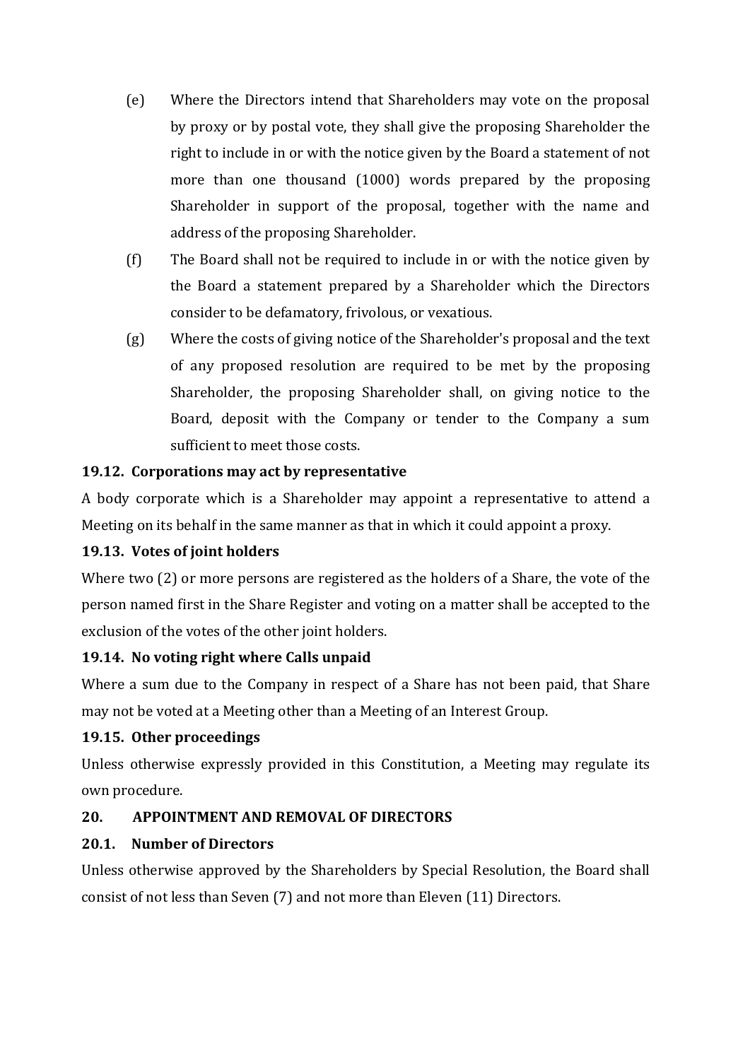(e) Where the Directors intend that Shareholders may vote on the proposal by proxy or by postal vote, they shall give the proposing Shareholder the right to include in or with the notice given by the Board a statement of not more than one thousand (1000) words prepared by the proposing Shareholder in support of the proposal, together with the name and address of the proposing Shareholder.

(f) The Board shall not be required to include in or with the notice given by the Board a statement prepared by a Shareholder which the Directors consider to be defamatory, frivolous, or vexatious.

(g) Where the costs of giving notice of the Shareholder's proposal and the text of any proposed resolution are required to be met by the proposing Shareholder, the proposing Shareholder shall, on giving notice to the Board, deposit with the Company or tender to the Company a sum sufficient to meet those costs.

**19.12. Corporations may act by representative**

A body corporate which is a Shareholder may appoint a representative to attend a Meeting on its behalf in the same manner as that in which it could appoint a proxy.

**19.13. Votes of joint holders**

Where two (2) or more persons are registered as the holders of a Share, the vote of the person named first in the Share Register and voting on a matter shall be accepted to the exclusion of the votes of the other joint holders.

**19.14. No voting right where Calls unpaid**

Where a sum due to the Company in respect of a Share has not been paid, that Share may not be voted at a Meeting other than a Meeting of an Interest Group.

**19.15. Other proceedings**

Unless otherwise expressly provided in this Constitution, a Meeting may regulate its own procedure.

## 20. APPOINTMENT AND REMOVAL OF DIRECTORS

**20.1. Number of Directors**

Unless otherwise approved by the Shareholders by Special Resolution, the Board shall consist of not less than Seven (7) and not more than Eleven (11) Directors.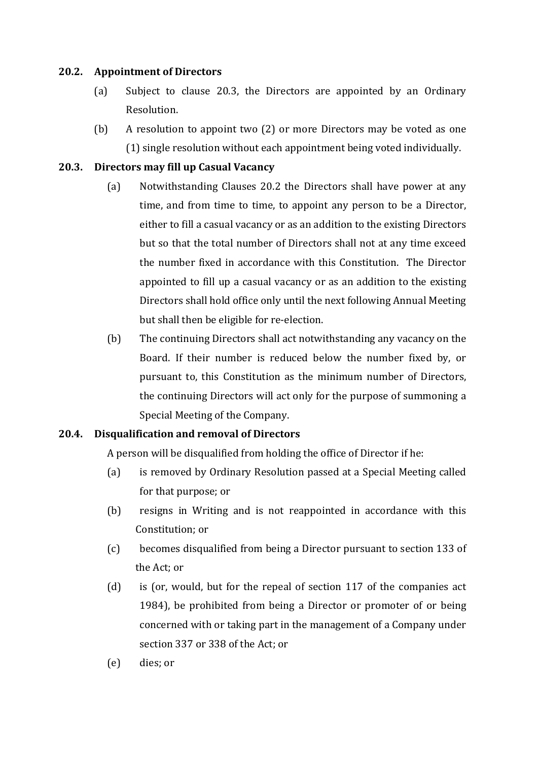### 20.2. Appointment of Directors

(a) Subject to clause 20.3, the Directors are appointed by an Ordinary Resolution.

(b) A resolution to appoint two (2) or more Directors may be voted as one (1) single resolution without each appointment being voted individually.

### 20.3. Directors may fill up Casual Vacancy

(a) Notwithstanding Clauses 20.2 the Directors shall have power at any time, and from time to time, to appoint any person to be a Director, either to fill a casual vacancy or as an addition to the existing Directors but so that the total number of Directors shall not at any time exceed the number fixed in accordance with this Constitution. The Director appointed to fill up a casual vacancy or as an addition to the existing Directors shall hold office only until the next following Annual Meeting but shall then be eligible for re-election.

(b) The continuing Directors shall act notwithstanding any vacancy on the Board. If their number is reduced below the number fixed by, or pursuant to, this Constitution as the minimum number of Directors, the continuing Directors will act only for the purpose of summoning a Special Meeting of the Company.

### 20.4. Disqualification and removal of Directors

A person will be disqualified from holding the office of Director if he:

(a) is removed by Ordinary Resolution passed at a Special Meeting called for that purpose; or

(b) resigns in Writing and is not reappointed in accordance with this Constitution; or

(c) becomes disqualified from being a Director pursuant to section 133 of the Act; or

(d) is (or, would, but for the repeal of section 117 of the companies act 1984), be prohibited from being a Director or promoter of or being concerned with or taking part in the management of a Company under section 337 or 338 of the Act; or

(e) dies; or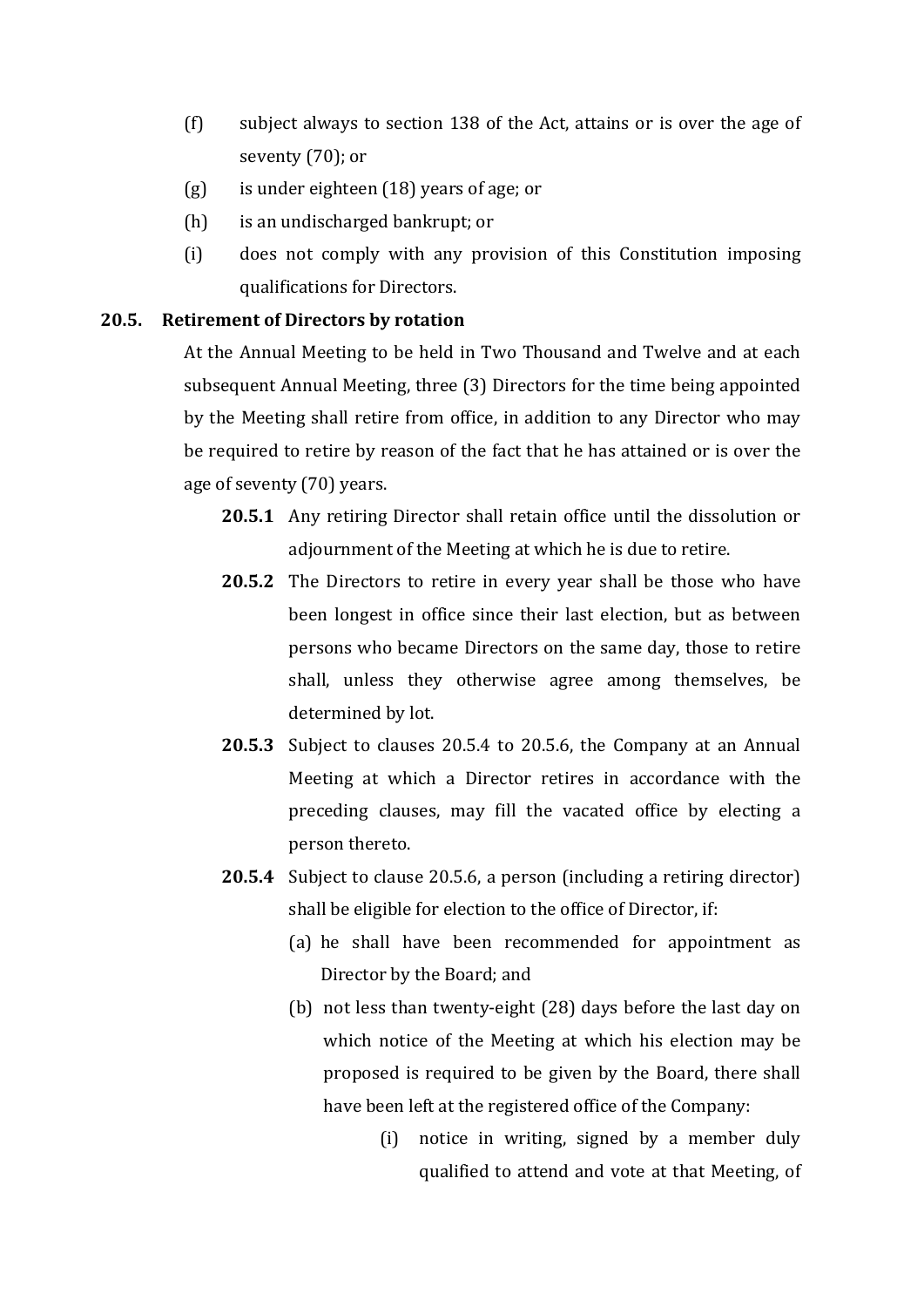(f) subject always to section 138 of the Act, attains or is over the age of seventy (70); or

(g) is under eighteen (18) years of age; or

(h) is an undischarged bankrupt; or

(i) does not comply with any provision of this Constitution imposing qualifications for Directors.

**20.5. Retirement of Directors by rotation**

At the Annual Meeting to be held in Two Thousand and Twelve and at each subsequent Annual Meeting, three (3) Directors for the time being appointed by the Meeting shall retire from office, in addition to any Director who may be required to retire by reason of the fact that he has attained or is over the age of seventy (70) years.

**20.5.1** Any retiring Director shall retain office until the dissolution or adjournment of the Meeting at which he is due to retire.

**20.5.2** The Directors to retire in every year shall be those who have been longest in office since their last election, but as between persons who became Directors on the same day, those to retire shall, unless they otherwise agree among themselves, be determined by lot.

**20.5.3** Subject to clauses 20.5.4 to 20.5.6, the Company at an Annual Meeting at which a Director retires in accordance with the preceding clauses, may fill the vacated office by electing a person thereto.

**20.5.4** Subject to clause 20.5.6, a person (including a retiring director) shall be eligible for election to the office of Director, if:

(a) he shall have been recommended for appointment as Director by the Board; and

(b) not less than twenty-eight (28) days before the last day on which notice of the Meeting at which his election may be proposed is required to be given by the Board, there shall have been left at the registered office of the Company:

(i) notice in writing, signed by a member duly qualified to attend and vote at that Meeting, of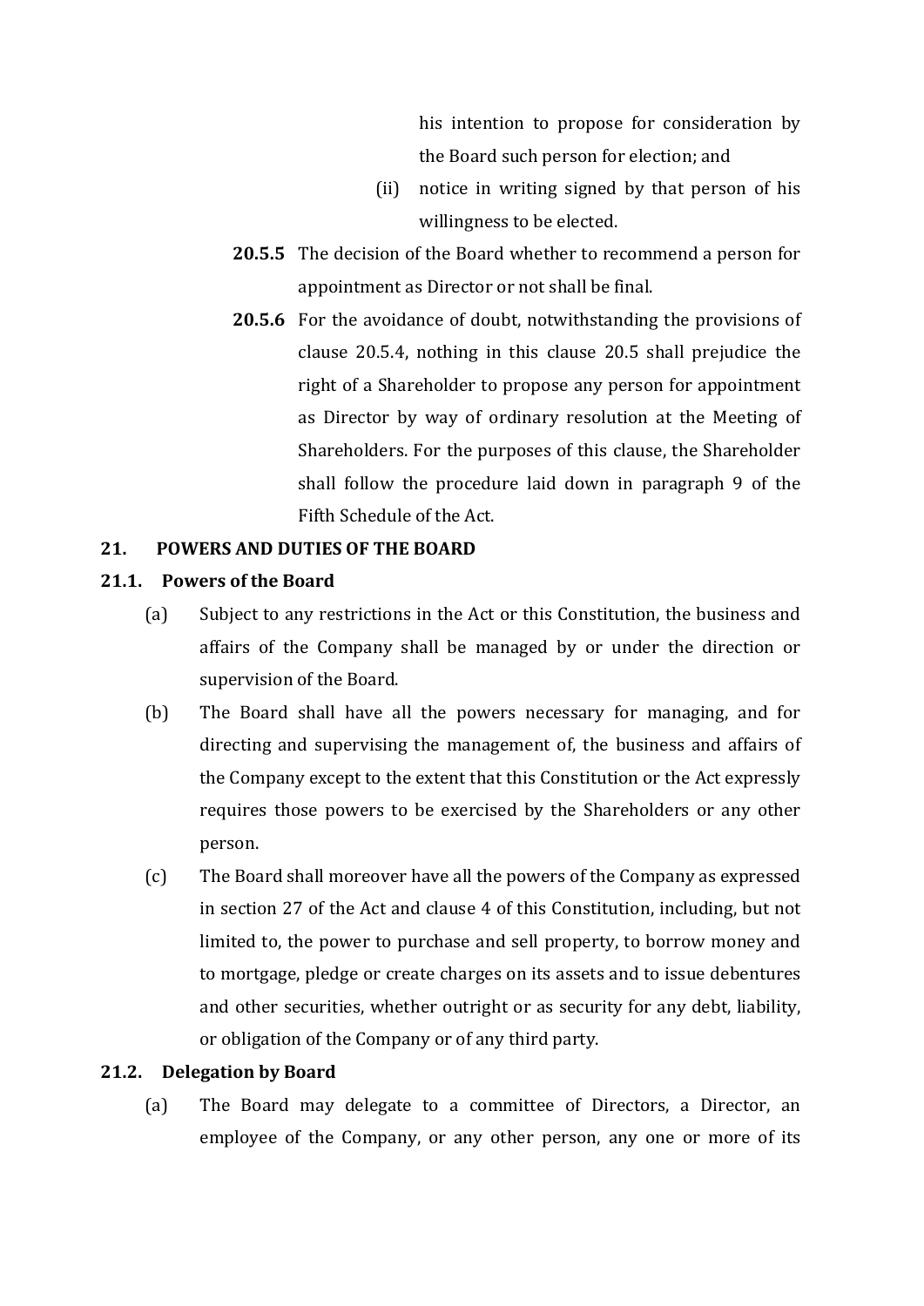his intention to propose for consideration by the Board such person for election; and

(ii) notice in writing signed by that person of his willingness to be elected.

**20.5.5** The decision of the Board whether to recommend a person for appointment as Director or not shall be final.

**20.5.6** For the avoidance of doubt, notwithstanding the provisions of clause 20.5.4, nothing in this clause 20.5 shall prejudice the right of a Shareholder to propose any person for appointment as Director by way of ordinary resolution at the Meeting of Shareholders. For the purposes of this clause, the Shareholder shall follow the procedure laid down in paragraph 9 of the Fifth Schedule of the Act.

## 21. POWERS AND DUTIES OF THE BOARD

### 21.1. Powers of the Board

(a) Subject to any restrictions in the Act or this Constitution, the business and affairs of the Company shall be managed by or under the direction or supervision of the Board.

(b) The Board shall have all the powers necessary for managing, and for directing and supervising the management of, the business and affairs of the Company except to the extent that this Constitution or the Act expressly requires those powers to be exercised by the Shareholders or any other person.

(c) The Board shall moreover have all the powers of the Company as expressed in section 27 of the Act and clause 4 of this Constitution, including, but not limited to, the power to purchase and sell property, to borrow money and to mortgage, pledge or create charges on its assets and to issue debentures and other securities, whether outright or as security for any debt, liability, or obligation of the Company or of any third party.

### 21.2. Delegation by Board

(a) The Board may delegate to a committee of Directors, a Director, an employee of the Company, or any other person, any one or more of its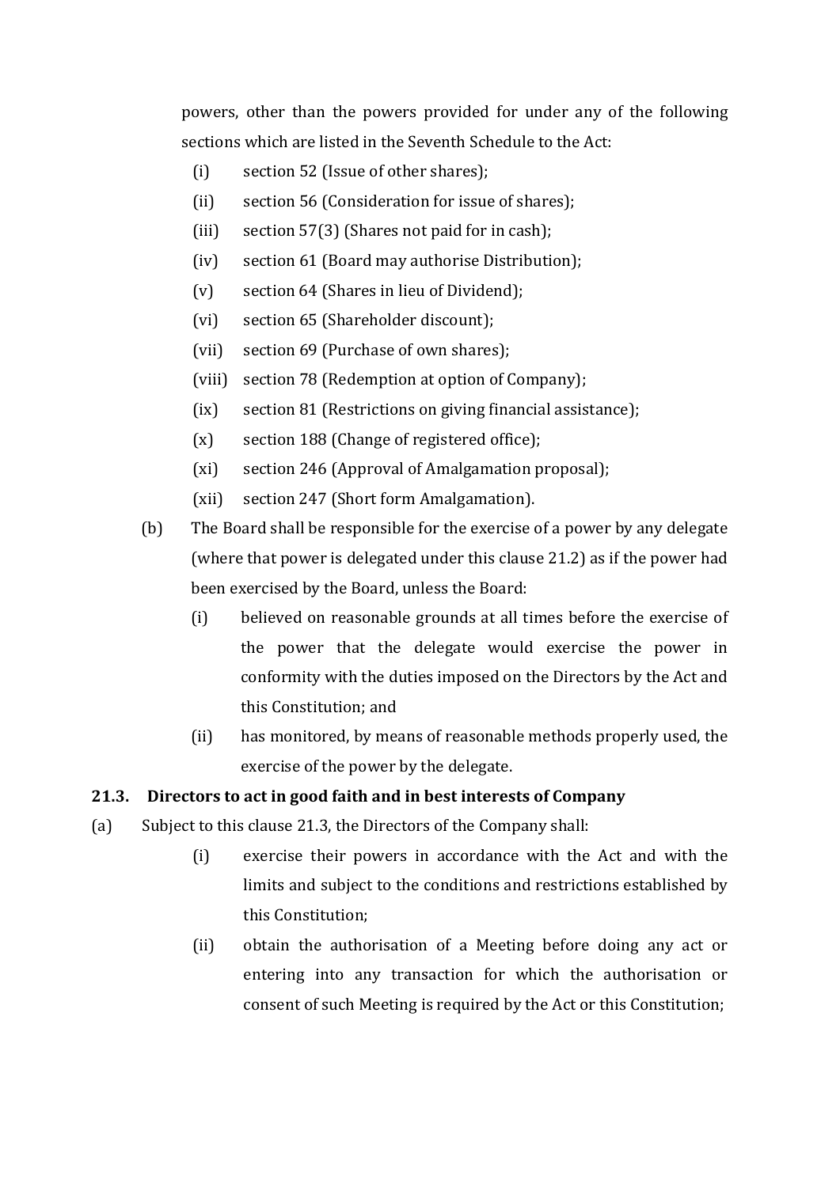powers, other than the powers provided for under any of the following sections which are listed in the Seventh Schedule to the Act:

- (i) section 52 (Issue of other shares);
- (ii) section 56 (Consideration for issue of shares);
- (iii) section 57(3) (Shares not paid for in cash);
- (iv) section 61 (Board may authorise Distribution);
- (v) section 64 (Shares in lieu of Dividend);
- (vi) section 65 (Shareholder discount);
- (vii) section 69 (Purchase of own shares);
- (viii) section 78 (Redemption at option of Company);
- (ix) section 81 (Restrictions on giving financial assistance);
- (x) section 188 (Change of registered office);
- (xi) section 246 (Approval of Amalgamation proposal);
- (xii) section 247 (Short form Amalgamation).

(b) The Board shall be responsible for the exercise of a power by any delegate (where that power is delegated under this clause 21.2) as if the power had been exercised by the Board, unless the Board:

- (i) believed on reasonable grounds at all times before the exercise of the power that the delegate would exercise the power in conformity with the duties imposed on the Directors by the Act and this Constitution; and
- (ii) has monitored, by means of reasonable methods properly used, the exercise of the power by the delegate.

**21.3. Directors to act in good faith and in best interests of Company**

(a) Subject to this clause 21.3, the Directors of the Company shall:

- (i) exercise their powers in accordance with the Act and with the limits and subject to the conditions and restrictions established by this Constitution;
- (ii) obtain the authorisation of a Meeting before doing any act or entering into any transaction for which the authorisation or consent of such Meeting is required by the Act or this Constitution;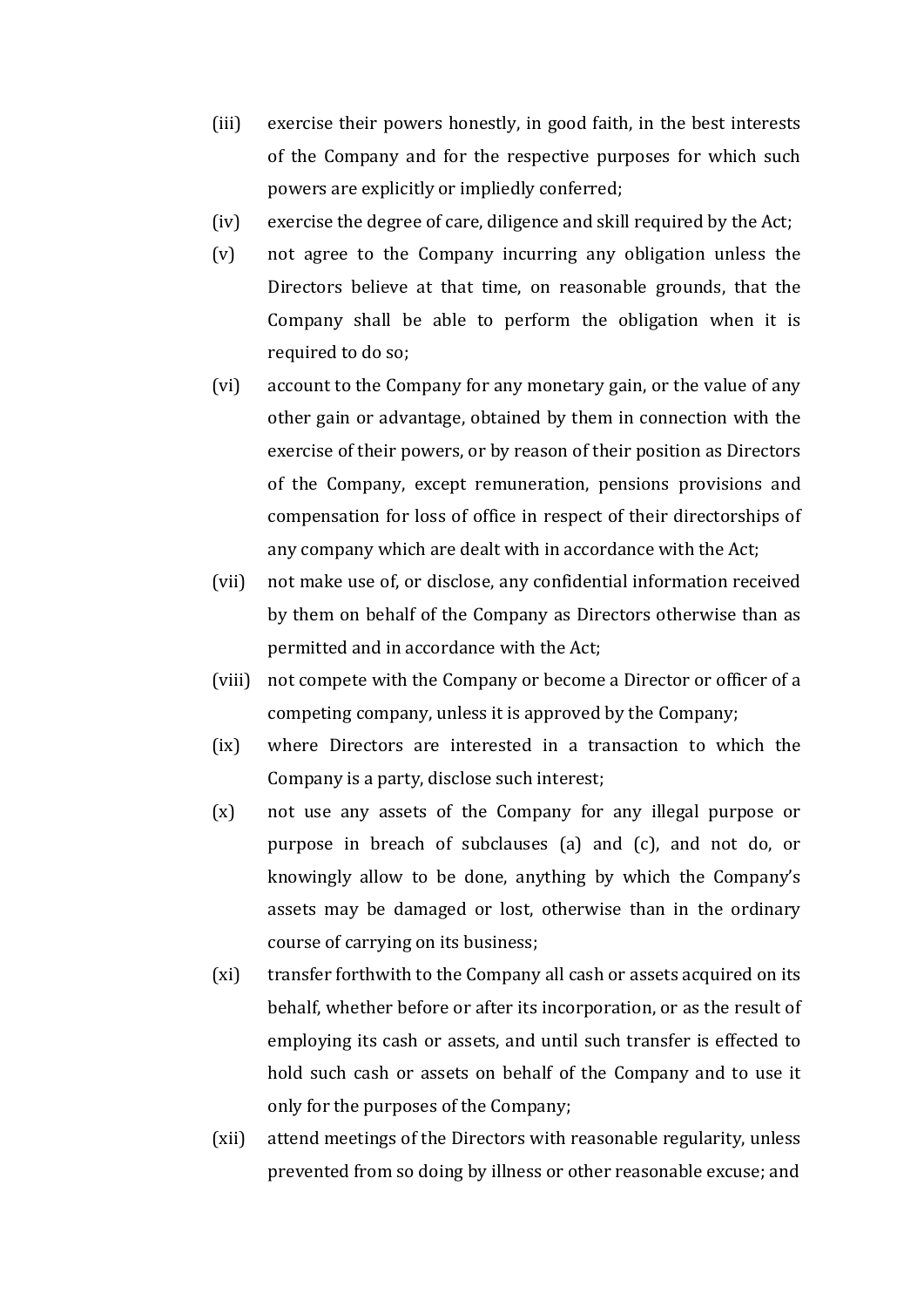(iii) exercise their powers honestly, in good faith, in the best interests of the Company and for the respective purposes for which such powers are explicitly or impliedly conferred;

(iv) exercise the degree of care, diligence and skill required by the Act;

(v) not agree to the Company incurring any obligation unless the Directors believe at that time, on reasonable grounds, that the Company shall be able to perform the obligation when it is required to do so;

(vi) account to the Company for any monetary gain, or the value of any other gain or advantage, obtained by them in connection with the exercise of their powers, or by reason of their position as Directors of the Company, except remuneration, pensions provisions and compensation for loss of office in respect of their directorships of any company which are dealt with in accordance with the Act;

(vii) not make use of, or disclose, any confidential information received by them on behalf of the Company as Directors otherwise than as permitted and in accordance with the Act;

(viii) not compete with the Company or become a Director or officer of a competing company, unless it is approved by the Company;

(ix) where Directors are interested in a transaction to which the Company is a party, disclose such interest;

(x) not use any assets of the Company for any illegal purpose or purpose in breach of subclauses (a) and (c), and not do, or knowingly allow to be done, anything by which the Company's assets may be damaged or lost, otherwise than in the ordinary course of carrying on its business;

(xi) transfer forthwith to the Company all cash or assets acquired on its behalf, whether before or after its incorporation, or as the result of employing its cash or assets, and until such transfer is effected to hold such cash or assets on behalf of the Company and to use it only for the purposes of the Company;

(xii) attend meetings of the Directors with reasonable regularity, unless prevented from so doing by illness or other reasonable excuse; and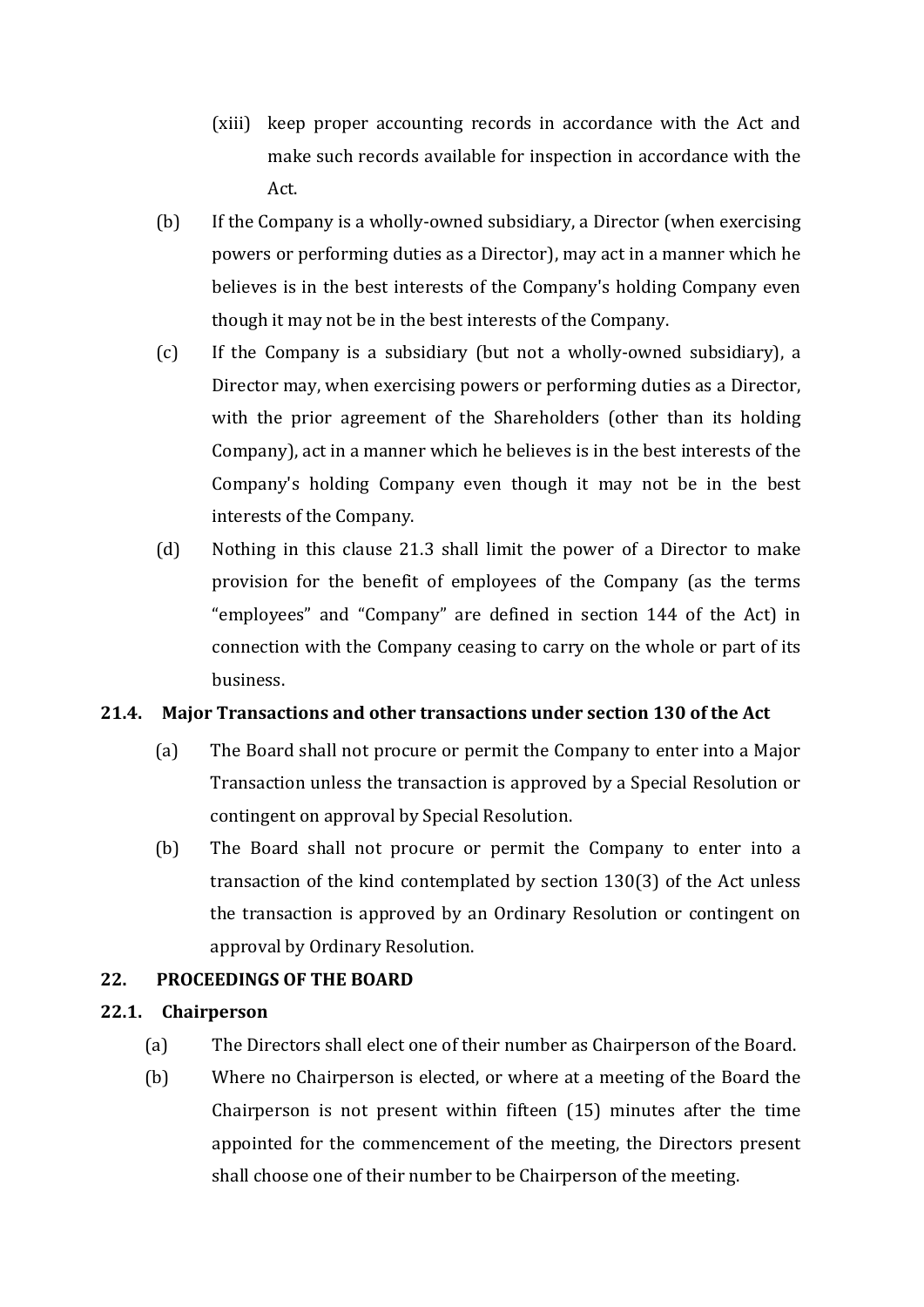(xiii) keep proper accounting records in accordance with the Act and make such records available for inspection in accordance with the Act.

(b) If the Company is a wholly-owned subsidiary, a Director (when exercising powers or performing duties as a Director), may act in a manner which he believes is in the best interests of the Company's holding Company even though it may not be in the best interests of the Company.

(c) If the Company is a subsidiary (but not a wholly-owned subsidiary), a Director may, when exercising powers or performing duties as a Director, with the prior agreement of the Shareholders (other than its holding Company), act in a manner which he believes is in the best interests of the Company's holding Company even though it may not be in the best interests of the Company.

(d) Nothing in this clause 21.3 shall limit the power of a Director to make provision for the benefit of employees of the Company (as the terms "employees" and "Company" are defined in section 144 of the Act) in connection with the Company ceasing to carry on the whole or part of its business.

### 21.4. Major Transactions and other transactions under section 130 of the Act

(a) The Board shall not procure or permit the Company to enter into a Major Transaction unless the transaction is approved by a Special Resolution or contingent on approval by Special Resolution.

(b) The Board shall not procure or permit the Company to enter into a transaction of the kind contemplated by section 130(3) of the Act unless the transaction is approved by an Ordinary Resolution or contingent on approval by Ordinary Resolution.

## 22. PROCEEDINGS OF THE BOARD

### 22.1. Chairperson

(a) The Directors shall elect one of their number as Chairperson of the Board.

(b) Where no Chairperson is elected, or where at a meeting of the Board the Chairperson is not present within fifteen (15) minutes after the time appointed for the commencement of the meeting, the Directors present shall choose one of their number to be Chairperson of the meeting.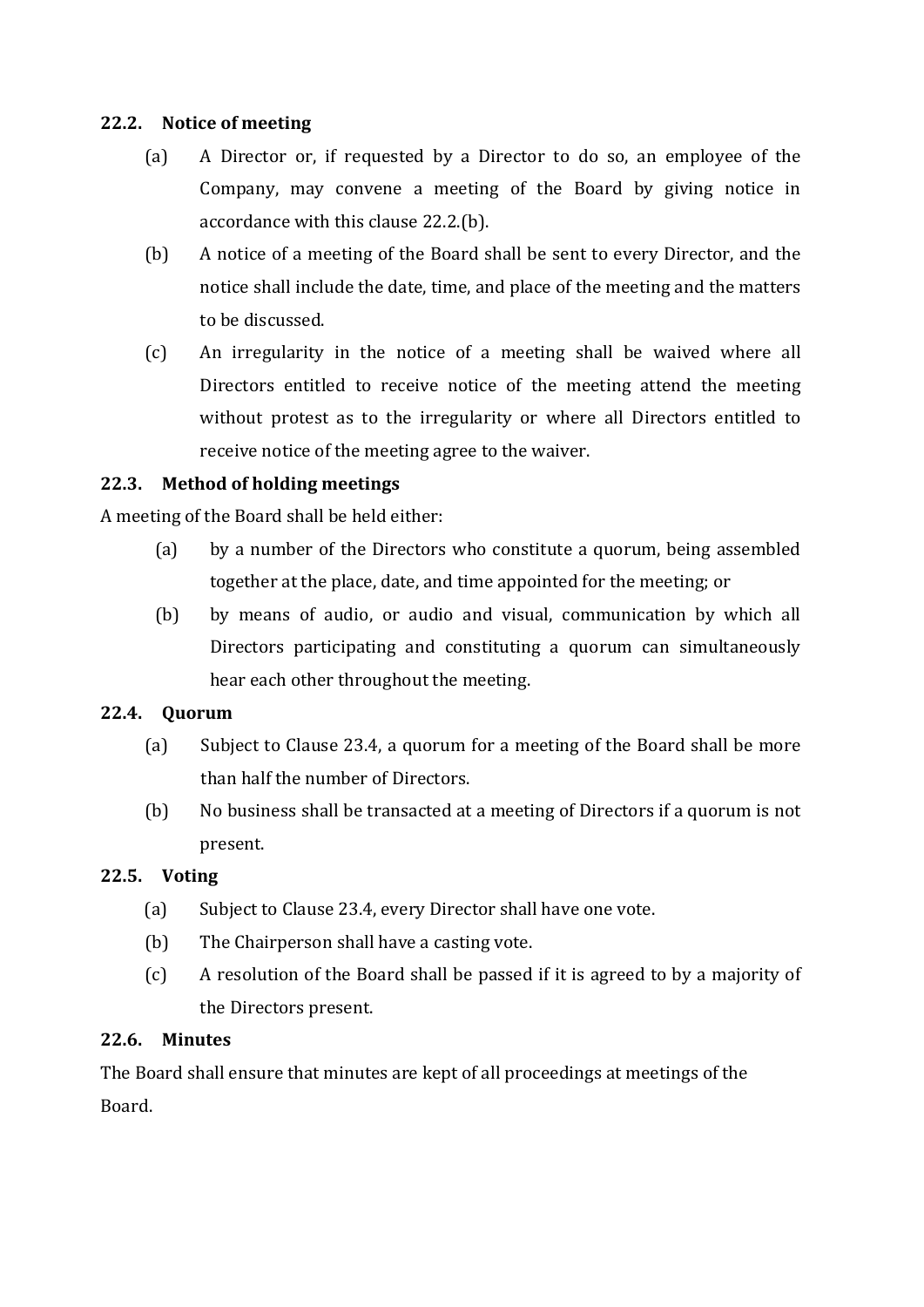### 22.2. Notice of meeting

(a) A Director or, if requested by a Director to do so, an employee of the Company, may convene a meeting of the Board by giving notice in accordance with this clause 22.2.(b).

(b) A notice of a meeting of the Board shall be sent to every Director, and the notice shall include the date, time, and place of the meeting and the matters to be discussed.

(c) An irregularity in the notice of a meeting shall be waived where all Directors entitled to receive notice of the meeting attend the meeting without protest as to the irregularity or where all Directors entitled to receive notice of the meeting agree to the waiver.

### 22.3. Method of holding meetings

A meeting of the Board shall be held either:

(a) by a number of the Directors who constitute a quorum, being assembled together at the place, date, and time appointed for the meeting; or

(b) by means of audio, or audio and visual, communication by which all Directors participating and constituting a quorum can simultaneously hear each other throughout the meeting.

### 22.4. Quorum

(a) Subject to Clause 23.4, a quorum for a meeting of the Board shall be more than half the number of Directors.

(b) No business shall be transacted at a meeting of Directors if a quorum is not present.

### 22.5. Voting

(a) Subject to Clause 23.4, every Director shall have one vote.

(b) The Chairperson shall have a casting vote.

(c) A resolution of the Board shall be passed if it is agreed to by a majority of the Directors present.

### 22.6. Minutes

The Board shall ensure that minutes are kept of all proceedings at meetings of the Board.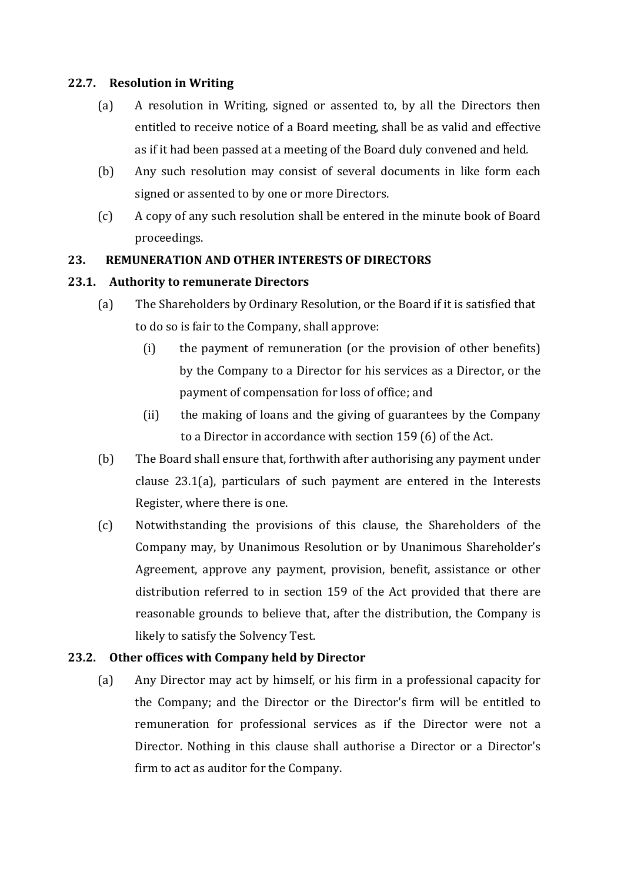### 22.7. Resolution in Writing

(a) A resolution in Writing, signed or assented to, by all the Directors then entitled to receive notice of a Board meeting, shall be as valid and effective as if it had been passed at a meeting of the Board duly convened and held.

(b) Any such resolution may consist of several documents in like form each signed or assented to by one or more Directors.

(c) A copy of any such resolution shall be entered in the minute book of Board proceedings.

## 23. REMUNERATION AND OTHER INTERESTS OF DIRECTORS

### 23.1. Authority to remunerate Directors

(a) The Shareholders by Ordinary Resolution, or the Board if it is satisfied that to do so is fair to the Company, shall approve:

(i) the payment of remuneration (or the provision of other benefits) by the Company to a Director for his services as a Director, or the payment of compensation for loss of office; and

(ii) the making of loans and the giving of guarantees by the Company to a Director in accordance with section 159 (6) of the Act.

(b) The Board shall ensure that, forthwith after authorising any payment under clause 23.1(a), particulars of such payment are entered in the Interests Register, where there is one.

(c) Notwithstanding the provisions of this clause, the Shareholders of the Company may, by Unanimous Resolution or by Unanimous Shareholder's Agreement, approve any payment, provision, benefit, assistance or other distribution referred to in section 159 of the Act provided that there are reasonable grounds to believe that, after the distribution, the Company is likely to satisfy the Solvency Test.

### 23.2. Other offices with Company held by Director

(a) Any Director may act by himself, or his firm in a professional capacity for the Company; and the Director or the Director's firm will be entitled to remuneration for professional services as if the Director were not a Director. Nothing in this clause shall authorise a Director or a Director's firm to act as auditor for the Company.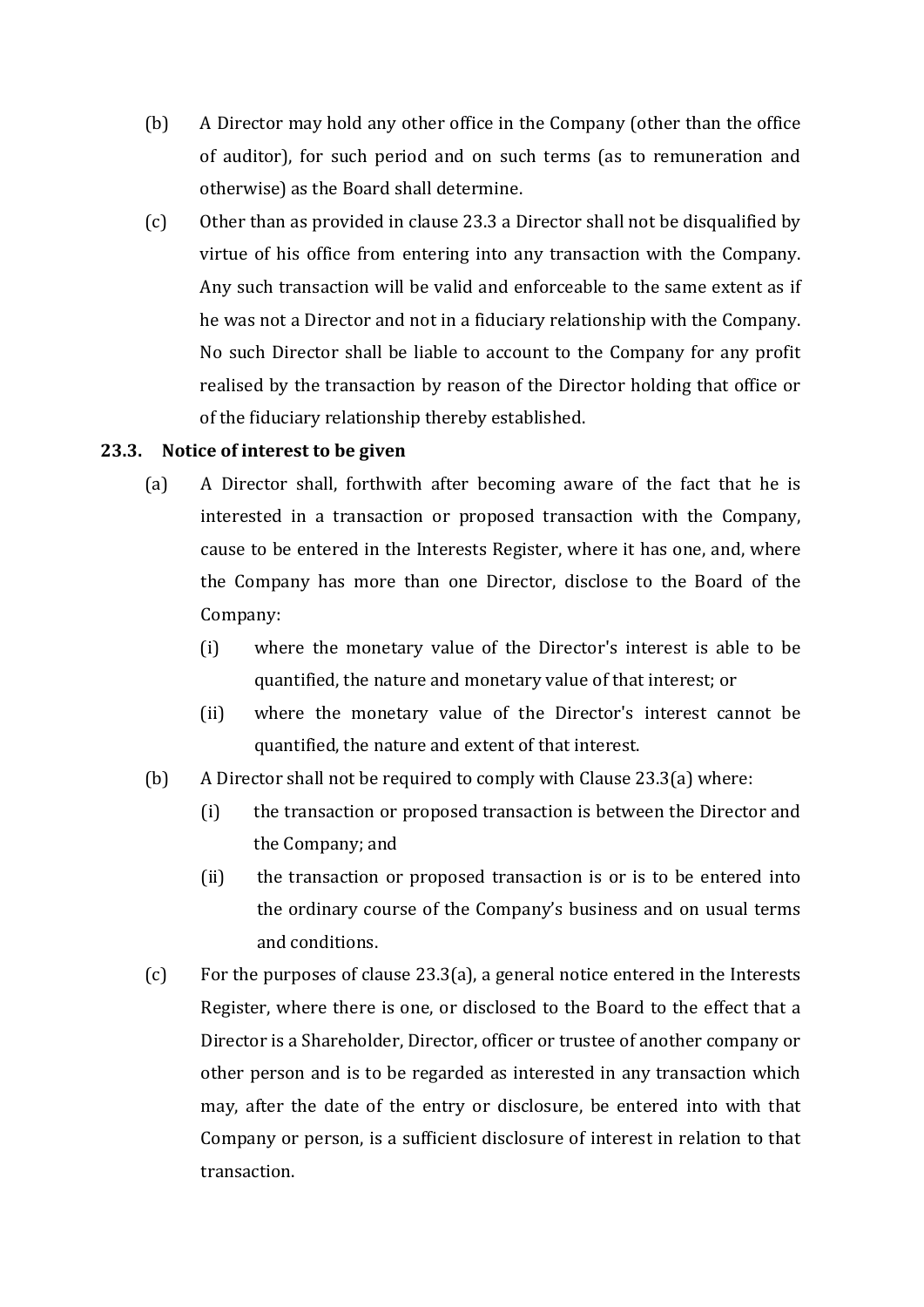(b) A Director may hold any other office in the Company (other than the office of auditor), for such period and on such terms (as to remuneration and otherwise) as the Board shall determine.

(c) Other than as provided in clause 23.3 a Director shall not be disqualified by virtue of his office from entering into any transaction with the Company. Any such transaction will be valid and enforceable to the same extent as if he was not a Director and not in a fiduciary relationship with the Company. No such Director shall be liable to account to the Company for any profit realised by the transaction by reason of the Director holding that office or of the fiduciary relationship thereby established.

**23.3. Notice of interest to be given**

(a) A Director shall, forthwith after becoming aware of the fact that he is interested in a transaction or proposed transaction with the Company, cause to be entered in the Interests Register, where it has one, and, where the Company has more than one Director, disclose to the Board of the Company:

(i) where the monetary value of the Director's interest is able to be quantified, the nature and monetary value of that interest; or

(ii) where the monetary value of the Director's interest cannot be quantified, the nature and extent of that interest.

(b) A Director shall not be required to comply with Clause 23.3(a) where:

(i) the transaction or proposed transaction is between the Director and the Company; and

(ii) the transaction or proposed transaction is or is to be entered into the ordinary course of the Company's business and on usual terms and conditions.

(c) For the purposes of clause 23.3(a), a general notice entered in the Interests Register, where there is one, or disclosed to the Board to the effect that a Director is a Shareholder, Director, officer or trustee of another company or other person and is to be regarded as interested in any transaction which may, after the date of the entry or disclosure, be entered into with that Company or person, is a sufficient disclosure of interest in relation to that transaction.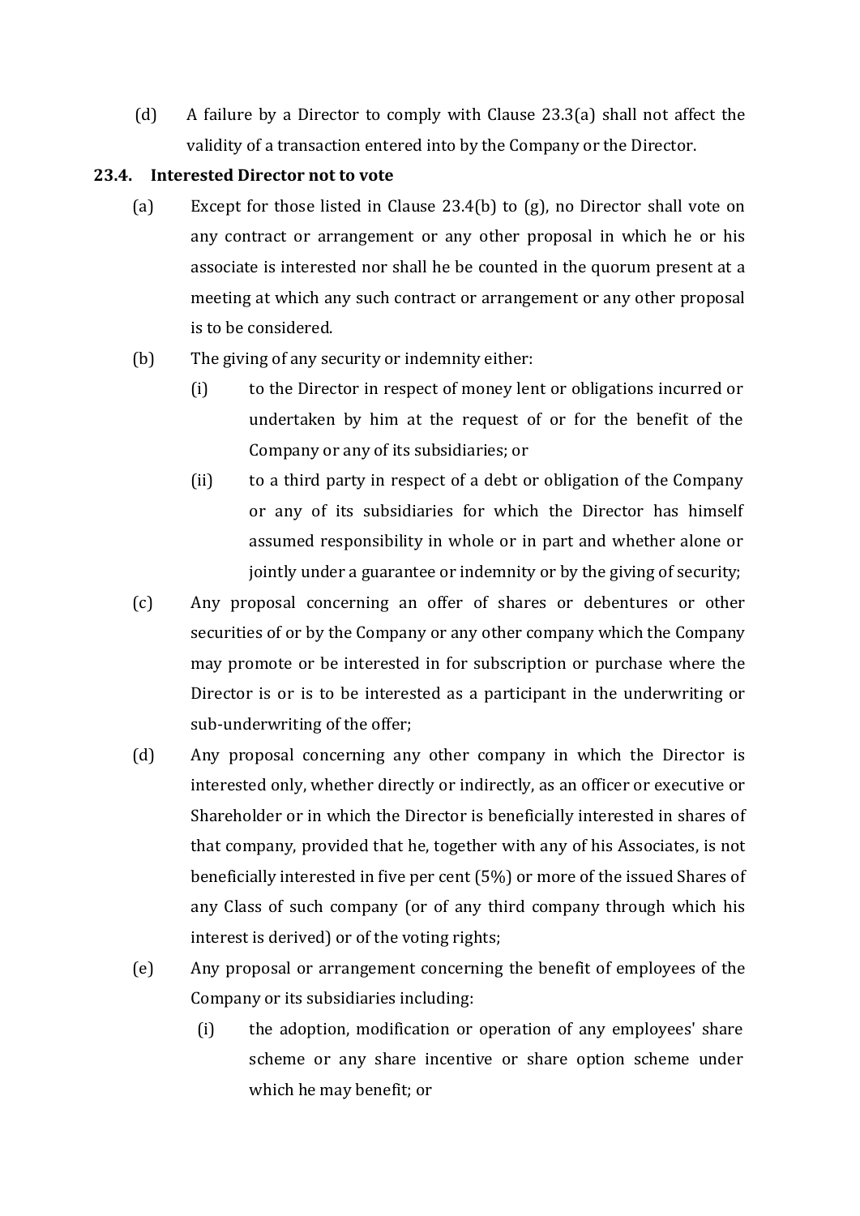(d) A failure by a Director to comply with Clause 23.3(a) shall not affect the validity of a transaction entered into by the Company or the Director.

**23.4. Interested Director not to vote**

(a) Except for those listed in Clause 23.4(b) to (g), no Director shall vote on any contract or arrangement or any other proposal in which he or his associate is interested nor shall he be counted in the quorum present at a meeting at which any such contract or arrangement or any other proposal is to be considered.

(b) The giving of any security or indemnity either:

   (i) to the Director in respect of money lent or obligations incurred or undertaken by him at the request of or for the benefit of the Company or any of its subsidiaries; or

   (ii) to a third party in respect of a debt or obligation of the Company or any of its subsidiaries for which the Director has himself assumed responsibility in whole or in part and whether alone or jointly under a guarantee or indemnity or by the giving of security;

(c) Any proposal concerning an offer of shares or debentures or other securities of or by the Company or any other company which the Company may promote or be interested in for subscription or purchase where the Director is or is to be interested as a participant in the underwriting or sub-underwriting of the offer;

(d) Any proposal concerning any other company in which the Director is interested only, whether directly or indirectly, as an officer or executive or Shareholder or in which the Director is beneficially interested in shares of that company, provided that he, together with any of his Associates, is not beneficially interested in five per cent (5%) or more of the issued Shares of any Class of such company (or of any third company through which his interest is derived) or of the voting rights;

(e) Any proposal or arrangement concerning the benefit of employees of the Company or its subsidiaries including:

   (i) the adoption, modification or operation of any employees' share scheme or any share incentive or share option scheme under which he may benefit; or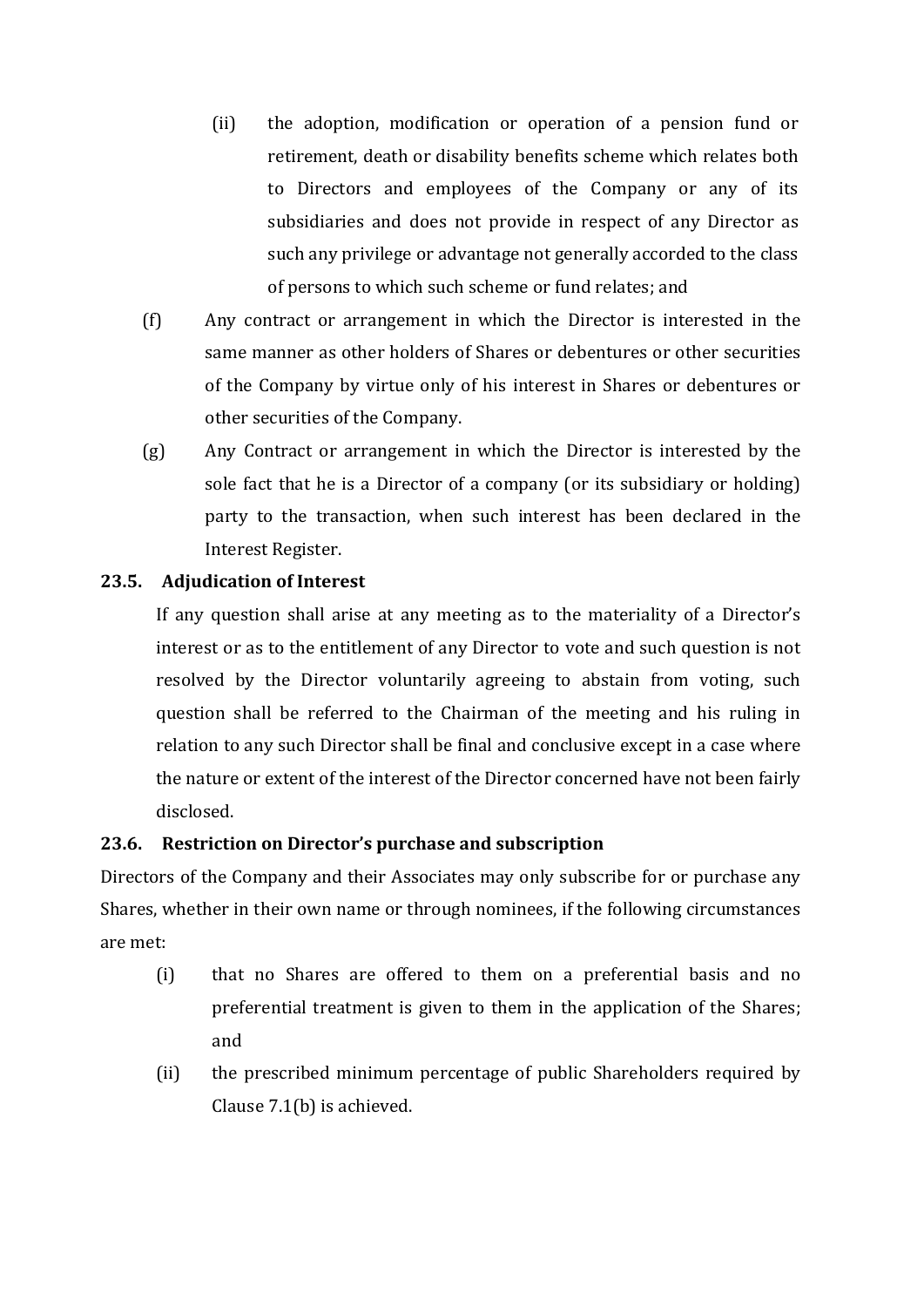(ii) the adoption, modification or operation of a pension fund or retirement, death or disability benefits scheme which relates both to Directors and employees of the Company or any of its subsidiaries and does not provide in respect of any Director as such any privilege or advantage not generally accorded to the class of persons to which such scheme or fund relates; and

(f) Any contract or arrangement in which the Director is interested in the same manner as other holders of Shares or debentures or other securities of the Company by virtue only of his interest in Shares or debentures or other securities of the Company.

(g) Any Contract or arrangement in which the Director is interested by the sole fact that he is a Director of a company (or its subsidiary or holding) party to the transaction, when such interest has been declared in the Interest Register.

**23.5. Adjudication of Interest**

If any question shall arise at any meeting as to the materiality of a Director's interest or as to the entitlement of any Director to vote and such question is not resolved by the Director voluntarily agreeing to abstain from voting, such question shall be referred to the Chairman of the meeting and his ruling in relation to any such Director shall be final and conclusive except in a case where the nature or extent of the interest of the Director concerned have not been fairly disclosed.

**23.6. Restriction on Director's purchase and subscription**

Directors of the Company and their Associates may only subscribe for or purchase any Shares, whether in their own name or through nominees, if the following circumstances are met:

(i) that no Shares are offered to them on a preferential basis and no preferential treatment is given to them in the application of the Shares; and

(ii) the prescribed minimum percentage of public Shareholders required by Clause 7.1(b) is achieved.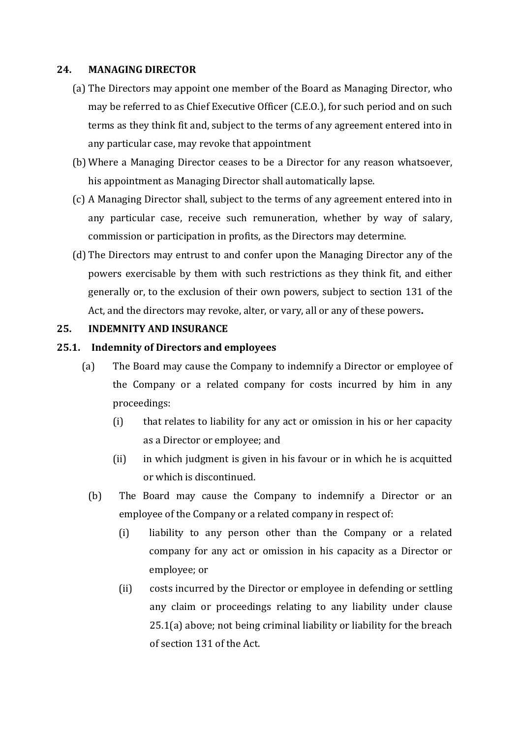## 24. MANAGING DIRECTOR

(a) The Directors may appoint one member of the Board as Managing Director, who may be referred to as Chief Executive Officer (C.E.O.), for such period and on such terms as they think fit and, subject to the terms of any agreement entered into in any particular case, may revoke that appointment

(b) Where a Managing Director ceases to be a Director for any reason whatsoever, his appointment as Managing Director shall automatically lapse.

(c) A Managing Director shall, subject to the terms of any agreement entered into in any particular case, receive such remuneration, whether by way of salary, commission or participation in profits, as the Directors may determine.

(d) The Directors may entrust to and confer upon the Managing Director any of the powers exercisable by them with such restrictions as they think fit, and either generally or, to the exclusion of their own powers, subject to section 131 of the Act, and the directors may revoke, alter, or vary, all or any of these powers**.**

## 25. INDEMNITY AND INSURANCE

### 25.1. Indemnity of Directors and employees

(a) The Board may cause the Company to indemnify a Director or employee of the Company or a related company for costs incurred by him in any proceedings:

  (i) that relates to liability for any act or omission in his or her capacity as a Director or employee; and

  (ii) in which judgment is given in his favour or in which he is acquitted or which is discontinued.

(b) The Board may cause the Company to indemnify a Director or an employee of the Company or a related company in respect of:

  (i) liability to any person other than the Company or a related company for any act or omission in his capacity as a Director or employee; or

  (ii) costs incurred by the Director or employee in defending or settling any claim or proceedings relating to any liability under clause 25.1(a) above; not being criminal liability or liability for the breach of section 131 of the Act.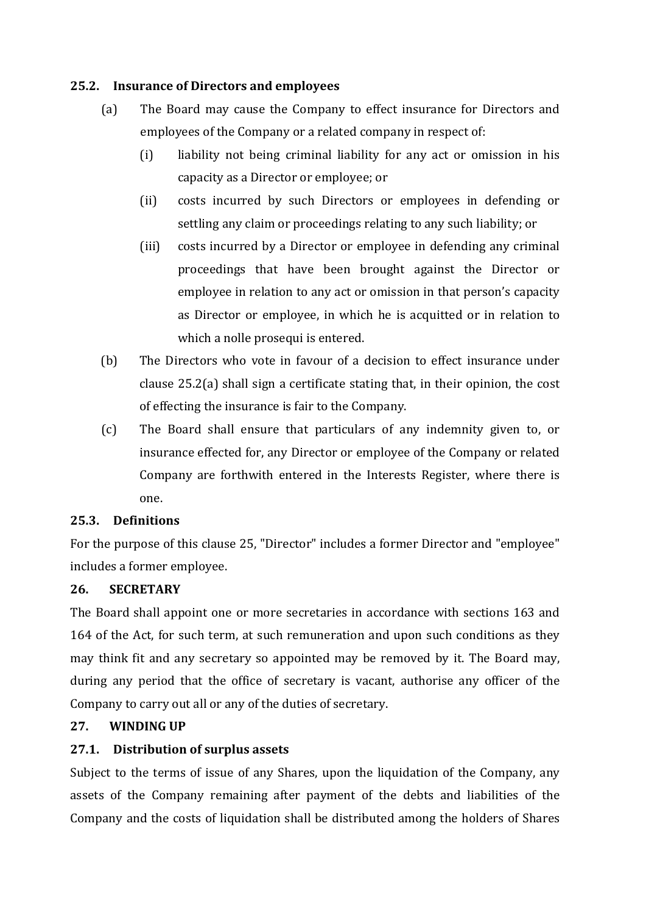### 25.2. Insurance of Directors and employees

(a) The Board may cause the Company to effect insurance for Directors and employees of the Company or a related company in respect of:

   (i) liability not being criminal liability for any act or omission in his capacity as a Director or employee; or

   (ii) costs incurred by such Directors or employees in defending or settling any claim or proceedings relating to any such liability; or

   (iii) costs incurred by a Director or employee in defending any criminal proceedings that have been brought against the Director or employee in relation to any act or omission in that person's capacity as Director or employee, in which he is acquitted or in relation to which a nolle prosequi is entered.

(b) The Directors who vote in favour of a decision to effect insurance under clause 25.2(a) shall sign a certificate stating that, in their opinion, the cost of effecting the insurance is fair to the Company.

(c) The Board shall ensure that particulars of any indemnity given to, or insurance effected for, any Director or employee of the Company or related Company are forthwith entered in the Interests Register, where there is one.

### 25.3. Definitions

For the purpose of this clause 25, "Director" includes a former Director and "employee" includes a former employee.

## 26. SECRETARY

The Board shall appoint one or more secretaries in accordance with sections 163 and 164 of the Act, for such term, at such remuneration and upon such conditions as they may think fit and any secretary so appointed may be removed by it. The Board may, during any period that the office of secretary is vacant, authorise any officer of the Company to carry out all or any of the duties of secretary.

## 27. WINDING UP

### 27.1. Distribution of surplus assets

Subject to the terms of issue of any Shares, upon the liquidation of the Company, any assets of the Company remaining after payment of the debts and liabilities of the Company and the costs of liquidation shall be distributed among the holders of Shares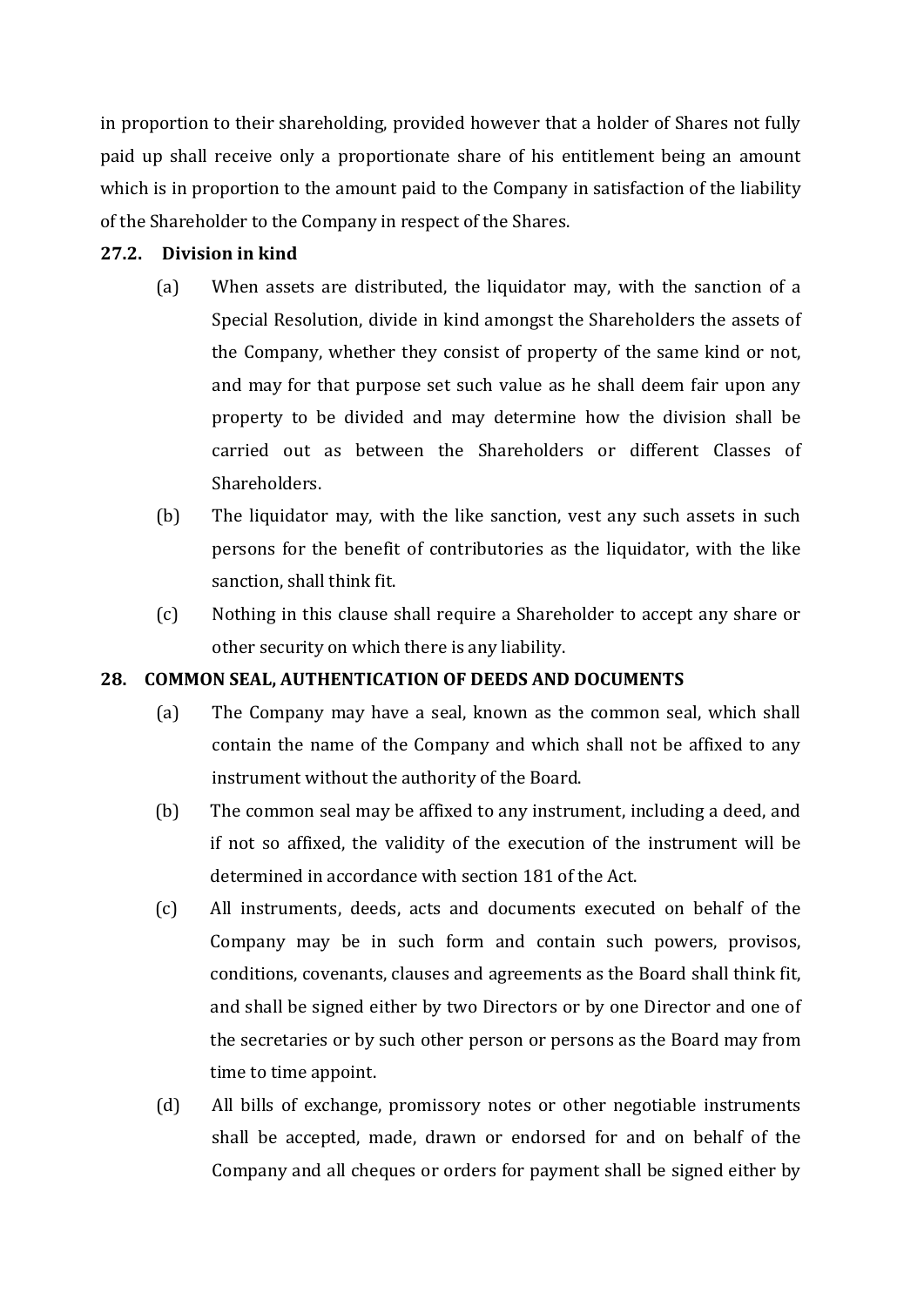in proportion to their shareholding, provided however that a holder of Shares not fully paid up shall receive only a proportionate share of his entitlement being an amount which is in proportion to the amount paid to the Company in satisfaction of the liability of the Shareholder to the Company in respect of the Shares.

### 27.2. Division in kind

(a) When assets are distributed, the liquidator may, with the sanction of a Special Resolution, divide in kind amongst the Shareholders the assets of the Company, whether they consist of property of the same kind or not, and may for that purpose set such value as he shall deem fair upon any property to be divided and may determine how the division shall be carried out as between the Shareholders or different Classes of Shareholders.

(b) The liquidator may, with the like sanction, vest any such assets in such persons for the benefit of contributories as the liquidator, with the like sanction, shall think fit.

(c) Nothing in this clause shall require a Shareholder to accept any share or other security on which there is any liability.

## 28. COMMON SEAL, AUTHENTICATION OF DEEDS AND DOCUMENTS

(a) The Company may have a seal, known as the common seal, which shall contain the name of the Company and which shall not be affixed to any instrument without the authority of the Board.

(b) The common seal may be affixed to any instrument, including a deed, and if not so affixed, the validity of the execution of the instrument will be determined in accordance with section 181 of the Act.

(c) All instruments, deeds, acts and documents executed on behalf of the Company may be in such form and contain such powers, provisos, conditions, covenants, clauses and agreements as the Board shall think fit, and shall be signed either by two Directors or by one Director and one of the secretaries or by such other person or persons as the Board may from time to time appoint.

(d) All bills of exchange, promissory notes or other negotiable instruments shall be accepted, made, drawn or endorsed for and on behalf of the Company and all cheques or orders for payment shall be signed either by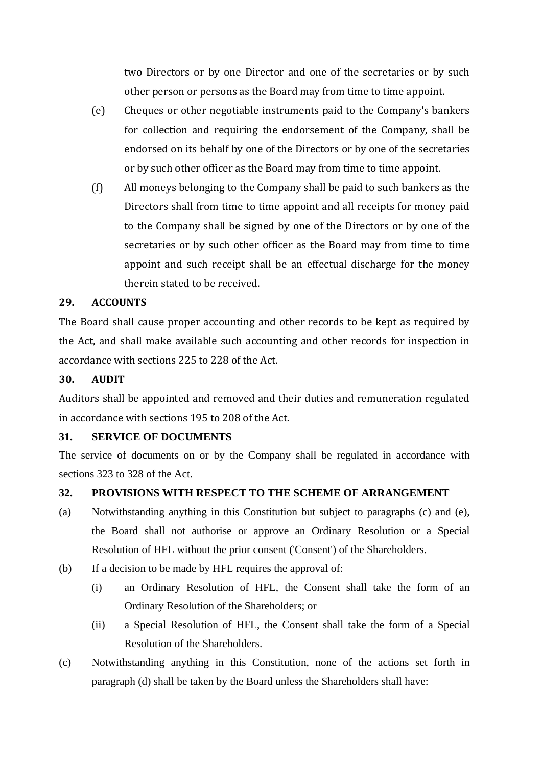two Directors or by one Director and one of the secretaries or by such other person or persons as the Board may from time to time appoint.

(e) Cheques or other negotiable instruments paid to the Company's bankers for collection and requiring the endorsement of the Company, shall be endorsed on its behalf by one of the Directors or by one of the secretaries or by such other officer as the Board may from time to time appoint.

(f) All moneys belonging to the Company shall be paid to such bankers as the Directors shall from time to time appoint and all receipts for money paid to the Company shall be signed by one of the Directors or by one of the secretaries or by such other officer as the Board may from time to time appoint and such receipt shall be an effectual discharge for the money therein stated to be received.

## 29. ACCOUNTS

The Board shall cause proper accounting and other records to be kept as required by the Act, and shall make available such accounting and other records for inspection in accordance with sections 225 to 228 of the Act.

## 30. AUDIT

Auditors shall be appointed and removed and their duties and remuneration regulated in accordance with sections 195 to 208 of the Act.

## 31. SERVICE OF DOCUMENTS

The service of documents on or by the Company shall be regulated in accordance with sections 323 to 328 of the Act.

## 32. PROVISIONS WITH RESPECT TO THE SCHEME OF ARRANGEMENT

(a) Notwithstanding anything in this Constitution but subject to paragraphs (c) and (e), the Board shall not authorise or approve an Ordinary Resolution or a Special Resolution of HFL without the prior consent ('Consent') of the Shareholders.

(b) If a decision to be made by HFL requires the approval of:

  (i) an Ordinary Resolution of HFL, the Consent shall take the form of an Ordinary Resolution of the Shareholders; or

  (ii) a Special Resolution of HFL, the Consent shall take the form of a Special Resolution of the Shareholders.

(c) Notwithstanding anything in this Constitution, none of the actions set forth in paragraph (d) shall be taken by the Board unless the Shareholders shall have: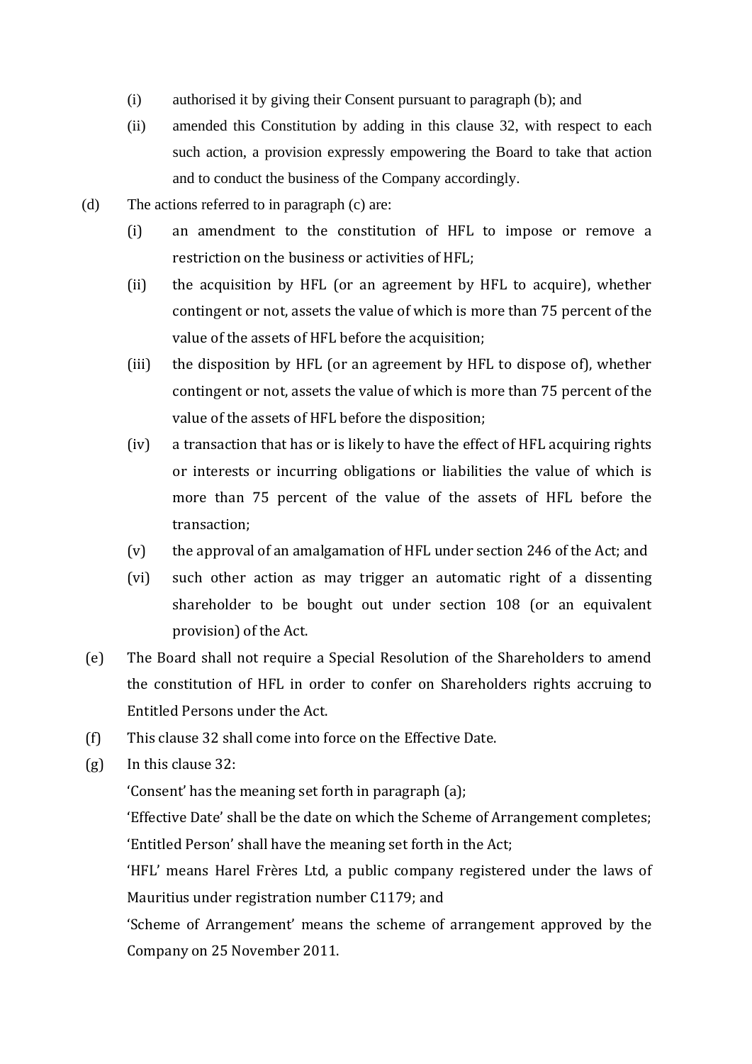(i) authorised it by giving their Consent pursuant to paragraph (b); and

(ii) amended this Constitution by adding in this clause 32, with respect to each such action, a provision expressly empowering the Board to take that action and to conduct the business of the Company accordingly.

(d) The actions referred to in paragraph (c) are:

(i) an amendment to the constitution of HFL to impose or remove a restriction on the business or activities of HFL;

(ii) the acquisition by HFL (or an agreement by HFL to acquire), whether contingent or not, assets the value of which is more than 75 percent of the value of the assets of HFL before the acquisition;

(iii) the disposition by HFL (or an agreement by HFL to dispose of), whether contingent or not, assets the value of which is more than 75 percent of the value of the assets of HFL before the disposition;

(iv) a transaction that has or is likely to have the effect of HFL acquiring rights or interests or incurring obligations or liabilities the value of which is more than 75 percent of the value of the assets of HFL before the transaction;

(v) the approval of an amalgamation of HFL under section 246 of the Act; and

(vi) such other action as may trigger an automatic right of a dissenting shareholder to be bought out under section 108 (or an equivalent provision) of the Act.

(e) The Board shall not require a Special Resolution of the Shareholders to amend the constitution of HFL in order to confer on Shareholders rights accruing to Entitled Persons under the Act.

(f) This clause 32 shall come into force on the Effective Date.

(g) In this clause 32:

'Consent' has the meaning set forth in paragraph (a);

'Effective Date' shall be the date on which the Scheme of Arrangement completes;

'Entitled Person' shall have the meaning set forth in the Act;

'HFL' means Harel Frères Ltd, a public company registered under the laws of Mauritius under registration number C1179; and

'Scheme of Arrangement' means the scheme of arrangement approved by the Company on 25 November 2011.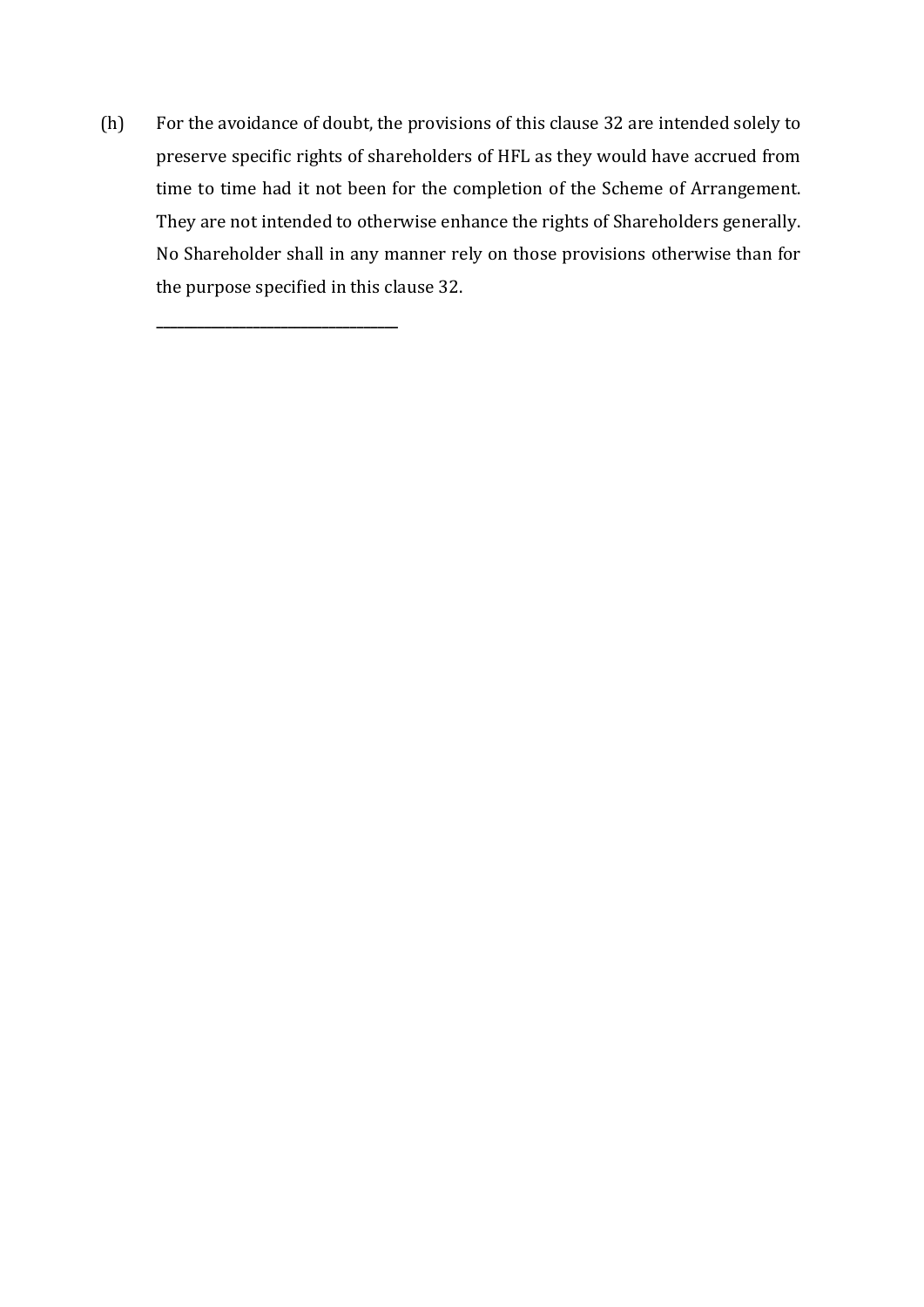(h) For the avoidance of doubt, the provisions of this clause 32 are intended solely to preserve specific rights of shareholders of HFL as they would have accrued from time to time had it not been for the completion of the Scheme of Arrangement. They are not intended to otherwise enhance the rights of Shareholders generally. No Shareholder shall in any manner rely on those provisions otherwise than for the purpose specified in this clause 32.

---